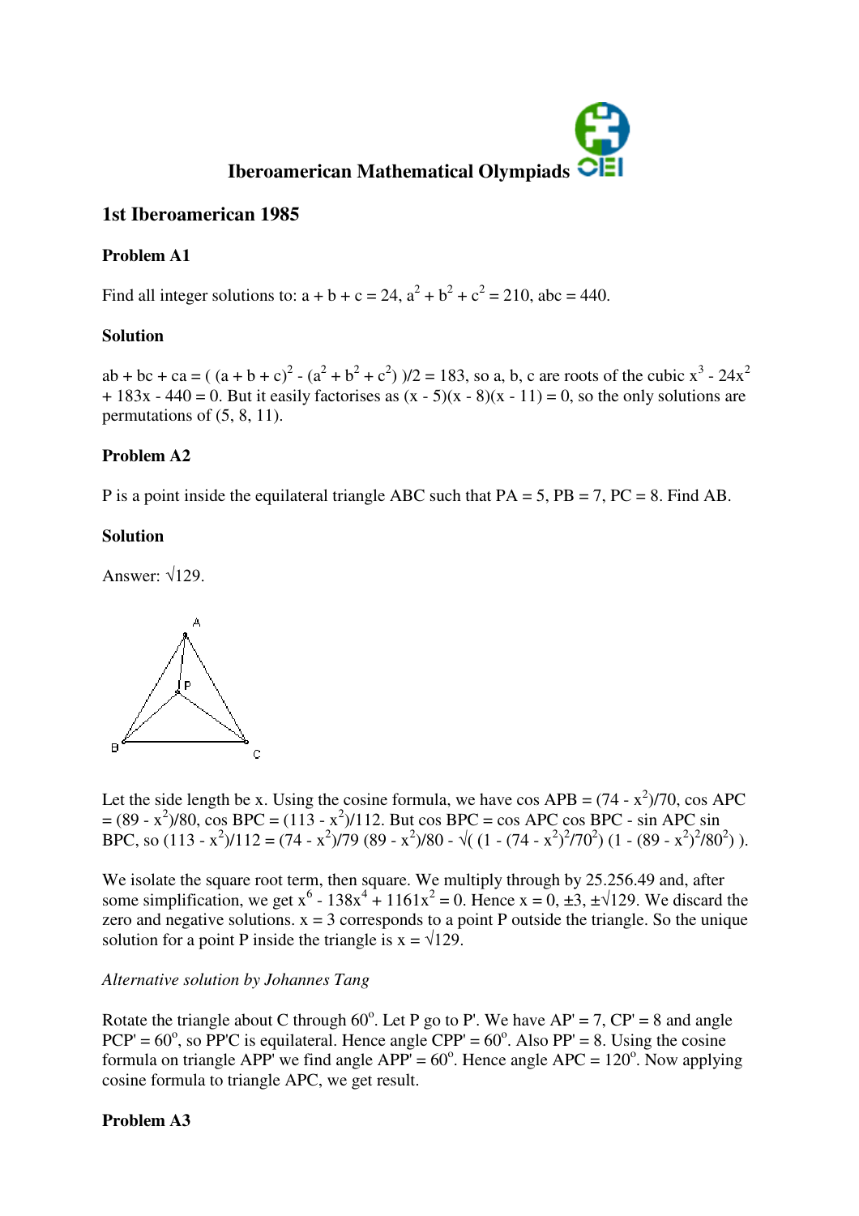# Iberoamerican Mathematical Olympiads

## 1st Iberoamerican 1985

### Problem A1

Find all integer solutions to: $a + b + c = 24$, $a^2 + b^2 + c^2 = 210$, $abc = 440$.

### Solution

$ab + bc + ca = ( (a + b + c)^2 - (a^2 + b^2 + c^2) )/2 = 183$, so a, b, c are roots of the cubic $x^3 - 24x^2 + 183x - 440 = 0$. But it easily factorises as $(x - 5)(x - 8)(x - 11) = 0$, so the only solutions are permutations of (5, 8, 11).

### Problem A2

P is a point inside the equilateral triangle ABC such that PA = 5, PB = 7, PC = 8. Find AB.

### Solution

Answer: $\sqrt{129}$.

Let the side length be x. Using the cosine formula, we have $\cos APB = (74 - x^2)/70$, $\cos APC = (89 - x^2)/80$, $\cos BPC = (113 - x^2)/112$. But $\cos BPC = \cos APC \cos BPC - \sin APC \sin BPC$, so $(113 - x^2)/112 = (74 - x^2)/79\ (89 - x^2)/80 - \sqrt{( (1 - (74 - x^2)^2/70^2) (1 - (89 - x^2)^2/80^2) )}$.

We isolate the square root term, then square. We multiply through by 25.256.49 and, after some simplification, we get $x^6 - 138x^4 + 1161x^2 = 0$. Hence $x = 0, \pm 3, \pm\sqrt{129}$. We discard the zero and negative solutions. x = 3 corresponds to a point P outside the triangle. So the unique solution for a point P inside the triangle is $x = \sqrt{129}$.

*Alternative solution by Johannes Tang*

Rotate the triangle about C through $60^o$. Let P go to P'. We have AP' = 7, CP' = 8 and angle PCP' = $60^o$, so PP'C is equilateral. Hence angle CPP' = $60^o$. Also PP' = 8. Using the cosine formula on triangle APP' we find angle APP' = $60^o$. Hence angle APC = $120^o$. Now applying cosine formula to triangle APC, we get result.

### Problem A3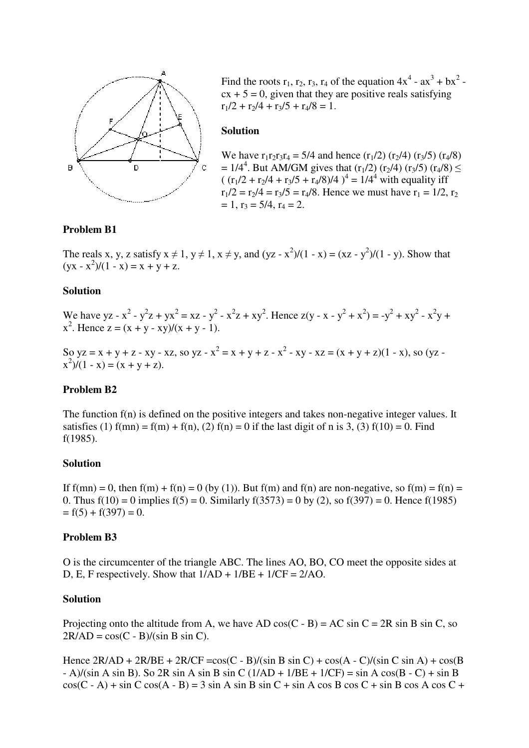Find the roots $r_1, r_2, r_3, r_4$ of the equation $4x^4 - ax^3 + bx^2 - cx + 5 = 0$, given that they are positive reals satisfying $r_1/2 + r_2/4 + r_3/5 + r_4/8 = 1$.

**Solution**

We have $r_1r_2r_3r_4 = 5/4$ and hence $(r_1/2)(r_2/4)(r_3/5)(r_4/8) = 1/4^4$. But AM/GM gives that $(r_1/2)(r_2/4)(r_3/5)(r_4/8) \le ((r_1/2 + r_2/4 + r_3/5 + r_4/8)/4)^4 = 1/4^4$ with equality iff $r_1/2 = r_2/4 = r_3/5 = r_4/8$. Hence we must have $r_1 = 1/2$, $r_2 = 1$, $r_3 = 5/4$, $r_4 = 2$.

**Problem B1**

The reals x, y, z satisfy $x \ne 1$, $y \ne 1$, $x \ne y$, and $(yz - x^2)/(1 - x) = (xz - y^2)/(1 - y)$. Show that $(yx - x^2)/(1 - x) = x + y + z$.

**Solution**

We have $yz - x^2 - y^2z + yx^2 = xz - y^2 - x^2z + xy^2$. Hence $z(y - x - y^2 + x^2) = -y^2 + xy^2 - x^2y + x^2$. Hence $z = (x + y - xy)/(x + y - 1)$.

So $yz = x + y + z - xy - xz$, so $yz - x^2 = x + y + z - x^2 - xy - xz = (x + y + z)(1 - x)$, so $(yz - x^2)/(1 - x) = (x + y + z)$.

**Problem B2**

The function f(n) is defined on the positive integers and takes non-negative integer values. It satisfies (1) $f(mn) = f(m) + f(n)$, (2) $f(n) = 0$ if the last digit of n is 3, (3) $f(10) = 0$. Find f(1985).

**Solution**

If $f(mn) = 0$, then $f(m) + f(n) = 0$ (by (1)). But f(m) and f(n) are non-negative, so $f(m) = f(n) = 0$. Thus $f(10) = 0$ implies $f(5) = 0$. Similarly $f(3573) = 0$ by (2), so $f(397) = 0$. Hence $f(1985) = f(5) + f(397) = 0$.

**Problem B3**

O is the circumcenter of the triangle ABC. The lines AO, BO, CO meet the opposite sides at D, E, F respectively. Show that $1/AD + 1/BE + 1/CF = 2/AO$.

**Solution**

Projecting onto the altitude from A, we have $AD \cos(C - B) = AC \sin C = 2R \sin B \sin C$, so $2R/AD = \cos(C - B)/(\sin B \sin C)$.

Hence $2R/AD + 2R/BE + 2R/CF = \cos(C - B)/(\sin B \sin C) + \cos(A - C)/(\sin C \sin A) + \cos(B - A)/(\sin A \sin B)$. So $2R \sin A \sin B \sin C (1/AD + 1/BE + 1/CF) = \sin A \cos(B - C) + \sin B \cos(C - A) + \sin C \cos(A - B) = 3 \sin A \sin B \sin C + \sin A \cos B \cos C + \sin B \cos A \cos C +$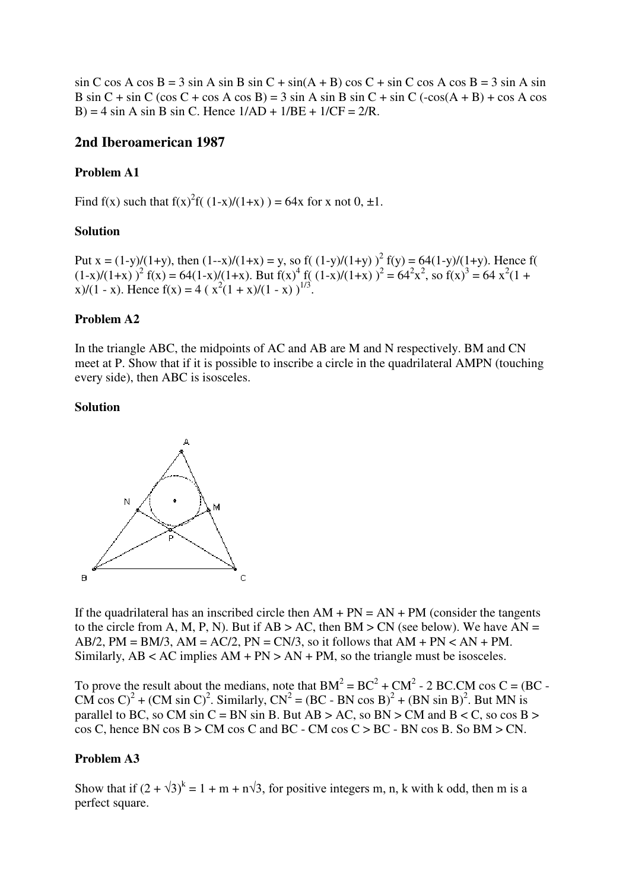$\sin C \cos A \cos B = 3 \sin A \sin B \sin C + \sin(A + B) \cos C + \sin C \cos A \cos B = 3 \sin A \sin B \sin C + \sin C (\cos C + \cos A \cos B) = 3 \sin A \sin B \sin C + \sin C (-\cos(A + B) + \cos A \cos B) = 4 \sin A \sin B \sin C$. Hence $1/AD + 1/BE + 1/CF = 2/R$.

## 2nd Iberoamerican 1987

### Problem A1

Find $f(x)$ such that $f(x)^2 f( (1-x)/(1+x) ) = 64x$ for $x$ not $0, \pm 1$.

### Solution

Put $x = (1-y)/(1+y)$, then $(1--x)/(1+x) = y$, so $f( (1-y)/(1+y) )^2 f(y) = 64(1-y)/(1+y)$. Hence $f( (1-x)/(1+x) )^2 f(x) = 64(1-x)/(1+x)$. But $f(x)^4 f( (1-x)/(1+x) )^2 = 64^2x^2$, so $f(x)^3 = 64 x^2(1 + x)/(1 - x)$. Hence $f(x) = 4 ( x^2(1 + x)/(1 - x) )^{1/3}$.

### Problem A2

In the triangle ABC, the midpoints of AC and AB are M and N respectively. BM and CN meet at P. Show that if it is possible to inscribe a circle in the quadrilateral AMPN (touching every side), then ABC is isosceles.

### Solution

If the quadrilateral has an inscribed circle then $AM + PN = AN + PM$ (consider the tangents to the circle from A, M, P, N). But if $AB > AC$, then $BM > CN$ (see below). We have $AN = AB/2$, $PM = BM/3$, $AM = AC/2$, $PN = CN/3$, so it follows that $AM + PN < AN + PM$. Similarly, $AB < AC$ implies $AM + PN > AN + PM$, so the triangle must be isosceles.

To prove the result about the medians, note that $BM^2 = BC^2 + CM^2 - 2 BC.CM \cos C = (BC - CM \cos C)^2 + (CM \sin C)^2$. Similarly, $CN^2 = (BC - BN \cos B)^2 + (BN \sin B)^2$. But MN is parallel to BC, so $CM \sin C = BN \sin B$. But $AB > AC$, so $BN > CM$ and $B < C$, so $\cos B > \cos C$, hence $BN \cos B > CM \cos C$ and $BC - CM \cos C > BC - BN \cos B$. So $BM > CN$.

### Problem A3

Show that if $(2 + \sqrt{3})^k = 1 + m + n\sqrt{3}$, for positive integers $m, n, k$ with $k$ odd, then $m$ is a perfect square.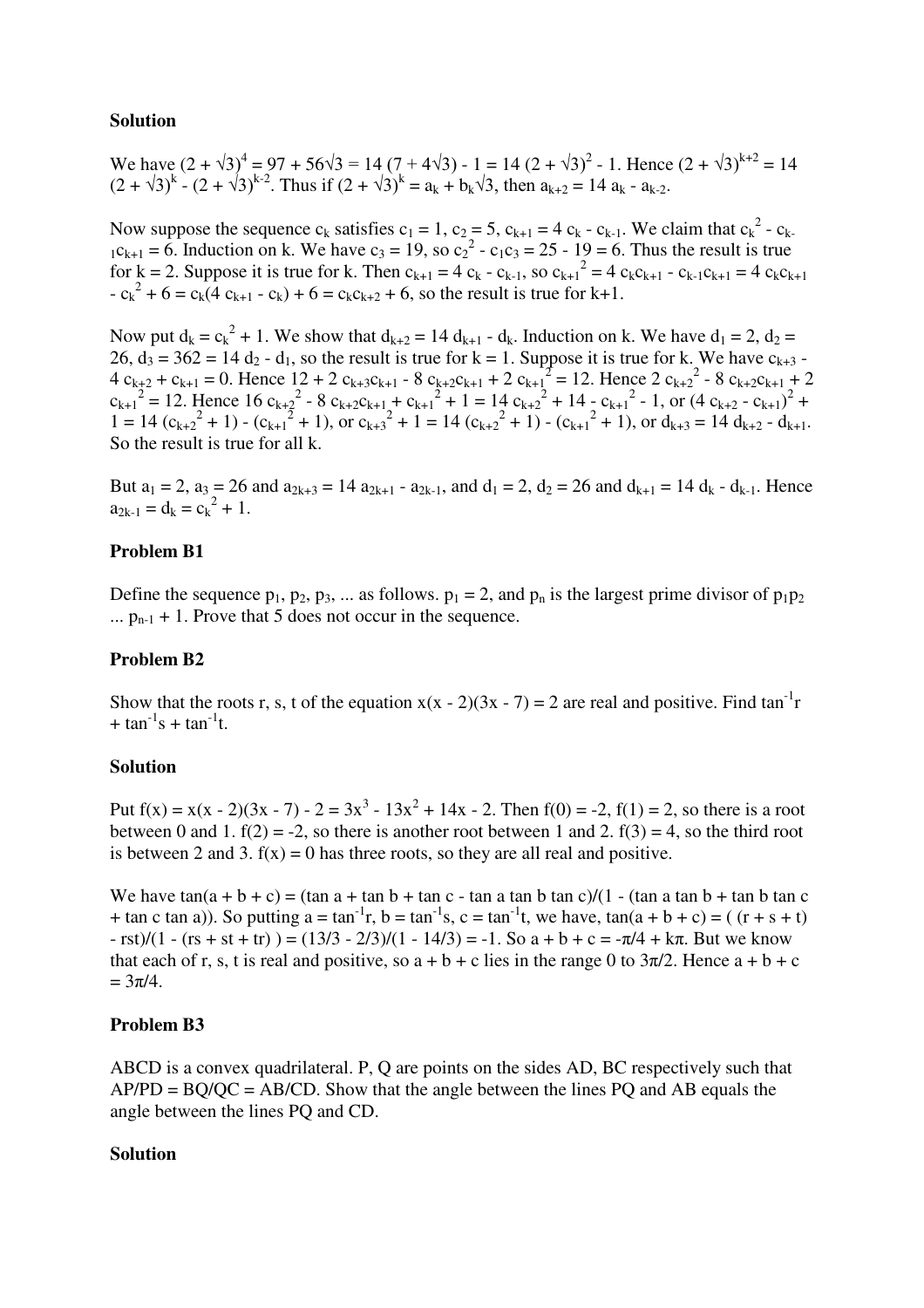**Solution**

We have $(2 + \sqrt{3})^4 = 97 + 56\sqrt{3} = 14 (7 + 4\sqrt{3}) - 1 = 14 (2 + \sqrt{3})^2 - 1$. Hence $(2 + \sqrt{3})^{k+2} = 14 (2 + \sqrt{3})^k - (2 + \sqrt{3})^{k-2}$. Thus if $(2 + \sqrt{3})^k = a_k + b_k\sqrt{3}$, then $a_{k+2} = 14 a_k - a_{k-2}$.

Now suppose the sequence $c_k$ satisfies $c_1 = 1$, $c_2 = 5$, $c_{k+1} = 4 c_k - c_{k-1}$. We claim that $c_k^2 - c_{k-1}c_{k+1} = 6$. Induction on k. We have $c_3 = 19$, so $c_2^2 - c_1c_3 = 25 - 19 = 6$. Thus the result is true for k = 2. Suppose it is true for k. Then $c_{k+1} = 4 c_k - c_{k-1}$, so $c_{k+1}^2 = 4 c_kc_{k+1} - c_{k-1}c_{k+1} = 4 c_kc_{k+1} - c_k^2 + 6 = c_k(4 c_{k+1} - c_k) + 6 = c_kc_{k+2} + 6$, so the result is true for k+1.

Now put $d_k = c_k^2 + 1$. We show that $d_{k+2} = 14 d_{k+1} - d_k$. Induction on k. We have $d_1 = 2$, $d_2 = 26$, $d_3 = 362 = 14 d_2 - d_1$, so the result is true for k = 1. Suppose it is true for k. We have $c_{k+3} - 4 c_{k+2} + c_{k+1} = 0$. Hence $12 + 2 c_{k+3}c_{k+1} - 8 c_{k+2}c_{k+1} + 2 c_{k+1}^2 = 12$. Hence $2 c_{k+2}^2 - 8 c_{k+2}c_{k+1} + 2 c_{k+1}^2 = 12$. Hence $16 c_{k+2}^2 - 8 c_{k+2}c_{k+1} + c_{k+1}^2 + 1 = 14 c_{k+2}^2 + 14 - c_{k+1}^2 - 1$, or $(4 c_{k+2} - c_{k+1})^2 + 1 = 14 (c_{k+2}^2 + 1) - (c_{k+1}^2 + 1)$, or $c_{k+3}^2 + 1 = 14 (c_{k+2}^2 + 1) - (c_{k+1}^2 + 1)$, or $d_{k+3} = 14 d_{k+2} - d_{k+1}$. So the result is true for all k.

But $a_1 = 2$, $a_3 = 26$ and $a_{2k+3} = 14 a_{2k+1} - a_{2k-1}$, and $d_1 = 2$, $d_2 = 26$ and $d_{k+1} = 14 d_k - d_{k-1}$. Hence $a_{2k-1} = d_k = c_k^2 + 1$.

**Problem B1**

Define the sequence $p_1, p_2, p_3, \ldots$ as follows. $p_1 = 2$, and $p_n$ is the largest prime divisor of $p_1p_2 \ldots p_{n-1} + 1$. Prove that 5 does not occur in the sequence.

**Problem B2**

Show that the roots r, s, t of the equation $x(x - 2)(3x - 7) = 2$ are real and positive. Find $\tan^{-1}r + \tan^{-1}s + \tan^{-1}t$.

**Solution**

Put $f(x) = x(x - 2)(3x - 7) - 2 = 3x^3 - 13x^2 + 14x - 2$. Then $f(0) = -2$, $f(1) = 2$, so there is a root between 0 and 1. $f(2) = -2$, so there is another root between 1 and 2. $f(3) = 4$, so the third root is between 2 and 3. $f(x) = 0$ has three roots, so they are all real and positive.

We have $\tan(a + b + c) = (\tan a + \tan b + \tan c - \tan a \tan b \tan c)/(1 - (\tan a \tan b + \tan b \tan c + \tan c \tan a))$. So putting $a = \tan^{-1}r$, $b = \tan^{-1}s$, $c = \tan^{-1}t$, we have, $\tan(a + b + c) = ( (r + s + t) - rst)/(1 - (rs + st + tr) ) = (13/3 - 2/3)/(1 - 14/3) = -1$. So $a + b + c = -\pi/4 + k\pi$. But we know that each of r, s, t is real and positive, so $a + b + c$ lies in the range 0 to $3\pi/2$. Hence $a + b + c = 3\pi/4$.

**Problem B3**

ABCD is a convex quadrilateral. P, Q are points on the sides AD, BC respectively such that $AP/PD = BQ/QC = AB/CD$. Show that the angle between the lines PQ and AB equals the angle between the lines PQ and CD.

**Solution**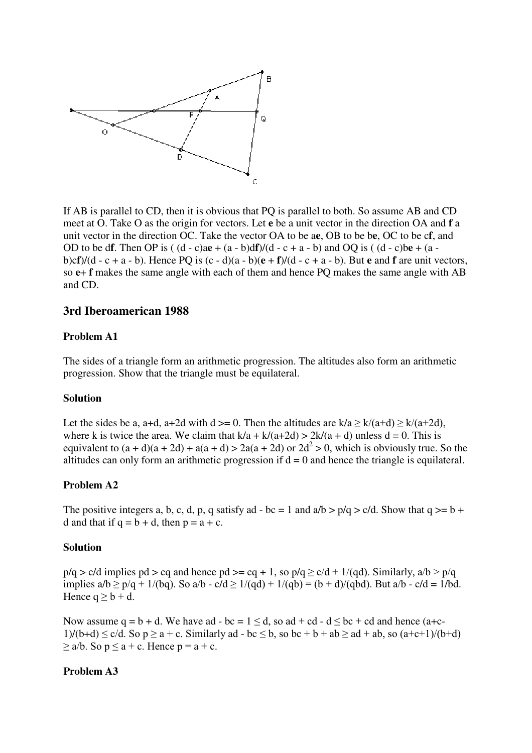If AB is parallel to CD, then it is obvious that PQ is parallel to both. So assume AB and CD meet at O. Take O as the origin for vectors. Let **e** be a unit vector in the direction OA and **f** a unit vector in the direction OC. Take the vector OA to be a**e**, OB to be b**e**, OC to be c**f**, and OD to be d**f**. Then OP is $((d - c)a\mathbf{e} + (a - b)d\mathbf{f})/(d - c + a - b)$ and OQ is $((d - c)b\mathbf{e} + (a - b)c\mathbf{f})/(d - c + a - b)$. Hence PQ is $(c - d)(a - b)(\mathbf{e} + \mathbf{f})/(d - c + a - b)$. But **e** and **f** are unit vectors, so **e**+ **f** makes the same angle with each of them and hence PQ makes the same angle with AB and CD.

## 3rd Iberoamerican 1988

### Problem A1

The sides of a triangle form an arithmetic progression. The altitudes also form an arithmetic progression. Show that the triangle must be equilateral.

### Solution

Let the sides be a, a+d, a+2d with $d \geq 0$. Then the altitudes are $k/a \geq k/(a+d) \geq k/(a+2d)$, where k is twice the area. We claim that $k/a + k/(a+2d) > 2k/(a + d)$ unless $d = 0$. This is equivalent to $(a + d)(a + 2d) + a(a + d) > 2a(a + 2d)$ or $2d^2 > 0$, which is obviously true. So the altitudes can only form an arithmetic progression if $d = 0$ and hence the triangle is equilateral.

### Problem A2

The positive integers a, b, c, d, p, q satisfy $ad - bc = 1$ and $a/b > p/q > c/d$. Show that $q \geq b + d$ and that if $q = b + d$, then $p = a + c$.

### Solution

$p/q > c/d$ implies $pd > cq$ and hence $pd \geq cq + 1$, so $p/q \geq c/d + 1/(qd)$. Similarly, $a/b > p/q$ implies $a/b \geq p/q + 1/(bq)$. So $a/b - c/d \geq 1/(qd) + 1/(qb) = (b + d)/(qbd)$. But $a/b - c/d = 1/bd$. Hence $q \geq b + d$.

Now assume $q = b + d$. We have $ad - bc = 1 \leq d$, so $ad + cd - d \leq bc + cd$ and hence $(a+c-1)/(b+d) \leq c/d$. So $p \geq a + c$. Similarly $ad - bc \leq b$, so $bc + b + ab \geq ad + ab$, so $(a+c+1)/(b+d) \geq a/b$. So $p \leq a + c$. Hence $p = a + c$.

### Problem A3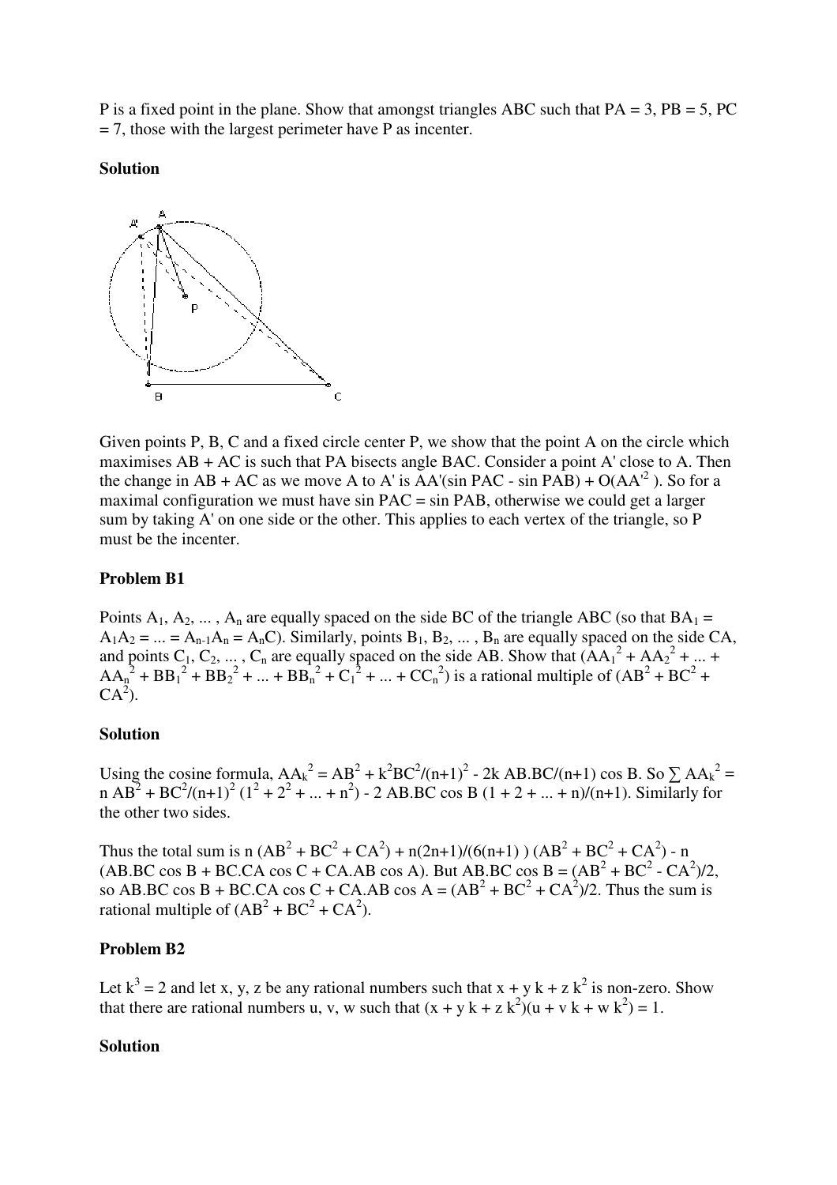P is a fixed point in the plane. Show that amongst triangles ABC such that PA = 3, PB = 5, PC = 7, those with the largest perimeter have P as incenter.

**Solution**

Given points P, B, C and a fixed circle center P, we show that the point A on the circle which maximises AB + AC is such that PA bisects angle BAC. Consider a point A' close to A. Then the change in AB + AC as we move A to A' is AA'(sin PAC - sin PAB) + $O(AA'^2)$. So for a maximal configuration we must have sin PAC = sin PAB, otherwise we could get a larger sum by taking A' on one side or the other. This applies to each vertex of the triangle, so P must be the incenter.

**Problem B1**

Points $A_1, A_2, \dots, A_n$ are equally spaced on the side BC of the triangle ABC (so that $BA_1 = A_1A_2 = \dots = A_{n-1}A_n = A_nC$). Similarly, points $B_1, B_2, \dots, B_n$ are equally spaced on the side CA, and points $C_1, C_2, \dots, C_n$ are equally spaced on the side AB. Show that $(AA_1^2 + AA_2^2 + \dots + AA_n^2 + BB_1^2 + BB_2^2 + \dots + BB_n^2 + C_1^2 + \dots + CC_n^2)$ is a rational multiple of $(AB^2 + BC^2 + CA^2)$.

**Solution**

Using the cosine formula, $AA_k^2 = AB^2 + k^2BC^2/(n+1)^2 - 2k\, AB.BC/(n+1) \cos B$. So $\sum AA_k^2 = n\, AB^2 + BC^2/(n+1)^2 (1^2 + 2^2 + \dots + n^2) - 2\, AB.BC \cos B\, (1 + 2 + \dots + n)/(n+1)$. Similarly for the other two sides.

Thus the total sum is $n\,(AB^2 + BC^2 + CA^2) + n(2n+1)/(6(n+1))\,(AB^2 + BC^2 + CA^2) - n\,(AB.BC \cos B + BC.CA \cos C + CA.AB \cos A)$. But $AB.BC \cos B = (AB^2 + BC^2 - CA^2)/2$, so $AB.BC \cos B + BC.CA \cos C + CA.AB \cos A = (AB^2 + BC^2 + CA^2)/2$. Thus the sum is rational multiple of $(AB^2 + BC^2 + CA^2)$.

**Problem B2**

Let $k^3 = 2$ and let x, y, z be any rational numbers such that $x + y k + z k^2$ is non-zero. Show that there are rational numbers u, v, w such that $(x + y k + z k^2)(u + v k + w k^2) = 1$.

**Solution**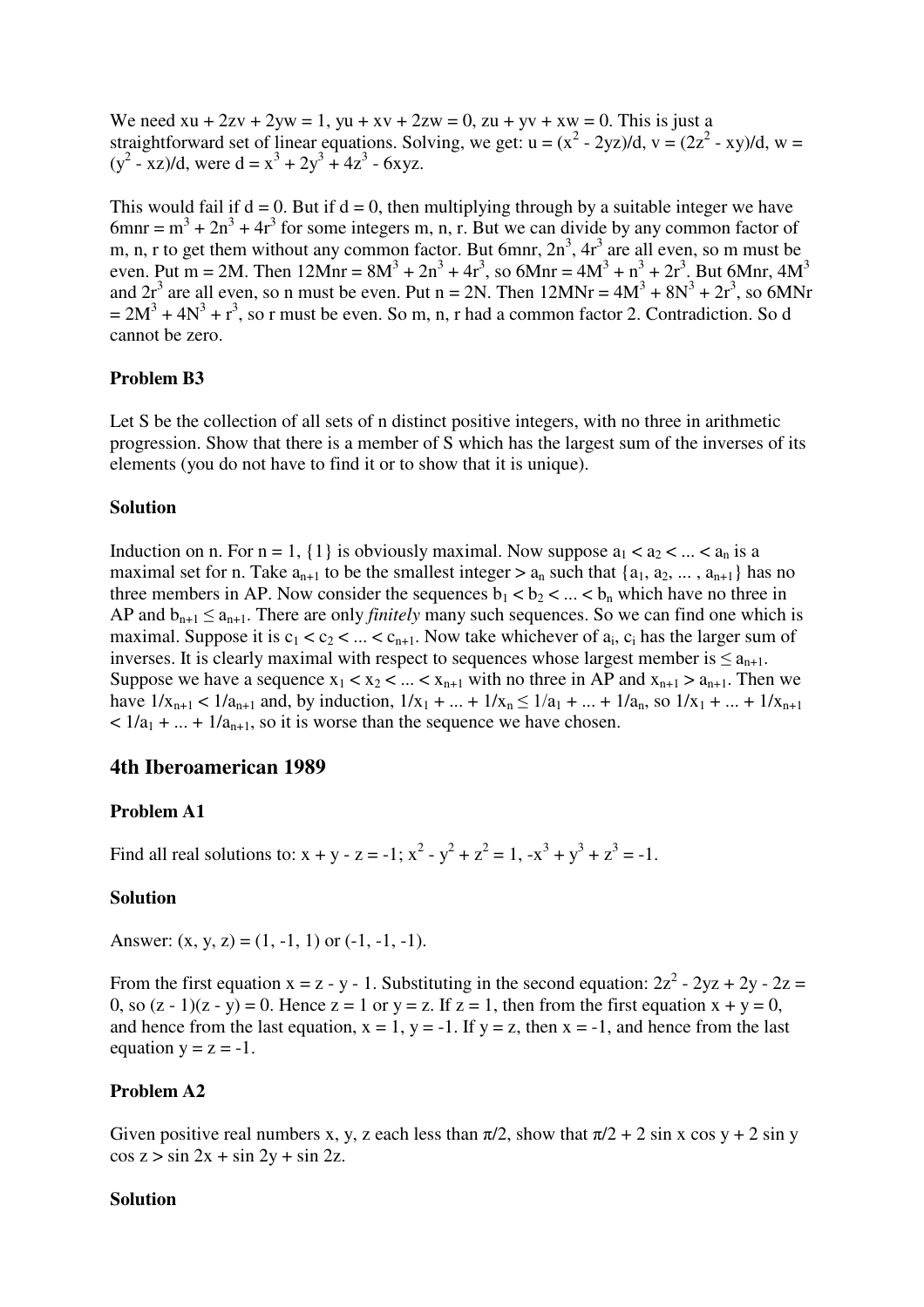We need $xu + 2zv + 2yw = 1$, $yu + xv + 2zw = 0$, $zu + yv + xw = 0$. This is just a straightforward set of linear equations. Solving, we get: $u = (x^2 - 2yz)/d$, $v = (2z^2 - xy)/d$, $w = (y^2 - xz)/d$, were $d = x^3 + 2y^3 + 4z^3 - 6xyz$.

This would fail if $d = 0$. But if $d = 0$, then multiplying through by a suitable integer we have $6mnr = m^3 + 2n^3 + 4r^3$ for some integers m, n, r. But we can divide by any common factor of m, n, r to get them without any common factor. But $6mnr$, $2n^3$, $4r^3$ are all even, so m must be even. Put $m = 2M$. Then $12Mnr = 8M^3 + 2n^3 + 4r^3$, so $6Mnr = 4M^3 + n^3 + 2r^3$. But $6Mnr$, $4M^3$ and $2r^3$ are all even, so n must be even. Put $n = 2N$. Then $12MNr = 4M^3 + 8N^3 + 2r^3$, so $6MNr = 2M^3 + 4N^3 + r^3$, so r must be even. So m, n, r had a common factor 2. Contradiction. So d cannot be zero.

### Problem B3

Let S be the collection of all sets of n distinct positive integers, with no three in arithmetic progression. Show that there is a member of S which has the largest sum of the inverses of its elements (you do not have to find it or to show that it is unique).

### Solution

Induction on n. For $n = 1$, $\{1\}$ is obviously maximal. Now suppose $a_1 < a_2 < ... < a_n$ is a maximal set for n. Take $a_{n+1}$ to be the smallest integer $> a_n$ such that $\{a_1, a_2, ... , a_{n+1}\}$ has no three members in AP. Now consider the sequences $b_1 < b_2 < ... < b_n$ which have no three in AP and $b_{n+1} \le a_{n+1}$. There are only *finitely* many such sequences. So we can find one which is maximal. Suppose it is $c_1 < c_2 < ... < c_{n+1}$. Now take whichever of $a_i$, $c_i$ has the larger sum of inverses. It is clearly maximal with respect to sequences whose largest member is $\le a_{n+1}$. Suppose we have a sequence $x_1 < x_2 < ... < x_{n+1}$ with no three in AP and $x_{n+1} > a_{n+1}$. Then we have $1/x_{n+1} < 1/a_{n+1}$ and, by induction, $1/x_1 + ... + 1/x_n \le 1/a_1 + ... + 1/a_n$, so $1/x_1 + ... + 1/x_{n+1} < 1/a_1 + ... + 1/a_{n+1}$, so it is worse than the sequence we have chosen.

## 4th Iberoamerican 1989

### Problem A1

Find all real solutions to: $x + y - z = -1$; $x^2 - y^2 + z^2 = 1$, $-x^3 + y^3 + z^3 = -1$.

### Solution

Answer: $(x, y, z) = (1, -1, 1)$ or $(-1, -1, -1)$.

From the first equation $x = z - y - 1$. Substituting in the second equation: $2z^2 - 2yz + 2y - 2z = 0$, so $(z - 1)(z - y) = 0$. Hence $z = 1$ or $y = z$. If $z = 1$, then from the first equation $x + y = 0$, and hence from the last equation, $x = 1$, $y = -1$. If $y = z$, then $x = -1$, and hence from the last equation $y = z = -1$.

### Problem A2

Given positive real numbers x, y, z each less than $\pi/2$, show that $\pi/2 + 2 \sin x \cos y + 2 \sin y \cos z > \sin 2x + \sin 2y + \sin 2z$.

### Solution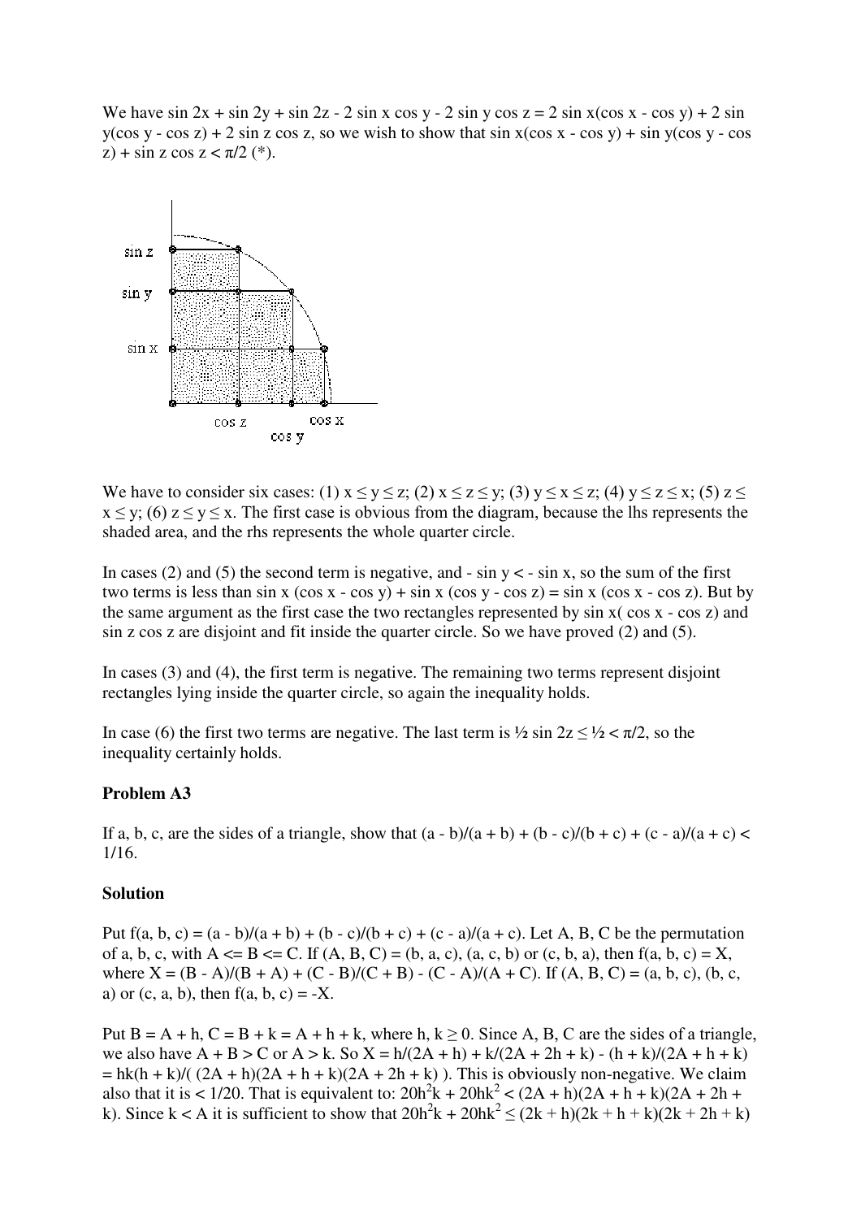We have $\sin 2x + \sin 2y + \sin 2z - 2 \sin x \cos y - 2 \sin y \cos z = 2 \sin x(\cos x - \cos y) + 2 \sin y(\cos y - \cos z) + 2 \sin z \cos z$, so we wish to show that $\sin x(\cos x - \cos y) + \sin y(\cos y - \cos z) + \sin z \cos z < \pi/2$ (*).

We have to consider six cases: (1) $x \le y \le z$; (2) $x \le z \le y$; (3) $y \le x \le z$; (4) $y \le z \le x$; (5) $z \le x \le y$; (6) $z \le y \le x$. The first case is obvious from the diagram, because the lhs represents the shaded area, and the rhs represents the whole quarter circle.

In cases (2) and (5) the second term is negative, and $- \sin y < - \sin x$, so the sum of the first two terms is less than $\sin x (\cos x - \cos y) + \sin x (\cos y - \cos z) = \sin x (\cos x - \cos z)$. But by the same argument as the first case the two rectangles represented by $\sin x( \cos x - \cos z)$ and $\sin z \cos z$ are disjoint and fit inside the quarter circle. So we have proved (2) and (5).

In cases (3) and (4), the first term is negative. The remaining two terms represent disjoint rectangles lying inside the quarter circle, so again the inequality holds.

In case (6) the first two terms are negative. The last term is $\frac{1}{2} \sin 2z \le \frac{1}{2} < \pi/2$, so the inequality certainly holds.

**Problem A3**

If a, b, c, are the sides of a triangle, show that $(a - b)/(a + b) + (b - c)/(b + c) + (c - a)/(a + c) < 1/16$.

**Solution**

Put $f(a, b, c) = (a - b)/(a + b) + (b - c)/(b + c) + (c - a)/(a + c)$. Let A, B, C be the permutation of a, b, c, with $A \le B \le C$. If $(A, B, C) = (b, a, c), (a, c, b)$ or $(c, b, a)$, then $f(a, b, c) = X$, where $X = (B - A)/(B + A) + (C - B)/(C + B) - (C - A)/(A + C)$. If $(A, B, C) = (a, b, c), (b, c, a)$ or $(c, a, b)$, then $f(a, b, c) = -X$.

Put $B = A + h$, $C = B + k = A + h + k$, where $h, k \ge 0$. Since A, B, C are the sides of a triangle, we also have $A + B > C$ or $A > k$. So $X = h/(2A + h) + k/(2A + 2h + k) - (h + k)/(2A + h + k) = hk(h + k)/( (2A + h)(2A + h + k)(2A + 2h + k) )$. This is obviously non-negative. We claim also that it is $< 1/20$. That is equivalent to: $20h^2k + 20hk^2 < (2A + h)(2A + h + k)(2A + 2h + k)$. Since $k < A$ it is sufficient to show that $20h^2k + 20hk^2 \le (2k + h)(2k + h + k)(2k + 2h + k)$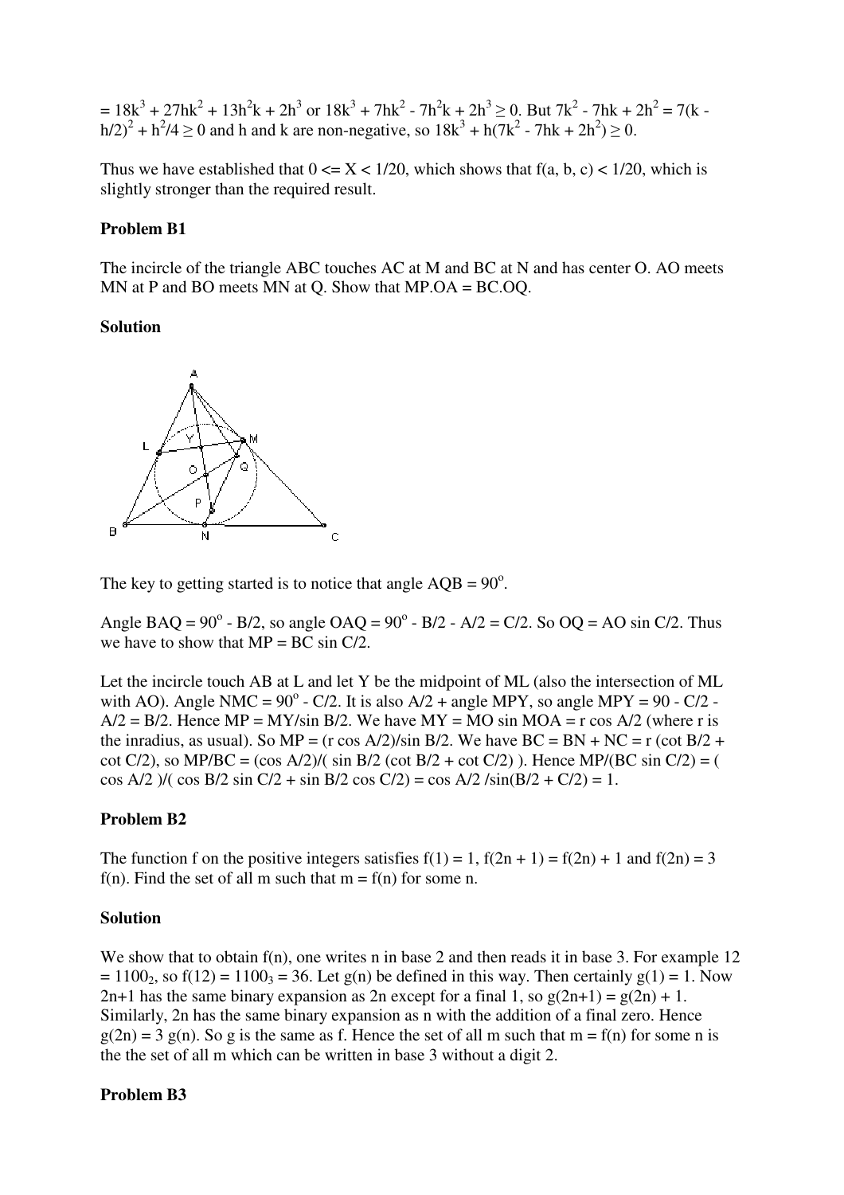$= 18k^3 + 27hk^2 + 13h^2k + 2h^3$ or $18k^3 + 7hk^2 - 7h^2k + 2h^3 \geq 0$. But $7k^2 - 7hk + 2h^2 = 7(k - h/2)^2 + h^2/4 \geq 0$ and h and k are non-negative, so $18k^3 + h(7k^2 - 7hk + 2h^2) \geq 0$.

Thus we have established that $0 <= X < 1/20$, which shows that $f(a, b, c) < 1/20$, which is slightly stronger than the required result.

**Problem B1**

The incircle of the triangle ABC touches AC at M and BC at N and has center O. AO meets MN at P and BO meets MN at Q. Show that MP.OA = BC.OQ.

**Solution**

The key to getting started is to notice that angle AQB = $90^o$.

Angle BAQ = $90^o$ - B/2, so angle OAQ = $90^o$ - B/2 - A/2 = C/2. So OQ = AO sin C/2. Thus we have to show that MP = BC sin C/2.

Let the incircle touch AB at L and let Y be the midpoint of ML (also the intersection of ML with AO). Angle NMC = $90^o$ - C/2. It is also A/2 + angle MPY, so angle MPY = 90 - C/2 - A/2 = B/2. Hence MP = MY/sin B/2. We have MY = MO sin MOA = r cos A/2 (where r is the inradius, as usual). So MP = (r cos A/2)/sin B/2. We have BC = BN + NC = r (cot B/2 + cot C/2), so MP/BC = (cos A/2)/( sin B/2 (cot B/2 + cot C/2) ). Hence MP/(BC sin C/2) = ( cos A/2 )/( cos B/2 sin C/2 + sin B/2 cos C/2) = cos A/2 /sin(B/2 + C/2) = 1.

**Problem B2**

The function f on the positive integers satisfies f(1) = 1, f(2n + 1) = f(2n) + 1 and f(2n) = 3 f(n). Find the set of all m such that m = f(n) for some n.

**Solution**

We show that to obtain f(n), one writes n in base 2 and then reads it in base 3. For example 12 = $1100_2$, so f(12) = $1100_3$ = 36. Let g(n) be defined in this way. Then certainly g(1) = 1. Now 2n+1 has the same binary expansion as 2n except for a final 1, so g(2n+1) = g(2n) + 1. Similarly, 2n has the same binary expansion as n with the addition of a final zero. Hence g(2n) = 3 g(n). So g is the same as f. Hence the set of all m such that m = f(n) for some n is the the set of all m which can be written in base 3 without a digit 2.

**Problem B3**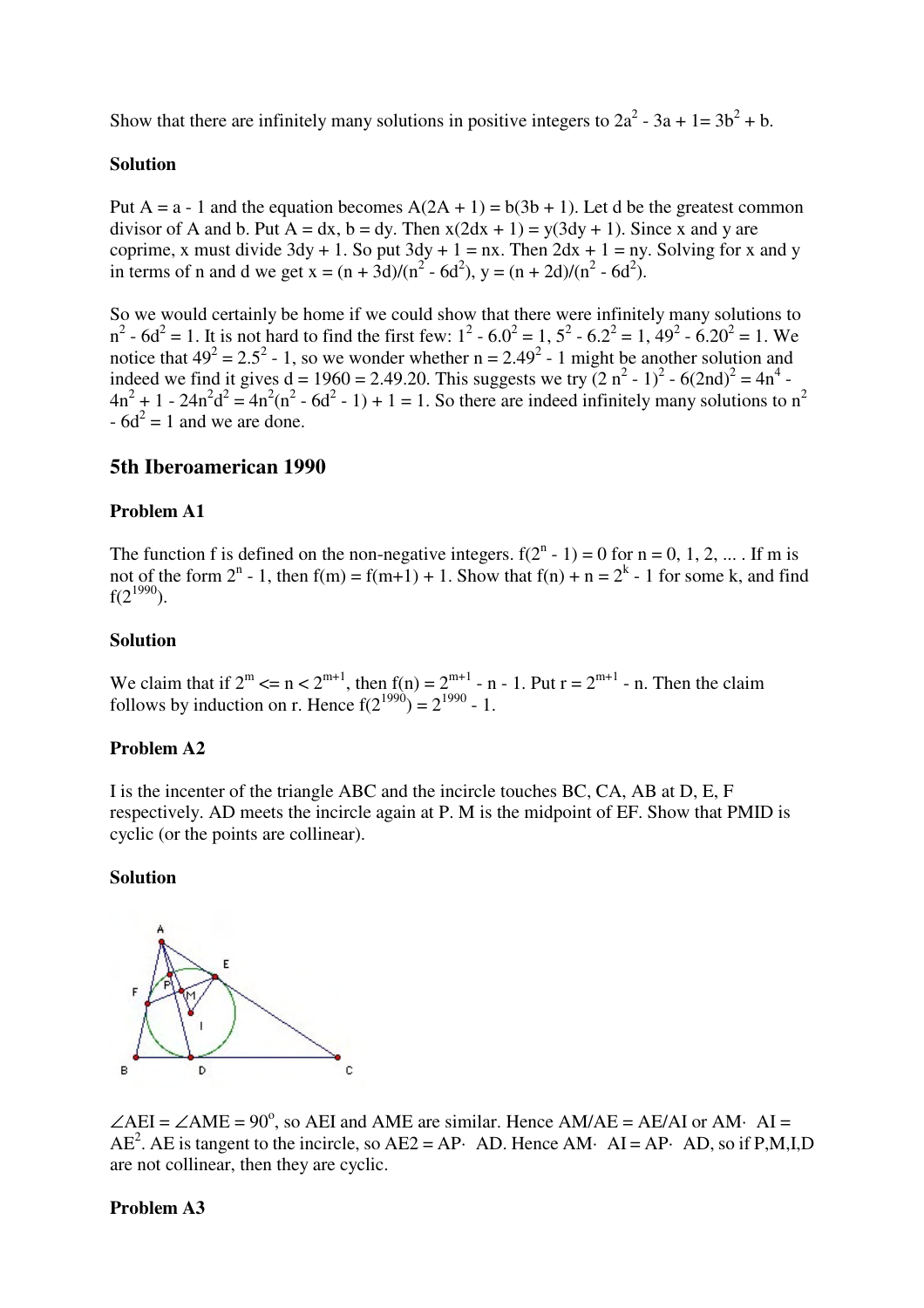Show that there are infinitely many solutions in positive integers to $2a^2 - 3a + 1 = 3b^2 + b$.

**Solution**

Put $A = a - 1$ and the equation becomes $A(2A + 1) = b(3b + 1)$. Let d be the greatest common divisor of A and b. Put $A = dx$, $b = dy$. Then $x(2dx + 1) = y(3dy + 1)$. Since x and y are coprime, x must divide $3dy + 1$. So put $3dy + 1 = nx$. Then $2dx + 1 = ny$. Solving for x and y in terms of n and d we get $x = (n + 3d)/(n^2 - 6d^2)$, $y = (n + 2d)/(n^2 - 6d^2)$.

So we would certainly be home if we could show that there were infinitely many solutions to $n^2 - 6d^2 = 1$. It is not hard to find the first few: $1^2 - 6.0^2 = 1$, $5^2 - 6.2^2 = 1$, $49^2 - 6.20^2 = 1$. We notice that $49^2 = 2.5^2 - 1$, so we wonder whether $n = 2.49^2 - 1$ might be another solution and indeed we find it gives $d = 1960 = 2.49.20$. This suggests we try $(2 n^2 - 1)^2 - 6(2nd)^2 = 4n^4 - 4n^2 + 1 - 24n^2d^2 = 4n^2(n^2 - 6d^2 - 1) + 1 = 1$. So there are indeed infinitely many solutions to $n^2 - 6d^2 = 1$ and we are done.

## 5th Iberoamerican 1990

### Problem A1

The function f is defined on the non-negative integers. $f(2^n - 1) = 0$ for n = 0, 1, 2, ... . If m is not of the form $2^n - 1$, then $f(m) = f(m+1) + 1$. Show that $f(n) + n = 2^k - 1$ for some k, and find $f(2^{1990})$.

### Solution

We claim that if $2^m \le n < 2^{m+1}$, then $f(n) = 2^{m+1} - n - 1$. Put $r = 2^{m+1} - n$. Then the claim follows by induction on r. Hence $f(2^{1990}) = 2^{1990} - 1$.

### Problem A2

I is the incenter of the triangle ABC and the incircle touches BC, CA, AB at D, E, F respectively. AD meets the incircle again at P. M is the midpoint of EF. Show that PMID is cyclic (or the points are collinear).

### Solution

$\angle AEI = \angle AME = 90^o$, so AEI and AME are similar. Hence $AM/AE = AE/AI$ or $AM \cdot AI = AE^2$. AE is tangent to the incircle, so $AE2 = AP \cdot AD$. Hence $AM \cdot AI = AP \cdot AD$, so if P,M,I,D are not collinear, then they are cyclic.

### Problem A3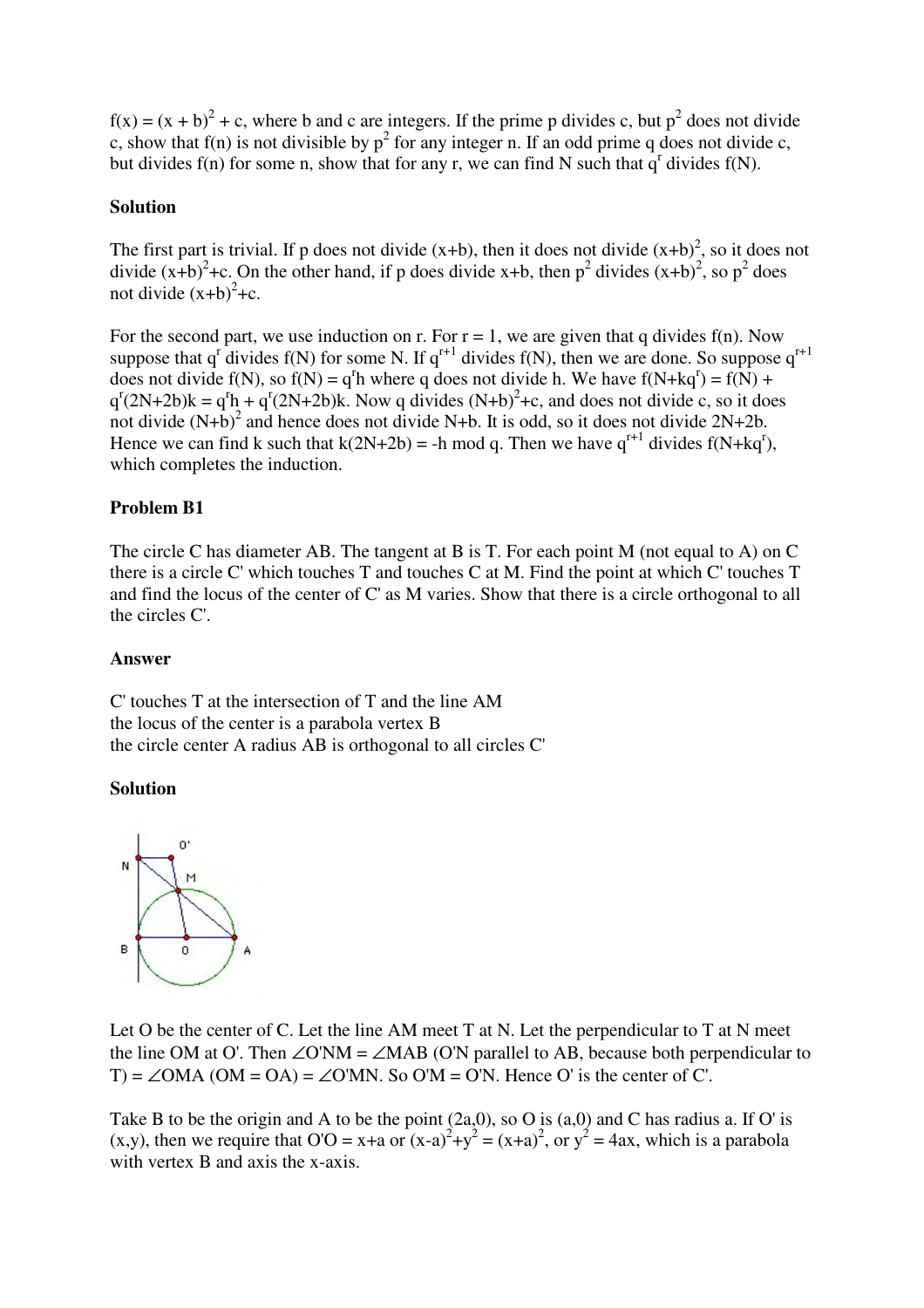$f(x) = (x + b)^2 + c$, where b and c are integers. If the prime p divides c, but $p^2$ does not divide c, show that f(n) is not divisible by $p^2$ for any integer n. If an odd prime q does not divide c, but divides f(n) for some n, show that for any r, we can find N such that $q^r$ divides f(N).

**Solution**

The first part is trivial. If p does not divide (x+b), then it does not divide $(x+b)^2$, so it does not divide $(x+b)^2+c$. On the other hand, if p does divide x+b, then $p^2$ divides $(x+b)^2$, so $p^2$ does not divide $(x+b)^2+c$.

For the second part, we use induction on r. For r = 1, we are given that q divides f(n). Now suppose that $q^r$ divides f(N) for some N. If $q^{r+1}$ divides f(N), then we are done. So suppose $q^{r+1}$ does not divide f(N), so $f(N) = q^r h$ where q does not divide h. We have $f(N+kq^r) = f(N) + q^r(2N+2b)k = q^r h + q^r(2N+2b)k$. Now q divides $(N+b)^2+c$, and does not divide c, so it does not divide $(N+b)^2$ and hence does not divide N+b. It is odd, so it does not divide 2N+2b. Hence we can find k such that $k(2N+2b) = -h \bmod q$. Then we have $q^{r+1}$ divides $f(N+kq^r)$, which completes the induction.

**Problem B1**

The circle C has diameter AB. The tangent at B is T. For each point M (not equal to A) on C there is a circle C' which touches T and touches C at M. Find the point at which C' touches T and find the locus of the center of C' as M varies. Show that there is a circle orthogonal to all the circles C'.

**Answer**

C' touches T at the intersection of T and the line AM
the locus of the center is a parabola vertex B
the circle center A radius AB is orthogonal to all circles C'

**Solution**

Let O be the center of C. Let the line AM meet T at N. Let the perpendicular to T at N meet the line OM at O'. Then ∠O'NM = ∠MAB (O'N parallel to AB, because both perpendicular to T) = ∠OMA (OM = OA) = ∠O'MN. So O'M = O'N. Hence O' is the center of C'.

Take B to be the origin and A to be the point (2a,0), so O is (a,0) and C has radius a. If O' is (x,y), then we require that O'O = x+a or $(x-a)^2+y^2 = (x+a)^2$, or $y^2 = 4ax$, which is a parabola with vertex B and axis the x-axis.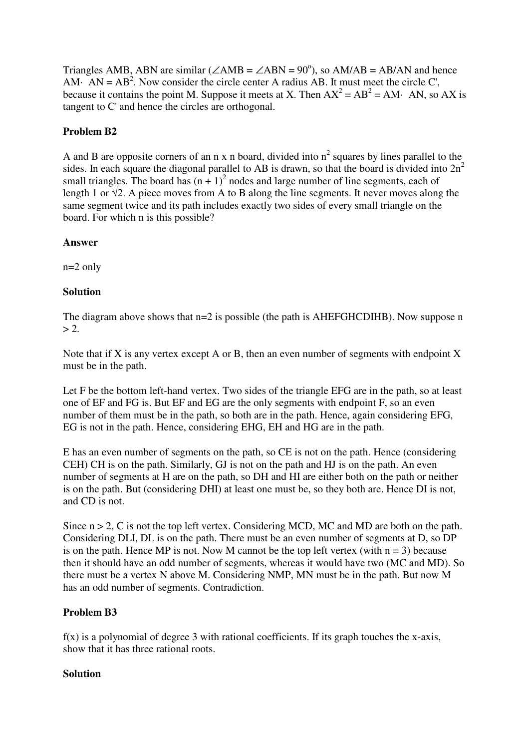Triangles AMB, ABN are similar ($\angle AMB = \angle ABN = 90^o$), so AM/AB = AB/AN and hence $AM \cdot AN = AB^2$. Now consider the circle center A radius AB. It must meet the circle C', because it contains the point M. Suppose it meets at X. Then $AX^2 = AB^2 = AM \cdot AN$, so AX is tangent to C' and hence the circles are orthogonal.

**Problem B2**

A and B are opposite corners of an n x n board, divided into $n^2$ squares by lines parallel to the sides. In each square the diagonal parallel to AB is drawn, so that the board is divided into $2n^2$ small triangles. The board has $(n + 1)^2$ nodes and large number of line segments, each of length 1 or $\sqrt{2}$. A piece moves from A to B along the line segments. It never moves along the same segment twice and its path includes exactly two sides of every small triangle on the board. For which n is this possible?

**Answer**

n=2 only

**Solution**

The diagram above shows that n=2 is possible (the path is AHEFGHCDIHB). Now suppose n > 2.

Note that if X is any vertex except A or B, then an even number of segments with endpoint X must be in the path.

Let F be the bottom left-hand vertex. Two sides of the triangle EFG are in the path, so at least one of EF and FG is. But EF and EG are the only segments with endpoint F, so an even number of them must be in the path, so both are in the path. Hence, again considering EFG, EG is not in the path. Hence, considering EHG, EH and HG are in the path.

E has an even number of segments on the path, so CE is not on the path. Hence (considering CEH) CH is on the path. Similarly, GJ is not on the path and HJ is on the path. An even number of segments at H are on the path, so DH and HI are either both on the path or neither is on the path. But (considering DHI) at least one must be, so they both are. Hence DI is not, and CD is not.

Since n > 2, C is not the top left vertex. Considering MCD, MC and MD are both on the path. Considering DLI, DL is on the path. There must be an even number of segments at D, so DP is on the path. Hence MP is not. Now M cannot be the top left vertex (with n = 3) because then it should have an odd number of segments, whereas it would have two (MC and MD). So there must be a vertex N above M. Considering NMP, MN must be in the path. But now M has an odd number of segments. Contradiction.

**Problem B3**

f(x) is a polynomial of degree 3 with rational coefficients. If its graph touches the x-axis, show that it has three rational roots.

**Solution**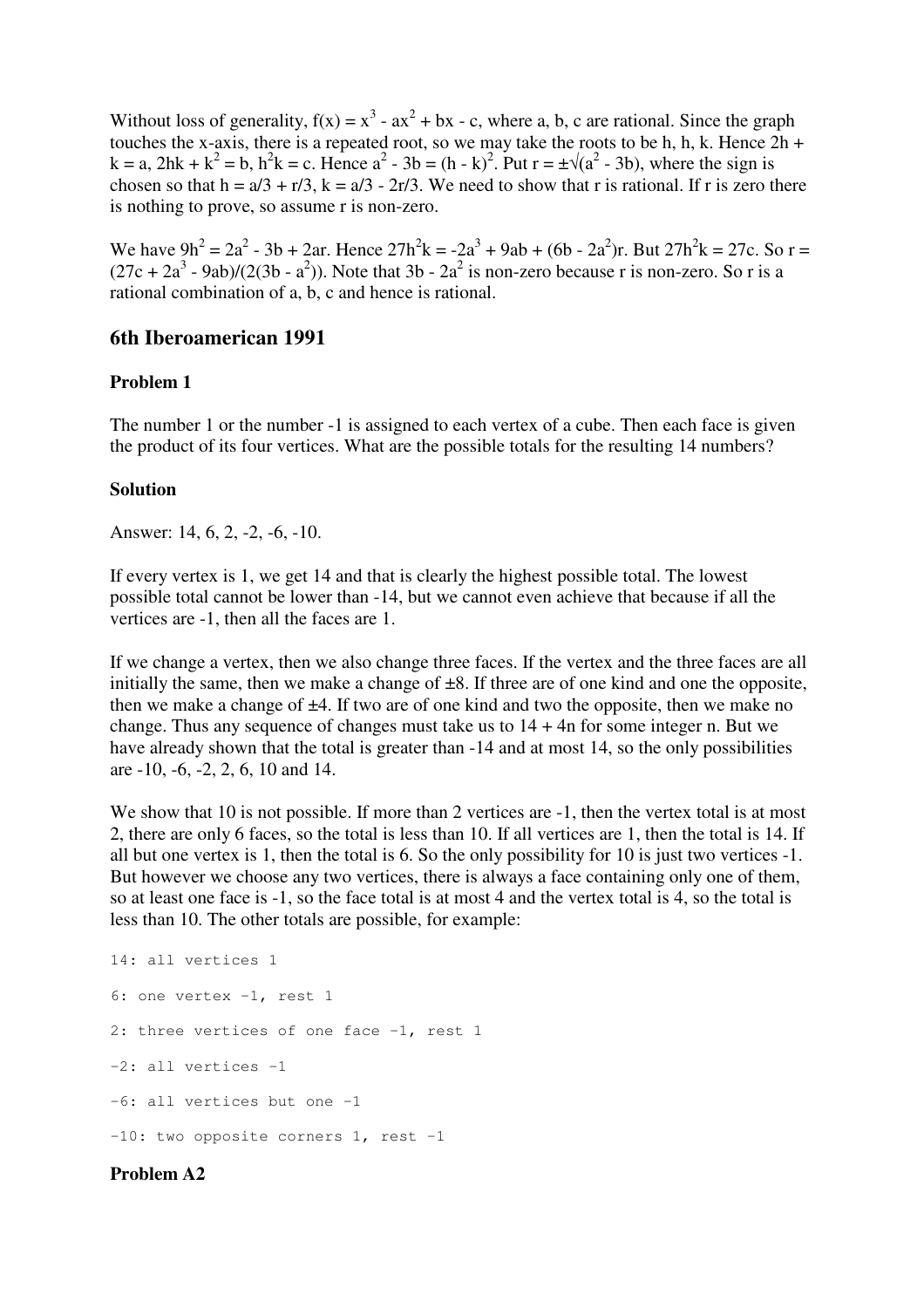Without loss of generality, $f(x) = x^3 - ax^2 + bx - c$, where a, b, c are rational. Since the graph touches the x-axis, there is a repeated root, so we may take the roots to be h, h, k. Hence $2h + k = a$, $2hk + k^2 = b$, $h^2k = c$. Hence $a^2 - 3b = (h - k)^2$. Put $r = \pm\sqrt{a^2 - 3b}$, where the sign is chosen so that $h = a/3 + r/3$, $k = a/3 - 2r/3$. We need to show that r is rational. If r is zero there is nothing to prove, so assume r is non-zero.

We have $9h^2 = 2a^2 - 3b + 2ar$. Hence $27h^2k = -2a^3 + 9ab + (6b - 2a^2)r$. But $27h^2k = 27c$. So $r = (27c + 2a^3 - 9ab)/(2(3b - a^2))$. Note that $3b - 2a^2$ is non-zero because r is non-zero. So r is a rational combination of a, b, c and hence is rational.

## 6th Iberoamerican 1991

### Problem 1

The number 1 or the number -1 is assigned to each vertex of a cube. Then each face is given the product of its four vertices. What are the possible totals for the resulting 14 numbers?

### Solution

Answer: 14, 6, 2, -2, -6, -10.

If every vertex is 1, we get 14 and that is clearly the highest possible total. The lowest possible total cannot be lower than -14, but we cannot even achieve that because if all the vertices are -1, then all the faces are 1.

If we change a vertex, then we also change three faces. If the vertex and the three faces are all initially the same, then we make a change of ±8. If three are of one kind and one the opposite, then we make a change of ±4. If two are of one kind and two the opposite, then we make no change. Thus any sequence of changes must take us to $14 + 4n$ for some integer n. But we have already shown that the total is greater than -14 and at most 14, so the only possibilities are -10, -6, -2, 2, 6, 10 and 14.

We show that 10 is not possible. If more than 2 vertices are -1, then the vertex total is at most 2, there are only 6 faces, so the total is less than 10. If all vertices are 1, then the total is 14. If all but one vertex is 1, then the total is 6. So the only possibility for 10 is just two vertices -1. But however we choose any two vertices, there is always a face containing only one of them, so at least one face is -1, so the face total is at most 4 and the vertex total is 4, so the total is less than 10. The other totals are possible, for example:

```
14: all vertices 1

6: one vertex -1, rest 1

2: three vertices of one face -1, rest 1

-2: all vertices -1

-6: all vertices but one -1

-10: two opposite corners 1, rest -1
```

### Problem A2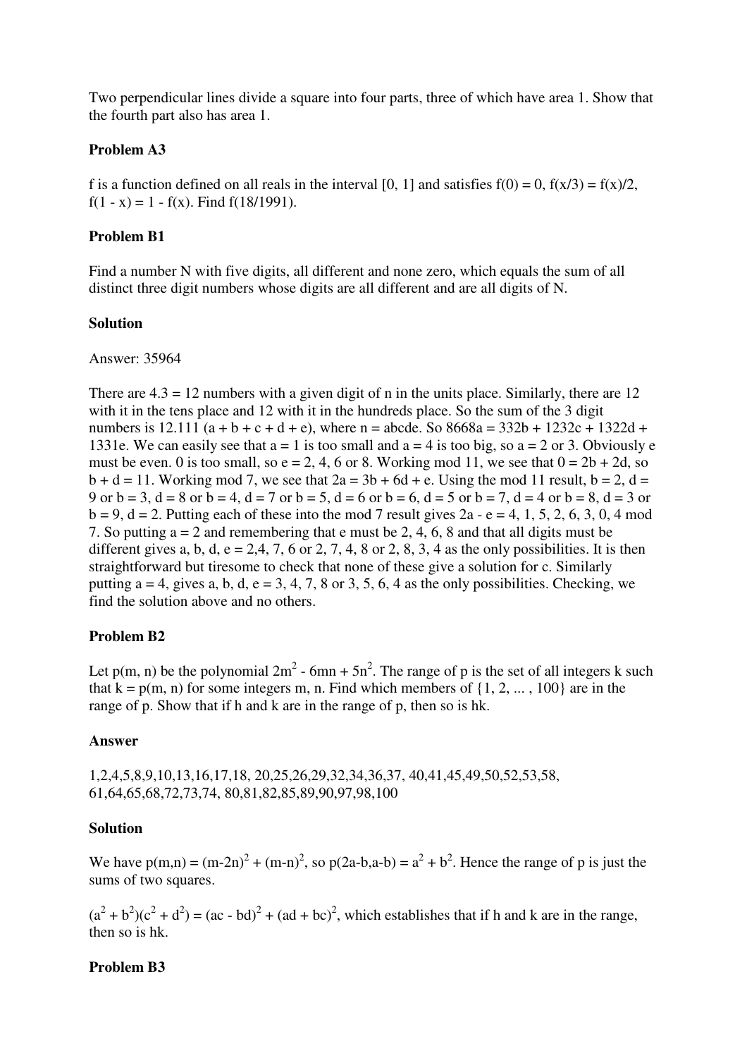Two perpendicular lines divide a square into four parts, three of which have area 1. Show that the fourth part also has area 1.

**Problem A3**

f is a function defined on all reals in the interval [0, 1] and satisfies f(0) = 0, f(x/3) = f(x)/2, f(1 - x) = 1 - f(x). Find f(18/1991).

**Problem B1**

Find a number N with five digits, all different and none zero, which equals the sum of all distinct three digit numbers whose digits are all different and are all digits of N.

**Solution**

Answer: 35964

There are 4.3 = 12 numbers with a given digit of n in the units place. Similarly, there are 12 with it in the tens place and 12 with it in the hundreds place. So the sum of the 3 digit numbers is 12.111 (a + b + c + d + e), where n = abcde. So 8668a = 332b + 1232c + 1322d + 1331e. We can easily see that a = 1 is too small and a = 4 is too big, so a = 2 or 3. Obviously e must be even. 0 is too small, so e = 2, 4, 6 or 8. Working mod 11, we see that 0 = 2b + 2d, so b + d = 11. Working mod 7, we see that 2a = 3b + 6d + e. Using the mod 11 result, b = 2, d = 9 or b = 3, d = 8 or b = 4, d = 7 or b = 5, d = 6 or b = 6, d = 5 or b = 7, d = 4 or b = 8, d = 3 or b = 9, d = 2. Putting each of these into the mod 7 result gives 2a - e = 4, 1, 5, 2, 6, 3, 0, 4 mod 7. So putting a = 2 and remembering that e must be 2, 4, 6, 8 and that all digits must be different gives a, b, d, e = 2,4, 7, 6 or 2, 7, 4, 8 or 2, 8, 3, 4 as the only possibilities. It is then straightforward but tiresome to check that none of these give a solution for c. Similarly putting a = 4, gives a, b, d, e = 3, 4, 7, 8 or 3, 5, 6, 4 as the only possibilities. Checking, we find the solution above and no others.

**Problem B2**

Let p(m, n) be the polynomial $2m^2 - 6mn + 5n^2$. The range of p is the set of all integers k such that k = p(m, n) for some integers m, n. Find which members of {1, 2, ... , 100} are in the range of p. Show that if h and k are in the range of p, then so is hk.

**Answer**

1,2,4,5,8,9,10,13,16,17,18, 20,25,26,29,32,34,36,37, 40,41,45,49,50,52,53,58, 61,64,65,68,72,73,74, 80,81,82,85,89,90,97,98,100

**Solution**

We have $p(m,n) = (m-2n)^2 + (m-n)^2$, so $p(2a-b,a-b) = a^2 + b^2$. Hence the range of p is just the sums of two squares.

$(a^2 + b^2)(c^2 + d^2) = (ac - bd)^2 + (ad + bc)^2$, which establishes that if h and k are in the range, then so is hk.

**Problem B3**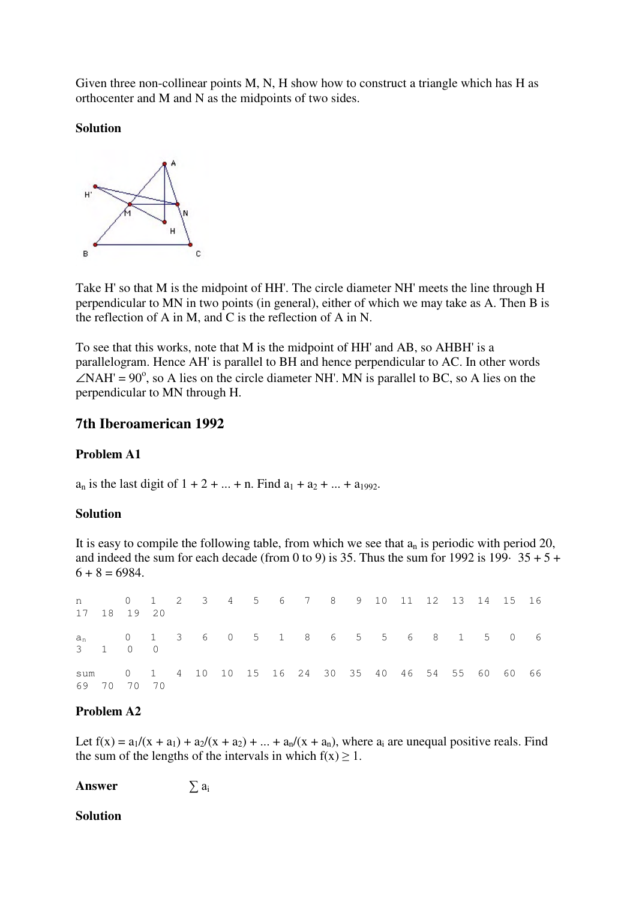Given three non-collinear points M, N, H show how to construct a triangle which has H as orthocenter and M and N as the midpoints of two sides.

**Solution**

Take H' so that M is the midpoint of HH'. The circle diameter NH' meets the line through H perpendicular to MN in two points (in general), either of which we may take as A. Then B is the reflection of A in M, and C is the reflection of A in N.

To see that this works, note that M is the midpoint of HH' and AB, so AHBH' is a parallelogram. Hence AH' is parallel to BH and hence perpendicular to AC. In other words $\angle NAH' = 90^o$, so A lies on the circle diameter NH'. MN is parallel to BC, so A lies on the perpendicular to MN through H.

## 7th Iberoamerican 1992

**Problem A1**

$a_n$ is the last digit of $1 + 2 + ... + n$. Find $a_1 + a_2 + ... + a_{1992}$.

**Solution**

It is easy to compile the following table, from which we see that $a_n$ is periodic with period 20, and indeed the sum for each decade (from 0 to 9) is 35. Thus the sum for 1992 is $199 \cdot 35 + 5 + 6 + 8 = 6984$.

| n | 0 | 1 | 2 | 3 | 4 | 5 | 6 | 7 | 8 | 9 | 10 | 11 | 12 | 13 | 14 | 15 | 16 | 17 | 18 | 19 | 20 |
|---|---|---|---|---|---|---|---|---|---|---|---|---|---|---|---|---|---|---|---|---|---|
| $a_n$ | 0 | 1 | 3 | 6 | 0 | 5 | 1 | 8 | 6 | 5 | 5 | 6 | 8 | 1 | 5 | 0 | 6 | 3 | 1 | 0 | 0 |
| sum | 0 | 1 | 4 | 10 | 10 | 15 | 16 | 24 | 30 | 35 | 40 | 46 | 54 | 55 | 60 | 60 | 66 | 69 | 70 | 70 | 70 |

**Problem A2**

Let $f(x) = a_1/(x + a_1) + a_2/(x + a_2) + ... + a_n/(x + a_n)$, where $a_i$ are unequal positive reals. Find the sum of the lengths of the intervals in which $f(x) \geq 1$.

**Answer** $\sum a_i$

**Solution**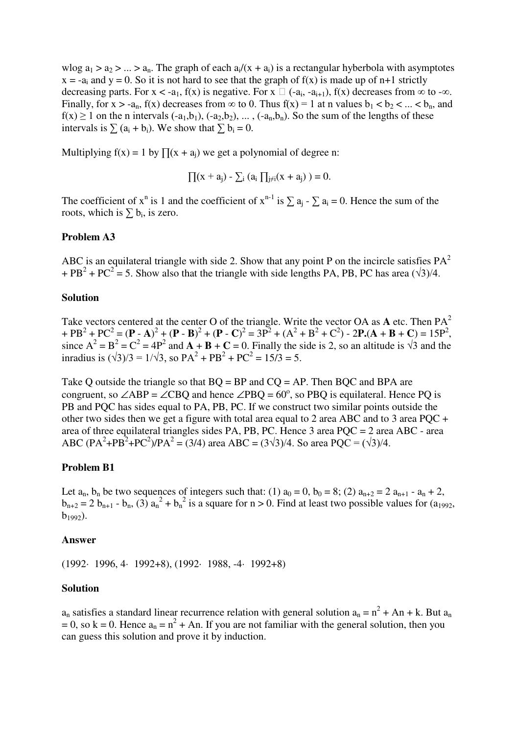wlog $a_1 > a_2 > ... > a_n$. The graph of each $a_i/(x + a_i)$ is a rectangular hyberbola with asymptotes $x = -a_i$ and $y = 0$. So it is not hard to see that the graph of $f(x)$ is made up of n+1 strictly decreasing parts. For $x < -a_1$, $f(x)$ is negative. For $x \in (-a_i, -a_{i+1})$, $f(x)$ decreases from $\infty$ to $-\infty$. Finally, for $x > -a_n$, $f(x)$ decreases from $\infty$ to 0. Thus $f(x) = 1$ at n values $b_1 < b_2 < ... < b_n$, and $f(x) \geq 1$ on the n intervals $(-a_1,b_1)$, $(-a_2,b_2)$, ... , $(-a_n,b_n)$. So the sum of the lengths of these intervals is $\sum (a_i + b_i)$. We show that $\sum b_i = 0$.

Multiplying $f(x) = 1$ by $\prod(x + a_j)$ we get a polynomial of degree n:

$$\prod(x + a_j) - \sum_i \left(a_i \prod_{j\neq i}(x + a_j)\right) = 0.$$

The coefficient of $x^n$ is 1 and the coefficient of $x^{n-1}$ is $\sum a_j - \sum a_i = 0$. Hence the sum of the roots, which is $\sum b_i$, is zero.

**Problem A3**

ABC is an equilateral triangle with side 2. Show that any point P on the incircle satisfies $PA^2 + PB^2 + PC^2 = 5$. Show also that the triangle with side lengths PA, PB, PC has area $(\sqrt{3})/4$.

**Solution**

Take vectors centered at the center O of the triangle. Write the vector OA as **A** etc. Then $PA^2 + PB^2 + PC^2 = (\mathbf{P} - \mathbf{A})^2 + (\mathbf{P} - \mathbf{B})^2 + (\mathbf{P} - \mathbf{C})^2 = 3P^2 + (A^2 + B^2 + C^2) - 2\mathbf{P}.(\mathbf{A} + \mathbf{B} + \mathbf{C}) = 15P^2$, since $A^2 = B^2 = C^2 = 4P^2$ and $\mathbf{A} + \mathbf{B} + \mathbf{C} = 0$. Finally the side is 2, so an altitude is $\sqrt{3}$ and the inradius is $(\sqrt{3})/3 = 1/\sqrt{3}$, so $PA^2 + PB^2 + PC^2 = 15/3 = 5$.

Take Q outside the triangle so that BQ = BP and CQ = AP. Then BQC and BPA are congruent, so $\angle ABP = \angle CBQ$ and hence $\angle PBQ = 60^o$, so PBQ is equilateral. Hence PQ is PB and PQC has sides equal to PA, PB, PC. If we construct two similar points outside the other two sides then we get a figure with total area equal to 2 area ABC and to 3 area PQC + area of three equilateral triangles sides PA, PB, PC. Hence 3 area PQC = 2 area ABC - area ABC $(PA^2+PB^2+PC^2)/PA^2 = (3/4)$ area ABC $= (3\sqrt{3})/4$. So area PQC $= (\sqrt{3})/4$.

**Problem B1**

Let $a_n$, $b_n$ be two sequences of integers such that: (1) $a_0 = 0$, $b_0 = 8$; (2) $a_{n+2} = 2 a_{n+1} - a_n + 2$, $b_{n+2} = 2 b_{n+1} - b_n$, (3) $a_n^2 + b_n^2$ is a square for $n > 0$. Find at least two possible values for $(a_{1992}, b_{1992})$.

**Answer**

$(1992\cdot 1996, 4\cdot 1992+8)$, $(1992\cdot 1988, -4\cdot 1992+8)$

**Solution**

$a_n$ satisfies a standard linear recurrence relation with general solution $a_n = n^2 + An + k$. But $a_n = 0$, so $k = 0$. Hence $a_n = n^2 + An$. If you are not familiar with the general solution, then you can guess this solution and prove it by induction.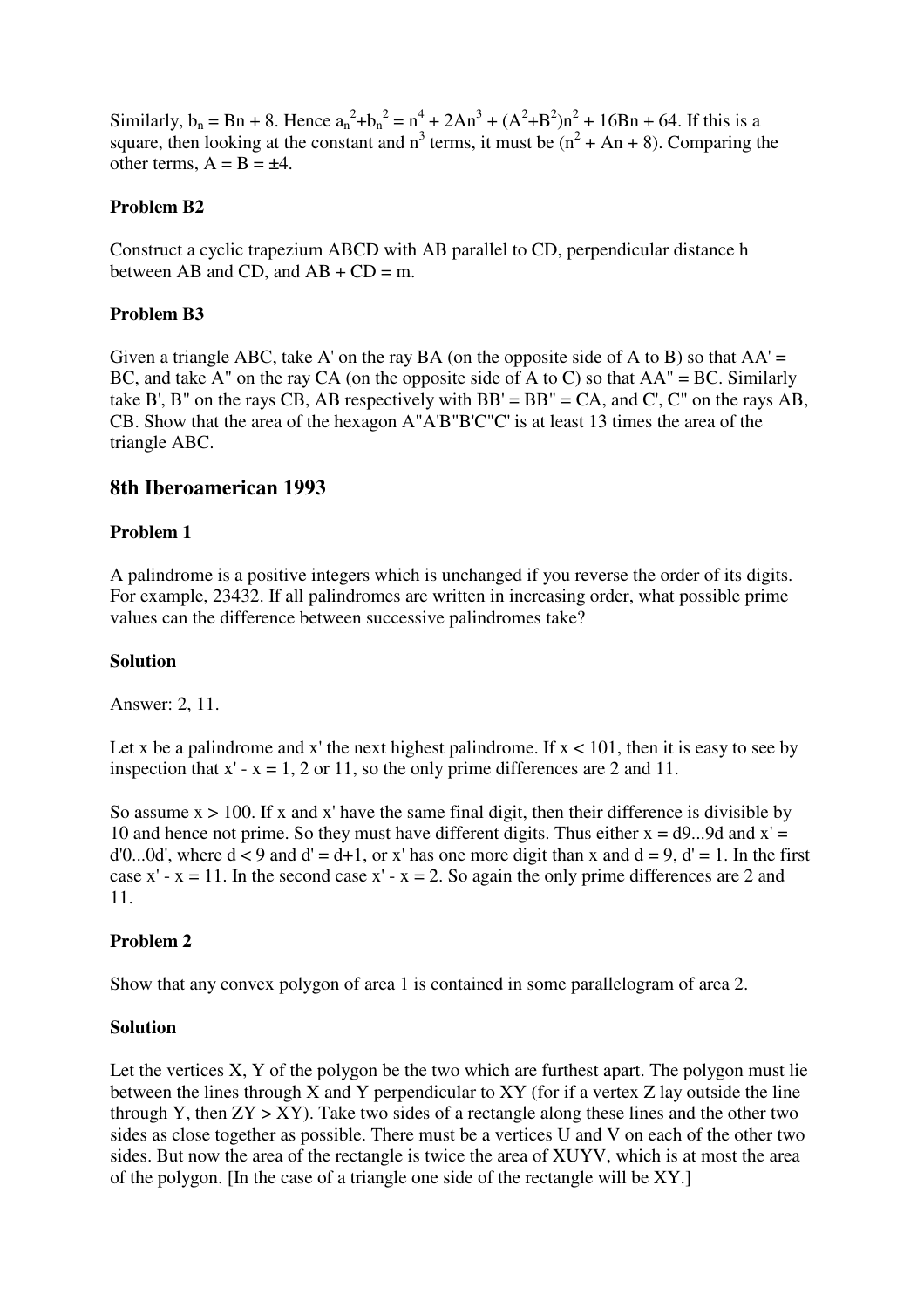Similarly, $b_n = Bn + 8$. Hence $a_n^2+b_n^2 = n^4 + 2An^3 + (A^2+B^2)n^2 + 16Bn + 64$. If this is a square, then looking at the constant and $n^3$ terms, it must be $(n^2 + An + 8)$. Comparing the other terms, $A = B = \pm 4$.

### Problem B2

Construct a cyclic trapezium ABCD with AB parallel to CD, perpendicular distance h between AB and CD, and AB + CD = m.

### Problem B3

Given a triangle ABC, take A' on the ray BA (on the opposite side of A to B) so that AA' = BC, and take A" on the ray CA (on the opposite side of A to C) so that AA" = BC. Similarly take B', B" on the rays CB, AB respectively with BB' = BB" = CA, and C', C" on the rays AB, CB. Show that the area of the hexagon A"A'B"B'C"C' is at least 13 times the area of the triangle ABC.

## 8th Iberoamerican 1993

### Problem 1

A palindrome is a positive integers which is unchanged if you reverse the order of its digits. For example, 23432. If all palindromes are written in increasing order, what possible prime values can the difference between successive palindromes take?

### Solution

Answer: 2, 11.

Let x be a palindrome and x' the next highest palindrome. If x < 101, then it is easy to see by inspection that x' - x = 1, 2 or 11, so the only prime differences are 2 and 11.

So assume x > 100. If x and x' have the same final digit, then their difference is divisible by 10 and hence not prime. So they must have different digits. Thus either x = d9...9d and x' = d'0...0d', where d < 9 and d' = d+1, or x' has one more digit than x and d = 9, d' = 1. In the first case x' - x = 11. In the second case x' - x = 2. So again the only prime differences are 2 and 11.

### Problem 2

Show that any convex polygon of area 1 is contained in some parallelogram of area 2.

### Solution

Let the vertices X, Y of the polygon be the two which are furthest apart. The polygon must lie between the lines through X and Y perpendicular to XY (for if a vertex Z lay outside the line through Y, then ZY > XY). Take two sides of a rectangle along these lines and the other two sides as close together as possible. There must be a vertices U and V on each of the other two sides. But now the area of the rectangle is twice the area of XUYV, which is at most the area of the polygon. [In the case of a triangle one side of the rectangle will be XY.]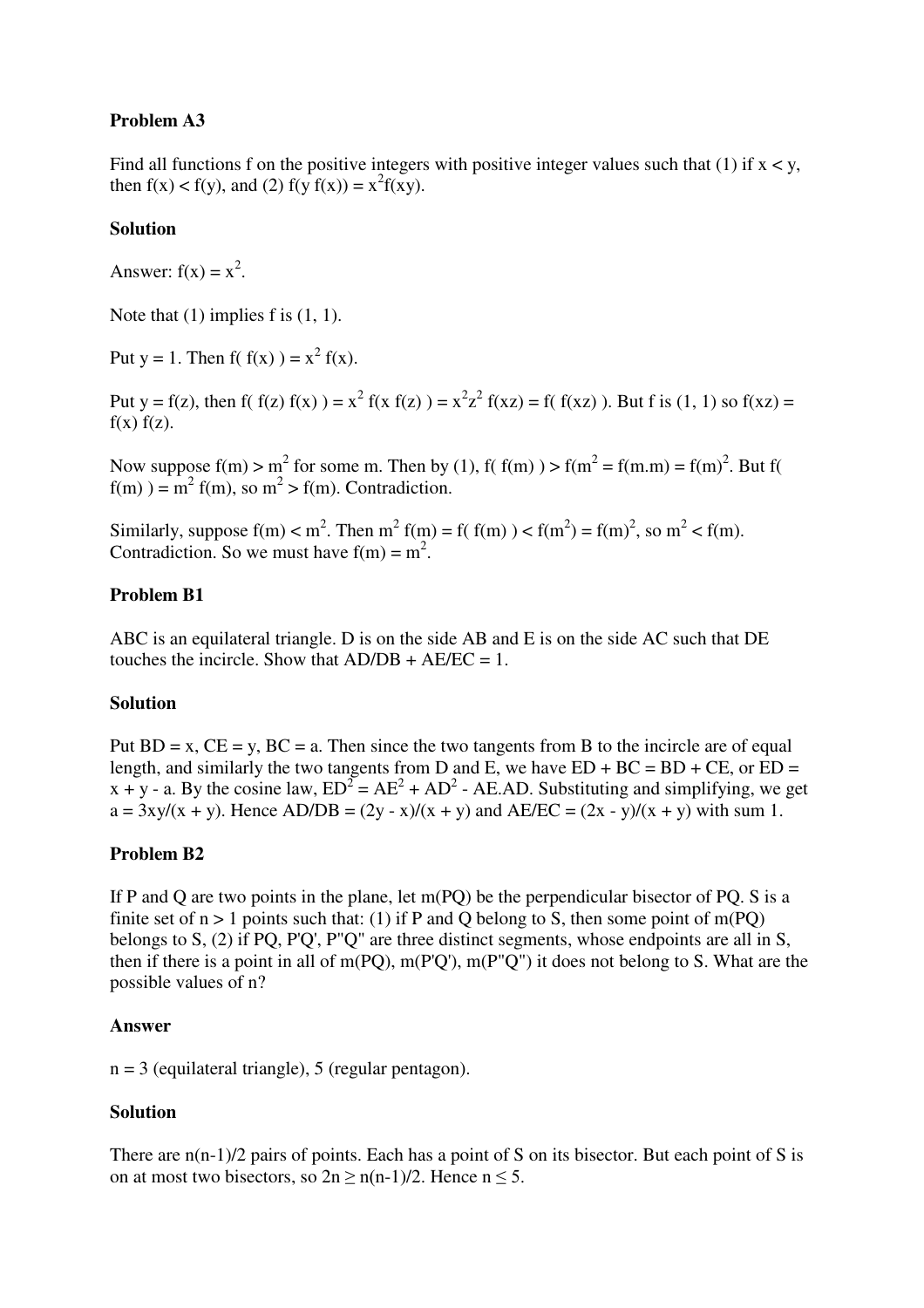**Problem A3**

Find all functions f on the positive integers with positive integer values such that (1) if $x < y$, then $f(x) < f(y)$, and (2) $f(y f(x)) = x^2 f(xy)$.

**Solution**

Answer: $f(x) = x^2$.

Note that (1) implies f is (1, 1).

Put $y = 1$. Then $f( f(x) ) = x^2 f(x)$.

Put $y = f(z)$, then $f( f(z) f(x) ) = x^2 f(x f(z) ) = x^2 z^2 f(xz) = f( f(xz) )$. But f is (1, 1) so $f(xz) = f(x) f(z)$.

Now suppose $f(m) > m^2$ for some m. Then by (1), $f( f(m) ) > f(m^2 = f(m.m) = f(m)^2$. But $f( f(m) ) = m^2 f(m)$, so $m^2 > f(m)$. Contradiction.

Similarly, suppose $f(m) < m^2$. Then $m^2 f(m) = f( f(m) ) < f(m^2) = f(m)^2$, so $m^2 < f(m)$. Contradiction. So we must have $f(m) = m^2$.

**Problem B1**

ABC is an equilateral triangle. D is on the side AB and E is on the side AC such that DE touches the incircle. Show that $AD/DB + AE/EC = 1$.

**Solution**

Put $BD = x$, $CE = y$, $BC = a$. Then since the two tangents from B to the incircle are of equal length, and similarly the two tangents from D and E, we have $ED + BC = BD + CE$, or $ED = x + y - a$. By the cosine law, $ED^2 = AE^2 + AD^2 - AE.AD$. Substituting and simplifying, we get $a = 3xy/(x + y)$. Hence $AD/DB = (2y - x)/(x + y)$ and $AE/EC = (2x - y)/(x + y)$ with sum 1.

**Problem B2**

If P and Q are two points in the plane, let m(PQ) be the perpendicular bisector of PQ. S is a finite set of $n > 1$ points such that: (1) if P and Q belong to S, then some point of m(PQ) belongs to S, (2) if PQ, P'Q', P"Q" are three distinct segments, whose endpoints are all in S, then if there is a point in all of m(PQ), m(P'Q'), m(P"Q") it does not belong to S. What are the possible values of n?

**Answer**

n = 3 (equilateral triangle), 5 (regular pentagon).

**Solution**

There are $n(n-1)/2$ pairs of points. Each has a point of S on its bisector. But each point of S is on at most two bisectors, so $2n \geq n(n-1)/2$. Hence $n \leq 5$.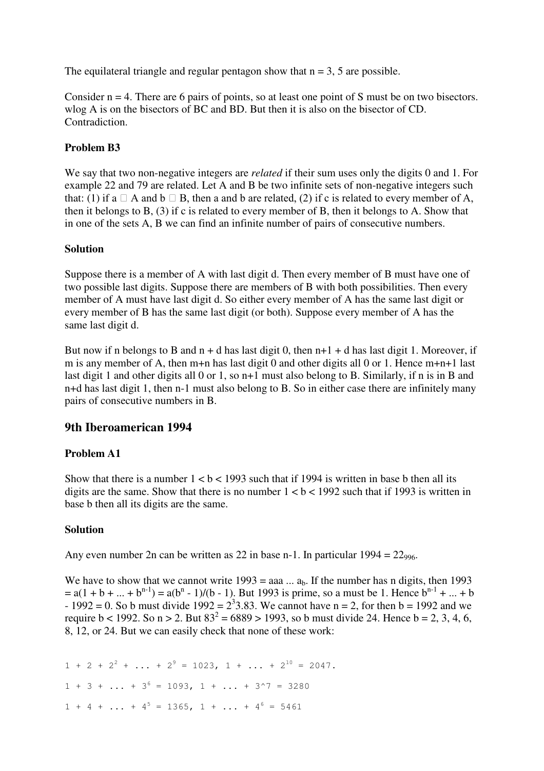The equilateral triangle and regular pentagon show that $n = 3, 5$ are possible.

Consider $n = 4$. There are 6 pairs of points, so at least one point of S must be on two bisectors. wlog A is on the bisectors of BC and BD. But then it is also on the bisector of CD. Contradiction.

**Problem B3**

We say that two non-negative integers are *related* if their sum uses only the digits 0 and 1. For example 22 and 79 are related. Let A and B be two infinite sets of non-negative integers such that: (1) if $a \in A$ and $b \in B$, then a and b are related, (2) if c is related to every member of A, then it belongs to B, (3) if c is related to every member of B, then it belongs to A. Show that in one of the sets A, B we can find an infinite number of pairs of consecutive numbers.

**Solution**

Suppose there is a member of A with last digit d. Then every member of B must have one of two possible last digits. Suppose there are members of B with both possibilities. Then every member of A must have last digit d. So either every member of A has the same last digit or every member of B has the same last digit (or both). Suppose every member of A has the same last digit d.

But now if n belongs to B and $n + d$ has last digit 0, then $n+1 + d$ has last digit 1. Moreover, if m is any member of A, then $m+n$ has last digit 0 and other digits all 0 or 1. Hence $m+n+1$ last last digit 1 and other digits all 0 or 1, so $n+1$ must also belong to B. Similarly, if n is in B and $n+d$ has last digit 1, then $n-1$ must also belong to B. So in either case there are infinitely many pairs of consecutive numbers in B.

## 9th Iberoamerican 1994

**Problem A1**

Show that there is a number $1 < b < 1993$ such that if 1994 is written in base b then all its digits are the same. Show that there is no number $1 < b < 1992$ such that if 1993 is written in base b then all its digits are the same.

**Solution**

Any even number $2n$ can be written as 22 in base $n-1$. In particular $1994 = 22_{996}$.

We have to show that we cannot write $1993 = aaa \dots a_b$. If the number has n digits, then $1993 = a(1 + b + \dots + b^{n-1}) = a(b^n - 1)/(b - 1)$. But 1993 is prime, so a must be 1. Hence $b^{n-1} + \dots + b - 1992 = 0$. So b must divide $1992 = 2^3 3.83$. We cannot have $n = 2$, for then $b = 1992$ and we require $b < 1992$. So $n > 2$. But $83^2 = 6889 > 1993$, so b must divide 24. Hence $b = 2, 3, 4, 6, 8, 12$, or 24. But we can easily check that none of these work:

$1 + 2 + 2^2 + \dots + 2^9 = 1023$, $1 + \dots + 2^{10} = 2047$.

$1 + 3 + \dots + 3^6 = 1093$, $1 + \dots + 3^7 = 3280$

$1 + 4 + \dots + 4^5 = 1365$, $1 + \dots + 4^6 = 5461$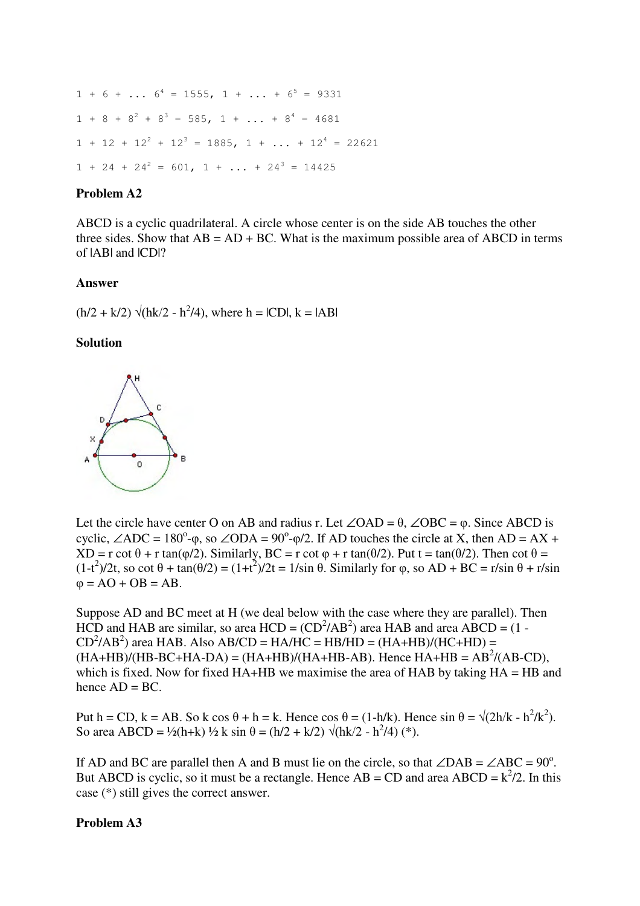$1 + 6 + \ldots 6^4 = 1555$, $1 + \ldots + 6^5 = 9331$

$1 + 8 + 8^2 + 8^3 = 585$, $1 + \ldots + 8^4 = 4681$

$1 + 12 + 12^2 + 12^3 = 1885$, $1 + \ldots + 12^4 = 22621$

$1 + 24 + 24^2 = 601$, $1 + \ldots + 24^3 = 14425$

**Problem A2**

ABCD is a cyclic quadrilateral. A circle whose center is on the side AB touches the other three sides. Show that AB = AD + BC. What is the maximum possible area of ABCD in terms of |AB| and |CD|?

**Answer**

$(h/2 + k/2) \sqrt{hk/2 - h^2/4}$, where h = |CD|, k = |AB|

**Solution**

Let the circle have center O on AB and radius r. Let $\angle OAD = \theta$, $\angle OBC = \varphi$. Since ABCD is cyclic, $\angle ADC = 180^\circ - \varphi$, so $\angle ODA = 90^\circ - \varphi/2$. If AD touches the circle at X, then $AD = AX + XD = r \cot \theta + r \tan(\varphi/2)$. Similarly, $BC = r \cot \varphi + r \tan(\theta/2)$. Put $t = \tan(\theta/2)$. Then $\cot \theta = (1-t^2)/2t$, so $\cot \theta + \tan(\theta/2) = (1+t^2)/2t = 1/\sin \theta$. Similarly for $\varphi$, so $AD + BC = r/\sin \theta + r/\sin \varphi = AO + OB = AB$.

Suppose AD and BC meet at H (we deal below with the case where they are parallel). Then HCD and HAB are similar, so area HCD = $(CD^2/AB^2)$ area HAB and area ABCD = $(1 - CD^2/AB^2)$ area HAB. Also $AB/CD = HA/HC = HB/HD = (HA+HB)/(HC+HD) = (HA+HB)/(HB-BC+HA-DA) = (HA+HB)/(HA+HB-AB)$. Hence $HA+HB = AB^2/(AB-CD)$, which is fixed. Now for fixed HA+HB we maximise the area of HAB by taking HA = HB and hence AD = BC.

Put h = CD, k = AB. So $k \cos \theta + h = k$. Hence $\cos \theta = (1-h/k)$. Hence $\sin \theta = \sqrt{2h/k - h^2/k^2}$. So area ABCD = $\frac{1}{2}(h+k) \frac{1}{2} k \sin \theta = (h/2 + k/2) \sqrt{hk/2 - h^2/4}$ (*).

If AD and BC are parallel then A and B must lie on the circle, so that $\angle DAB = \angle ABC = 90^\circ$. But ABCD is cyclic, so it must be a rectangle. Hence AB = CD and area ABCD = $k^2/2$. In this case (*) still gives the correct answer.

**Problem A3**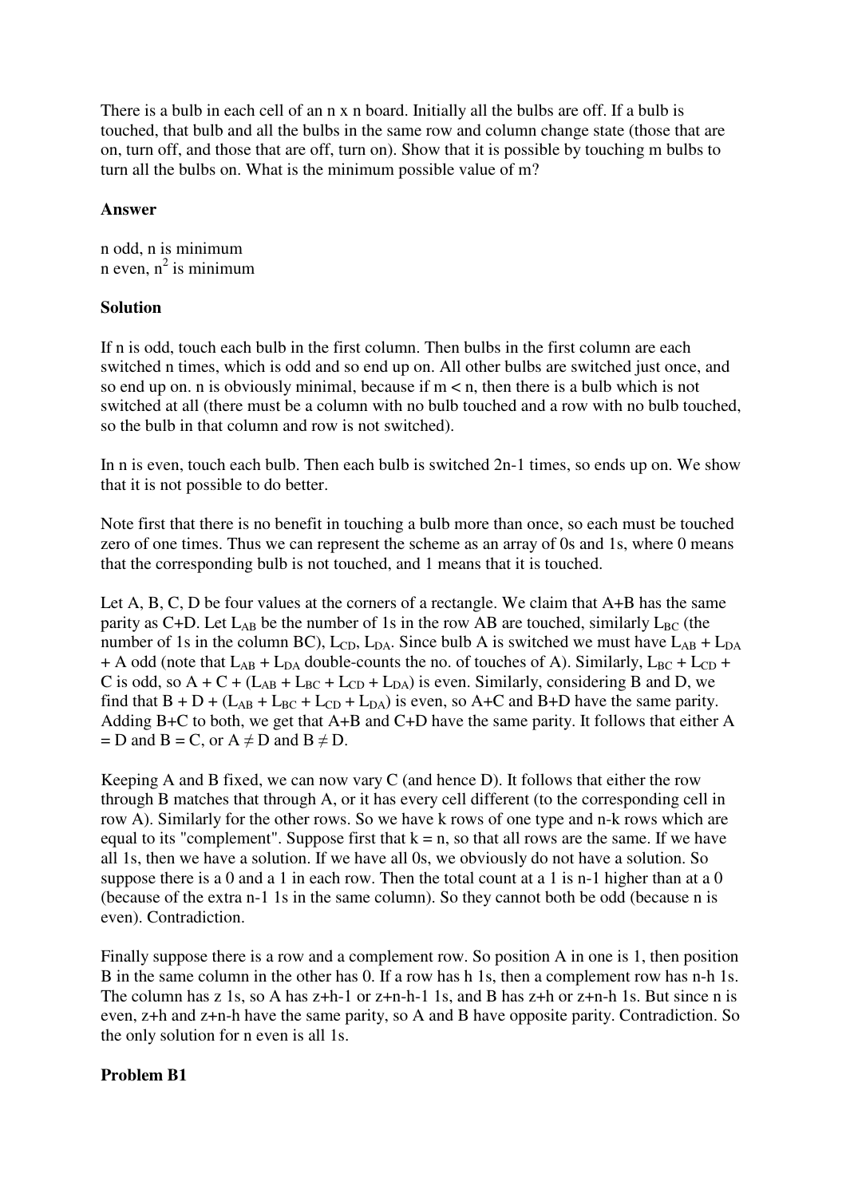There is a bulb in each cell of an n x n board. Initially all the bulbs are off. If a bulb is touched, that bulb and all the bulbs in the same row and column change state (those that are on, turn off, and those that are off, turn on). Show that it is possible by touching m bulbs to turn all the bulbs on. What is the minimum possible value of m?

**Answer**

n odd, n is minimum
n even, $n^2$ is minimum

**Solution**

If n is odd, touch each bulb in the first column. Then bulbs in the first column are each switched n times, which is odd and so end up on. All other bulbs are switched just once, and so end up on. n is obviously minimal, because if m < n, then there is a bulb which is not switched at all (there must be a column with no bulb touched and a row with no bulb touched, so the bulb in that column and row is not switched).

In n is even, touch each bulb. Then each bulb is switched 2n-1 times, so ends up on. We show that it is not possible to do better.

Note first that there is no benefit in touching a bulb more than once, so each must be touched zero of one times. Thus we can represent the scheme as an array of 0s and 1s, where 0 means that the corresponding bulb is not touched, and 1 means that it is touched.

Let A, B, C, D be four values at the corners of a rectangle. We claim that A+B has the same parity as C+D. Let $L_{AB}$ be the number of 1s in the row AB are touched, similarly $L_{BC}$ (the number of 1s in the column BC), $L_{CD}$, $L_{DA}$. Since bulb A is switched we must have $L_{AB} + L_{DA} + A$ odd (note that $L_{AB} + L_{DA}$ double-counts the no. of touches of A). Similarly, $L_{BC} + L_{CD} + C$ is odd, so $A + C + (L_{AB} + L_{BC} + L_{CD} + L_{DA})$ is even. Similarly, considering B and D, we find that $B + D + (L_{AB} + L_{BC} + L_{CD} + L_{DA})$ is even, so A+C and B+D have the same parity. Adding B+C to both, we get that A+B and C+D have the same parity. It follows that either A = D and B = C, or A ≠ D and B ≠ D.

Keeping A and B fixed, we can now vary C (and hence D). It follows that either the row through B matches that through A, or it has every cell different (to the corresponding cell in row A). Similarly for the other rows. So we have k rows of one type and n-k rows which are equal to its "complement". Suppose first that k = n, so that all rows are the same. If we have all 1s, then we have a solution. If we have all 0s, we obviously do not have a solution. So suppose there is a 0 and a 1 in each row. Then the total count at a 1 is n-1 higher than at a 0 (because of the extra n-1 1s in the same column). So they cannot both be odd (because n is even). Contradiction.

Finally suppose there is a row and a complement row. So position A in one is 1, then position B in the same column in the other has 0. If a row has h 1s, then a complement row has n-h 1s. The column has z 1s, so A has z+h-1 or z+n-h-1 1s, and B has z+h or z+n-h 1s. But since n is even, z+h and z+n-h have the same parity, so A and B have opposite parity. Contradiction. So the only solution for n even is all 1s.

**Problem B1**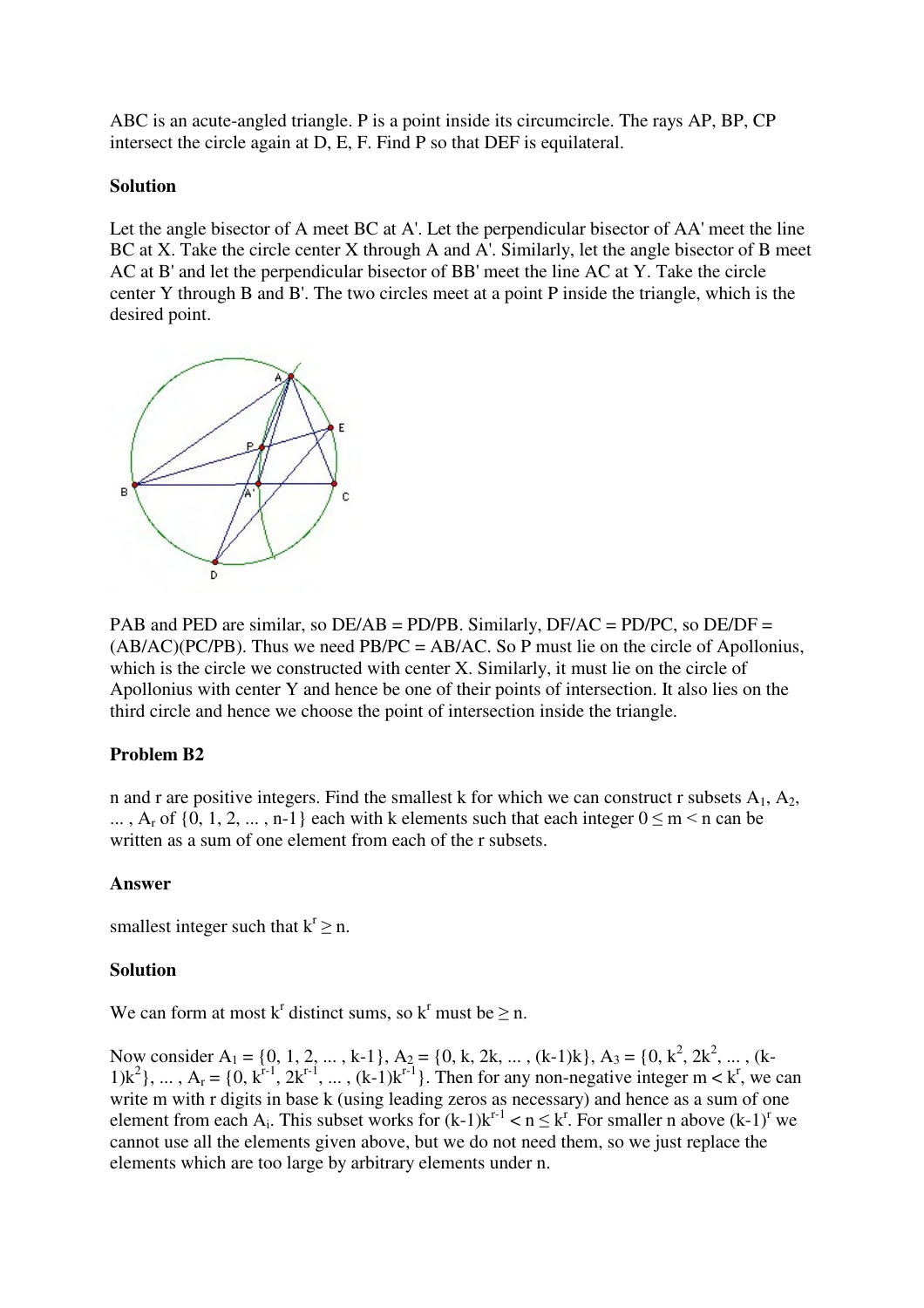ABC is an acute-angled triangle. P is a point inside its circumcircle. The rays AP, BP, CP intersect the circle again at D, E, F. Find P so that DEF is equilateral.

**Solution**

Let the angle bisector of A meet BC at A'. Let the perpendicular bisector of AA' meet the line BC at X. Take the circle center X through A and A'. Similarly, let the angle bisector of B meet AC at B' and let the perpendicular bisector of BB' meet the line AC at Y. Take the circle center Y through B and B'. The two circles meet at a point P inside the triangle, which is the desired point.

PAB and PED are similar, so DE/AB = PD/PB. Similarly, DF/AC = PD/PC, so DE/DF = (AB/AC)(PC/PB). Thus we need PB/PC = AB/AC. So P must lie on the circle of Apollonius, which is the circle we constructed with center X. Similarly, it must lie on the circle of Apollonius with center Y and hence be one of their points of intersection. It also lies on the third circle and hence we choose the point of intersection inside the triangle.

**Problem B2**

n and r are positive integers. Find the smallest k for which we can construct r subsets $A_1, A_2, \ldots, A_r$ of $\{0, 1, 2, \ldots, n-1\}$ each with k elements such that each integer $0 \le m < n$ can be written as a sum of one element from each of the r subsets.

**Answer**

smallest integer such that $k^r \ge n$.

**Solution**

We can form at most $k^r$ distinct sums, so $k^r$ must be $\ge n$.

Now consider $A_1 = \{0, 1, 2, \ldots, k-1\}$, $A_2 = \{0, k, 2k, \ldots, (k-1)k\}$, $A_3 = \{0, k^2, 2k^2, \ldots, (k-1)k^2\}$, ... , $A_r = \{0, k^{r-1}, 2k^{r-1}, \ldots, (k-1)k^{r-1}\}$. Then for any non-negative integer $m < k^r$, we can write m with r digits in base k (using leading zeros as necessary) and hence as a sum of one element from each $A_i$. This subset works for $(k-1)k^{r-1} < n \le k^r$. For smaller n above $(k-1)^r$ we cannot use all the elements given above, but we do not need them, so we just replace the elements which are too large by arbitrary elements under n.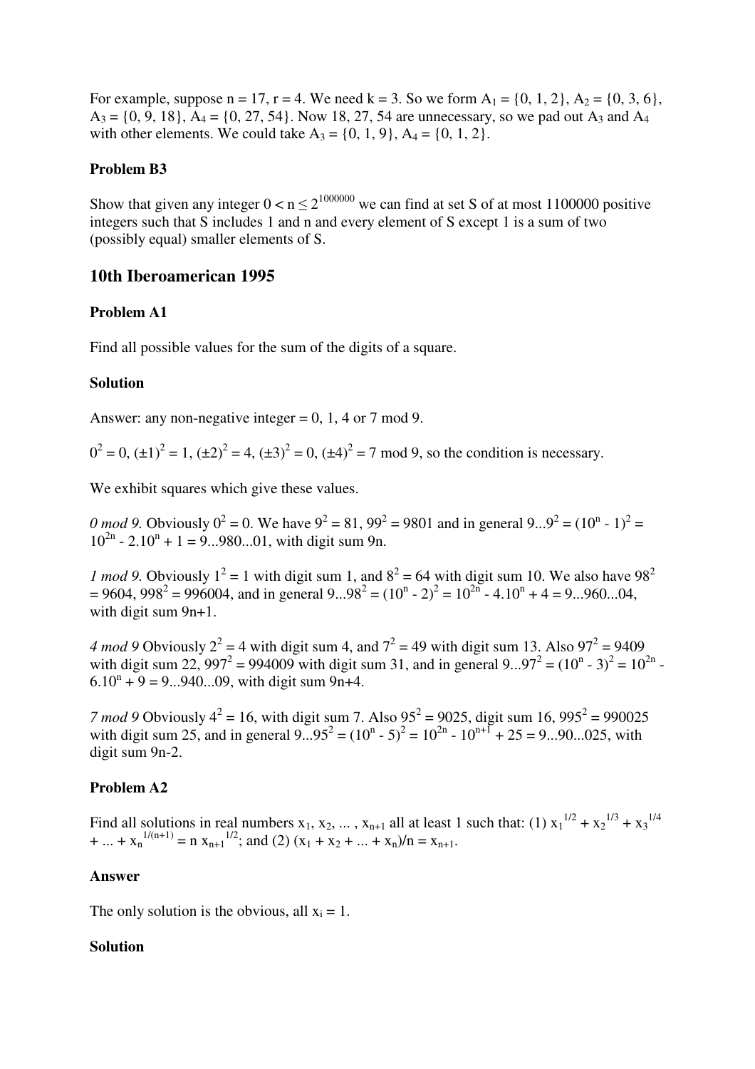For example, suppose n = 17, r = 4. We need k = 3. So we form $A_1 = \{0, 1, 2\}$, $A_2 = \{0, 3, 6\}$, $A_3 = \{0, 9, 18\}$, $A_4 = \{0, 27, 54\}$. Now 18, 27, 54 are unnecessary, so we pad out $A_3$ and $A_4$ with other elements. We could take $A_3 = \{0, 1, 9\}$, $A_4 = \{0, 1, 2\}$.

### Problem B3

Show that given any integer $0 < n \le 2^{1000000}$ we can find at set S of at most 1100000 positive integers such that S includes 1 and n and every element of S except 1 is a sum of two (possibly equal) smaller elements of S.

## 10th Iberoamerican 1995

### Problem A1

Find all possible values for the sum of the digits of a square.

### Solution

Answer: any non-negative integer = 0, 1, 4 or 7 mod 9.

$0^2 = 0$, $(\pm1)^2 = 1$, $(\pm2)^2 = 4$, $(\pm3)^2 = 0$, $(\pm4)^2 = 7$ mod 9, so the condition is necessary.

We exhibit squares which give these values.

*0 mod 9.* Obviously $0^2 = 0$. We have $9^2 = 81$, $99^2 = 9801$ and in general $9...9^2 = (10^n - 1)^2 = 10^{2n} - 2.10^n + 1 = 9...980...01$, with digit sum 9n.

*1 mod 9.* Obviously $1^2 = 1$ with digit sum 1, and $8^2 = 64$ with digit sum 10. We also have $98^2 = 9604$, $998^2 = 996004$, and in general $9...98^2 = (10^n - 2)^2 = 10^{2n} - 4.10^n + 4 = 9...960...04$, with digit sum 9n+1.

*4 mod 9* Obviously $2^2 = 4$ with digit sum 4, and $7^2 = 49$ with digit sum 13. Also $97^2 = 9409$ with digit sum 22, $997^2 = 994009$ with digit sum 31, and in general $9...97^2 = (10^n - 3)^2 = 10^{2n} - 6.10^n + 9 = 9...940...09$, with digit sum 9n+4.

*7 mod 9* Obviously $4^2 = 16$, with digit sum 7. Also $95^2 = 9025$, digit sum 16, $995^2 = 990025$ with digit sum 25, and in general $9...95^2 = (10^n - 5)^2 = 10^{2n} - 10^{n+1} + 25 = 9...90...025$, with digit sum 9n-2.

### Problem A2

Find all solutions in real numbers $x_1, x_2, ... , x_{n+1}$ all at least 1 such that: (1) $x_1^{1/2} + x_2^{1/3} + x_3^{1/4} + ... + x_n^{1/(n+1)} = n\, x_{n+1}^{1/2}$; and (2) $(x_1 + x_2 + ... + x_n)/n = x_{n+1}$.

### Answer

The only solution is the obvious, all $x_i = 1$.

### Solution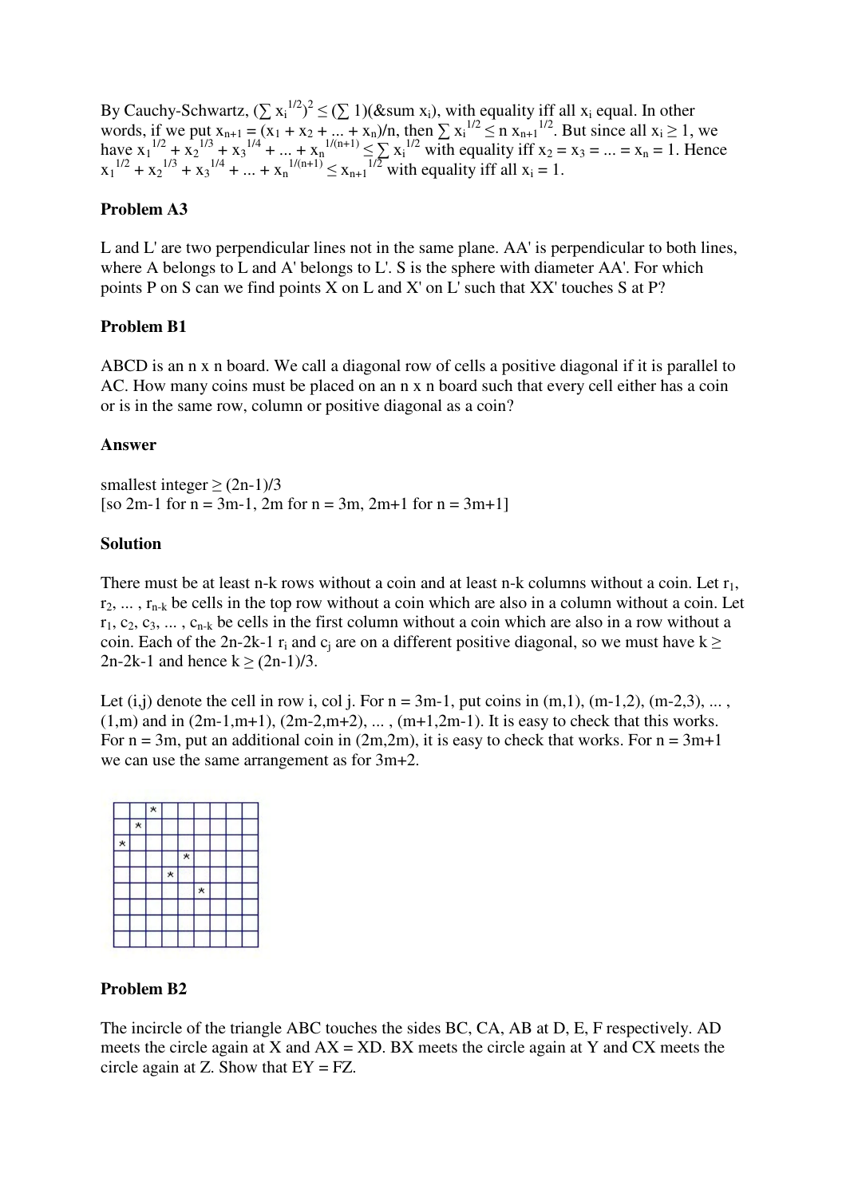By Cauchy-Schwartz, $(\sum x_i^{1/2})^2 \le (\sum 1)(\&sum\ x_i)$, with equality iff all $x_i$ equal. In other words, if we put $x_{n+1} = (x_1 + x_2 + ... + x_n)/n$, then $\sum x_i^{1/2} \le n\, x_{n+1}^{1/2}$. But since all $x_i \ge 1$, we have $x_1^{1/2} + x_2^{1/3} + x_3^{1/4} + ... + x_n^{1/(n+1)} \le \sum x_i^{1/2}$ with equality iff $x_2 = x_3 = ... = x_n = 1$. Hence $x_1^{1/2} + x_2^{1/3} + x_3^{1/4} + ... + x_n^{1/(n+1)} \le x_{n+1}^{1/2}$ with equality iff all $x_i = 1$.

### Problem A3

L and L' are two perpendicular lines not in the same plane. AA' is perpendicular to both lines, where A belongs to L and A' belongs to L'. S is the sphere with diameter AA'. For which points P on S can we find points X on L and X' on L' such that XX' touches S at P?

### Problem B1

ABCD is an n x n board. We call a diagonal row of cells a positive diagonal if it is parallel to AC. How many coins must be placed on an n x n board such that every cell either has a coin or is in the same row, column or positive diagonal as a coin?

### Answer

smallest integer $\ge (2n-1)/3$
[so 2m-1 for n = 3m-1, 2m for n = 3m, 2m+1 for n = 3m+1]

### Solution

There must be at least n-k rows without a coin and at least n-k columns without a coin. Let $r_1, r_2, ... , r_{n-k}$ be cells in the top row without a coin which are also in a column without a coin. Let $r_1, c_2, c_3, ... , c_{n-k}$ be cells in the first column without a coin which are also in a row without a coin. Each of the 2n-2k-1 $r_i$ and $c_j$ are on a different positive diagonal, so we must have $k \ge 2n-2k-1$ and hence $k \ge (2n-1)/3$.

Let (i,j) denote the cell in row i, col j. For n = 3m-1, put coins in (m,1), (m-1,2), (m-2,3), ... , (1,m) and in (2m-1,m+1), (2m-2,m+2), ... , (m+1,2m-1). It is easy to check that this works. For n = 3m, put an additional coin in (2m,2m), it is easy to check that works. For n = 3m+1 we can use the same arrangement as for 3m+2.

### Problem B2

The incircle of the triangle ABC touches the sides BC, CA, AB at D, E, F respectively. AD meets the circle again at X and AX = XD. BX meets the circle again at Y and CX meets the circle again at Z. Show that EY = FZ.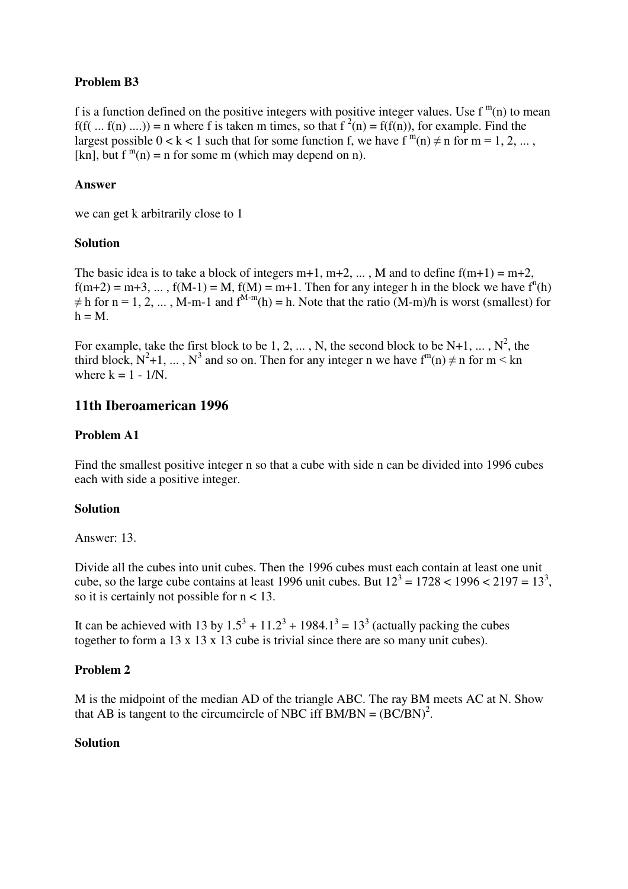**Problem B3**

f is a function defined on the positive integers with positive integer values. Use $f^m(n)$ to mean $f(f( ... f(n) ....)) = n$ where f is taken m times, so that $f^2(n) = f(f(n))$, for example. Find the largest possible $0 < k < 1$ such that for some function f, we have $f^m(n) \neq n$ for m = 1, 2, ... , [kn], but $f^m(n) = n$ for some m (which may depend on n).

**Answer**

we can get k arbitrarily close to 1

**Solution**

The basic idea is to take a block of integers m+1, m+2, ... , M and to define f(m+1) = m+2, f(m+2) = m+3, ... , f(M-1) = M, f(M) = m+1. Then for any integer h in the block we have $f^n(h) \neq h$ for n = 1, 2, ... , M-m-1 and $f^{M-m}(h) = h$. Note that the ratio (M-m)/h is worst (smallest) for h = M.

For example, take the first block to be 1, 2, ... , N, the second block to be N+1, ... , $N^2$, the third block, $N^2+1$, ... , $N^3$ and so on. Then for any integer n we have $f^m(n) \neq n$ for $m < kn$ where $k = 1 - 1/N$.

## 11th Iberoamerican 1996

**Problem A1**

Find the smallest positive integer n so that a cube with side n can be divided into 1996 cubes each with side a positive integer.

**Solution**

Answer: 13.

Divide all the cubes into unit cubes. Then the 1996 cubes must each contain at least one unit cube, so the large cube contains at least 1996 unit cubes. But $12^3 = 1728 < 1996 < 2197 = 13^3$, so it is certainly not possible for n < 13.

It can be achieved with 13 by $1.5^3 + 11.2^3 + 1984.1^3 = 13^3$ (actually packing the cubes together to form a 13 x 13 x 13 cube is trivial since there are so many unit cubes).

**Problem 2**

M is the midpoint of the median AD of the triangle ABC. The ray BM meets AC at N. Show that AB is tangent to the circumcircle of NBC iff $BM/BN = (BC/BN)^2$.

**Solution**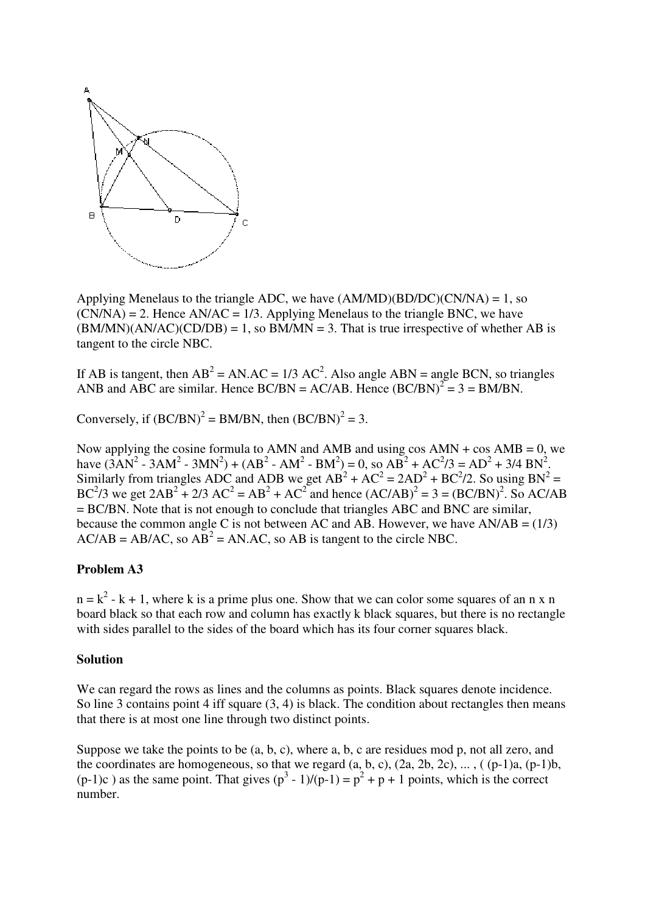Applying Menelaus to the triangle ADC, we have $(AM/MD)(BD/DC)(CN/NA) = 1$, so $(CN/NA) = 2$. Hence $AN/AC = 1/3$. Applying Menelaus to the triangle BNC, we have $(BM/MN)(AN/AC)(CD/DB) = 1$, so $BM/MN = 3$. That is true irrespective of whether AB is tangent to the circle NBC.

If AB is tangent, then $AB^2 = AN.AC = 1/3\ AC^2$. Also angle ABN = angle BCN, so triangles ANB and ABC are similar. Hence $BC/BN = AC/AB$. Hence $(BC/BN)^2 = 3 = BM/BN$.

Conversely, if $(BC/BN)^2 = BM/BN$, then $(BC/BN)^2 = 3$.

Now applying the cosine formula to AMN and AMB and using $\cos AMN + \cos AMB = 0$, we have $(3AN^2 - 3AM^2 - 3MN^2) + (AB^2 - AM^2 - BM^2) = 0$, so $AB^2 + AC^2/3 = AD^2 + 3/4\ BN^2$. Similarly from triangles ADC and ADB we get $AB^2 + AC^2 = 2AD^2 + BC^2/2$. So using $BN^2 = BC^2/3$ we get $2AB^2 + 2/3\ AC^2 = AB^2 + AC^2$ and hence $(AC/AB)^2 = 3 = (BC/BN)^2$. So $AC/AB = BC/BN$. Note that is not enough to conclude that triangles ABC and BNC are similar, because the common angle C is not between AC and AB. However, we have $AN/AB = (1/3)\ AC/AB = AB/AC$, so $AB^2 = AN.AC$, so AB is tangent to the circle NBC.

**Problem A3**

$n = k^2 - k + 1$, where k is a prime plus one. Show that we can color some squares of an n x n board black so that each row and column has exactly k black squares, but there is no rectangle with sides parallel to the sides of the board which has its four corner squares black.

**Solution**

We can regard the rows as lines and the columns as points. Black squares denote incidence. So line 3 contains point 4 iff square (3, 4) is black. The condition about rectangles then means that there is at most one line through two distinct points.

Suppose we take the points to be (a, b, c), where a, b, c are residues mod p, not all zero, and the coordinates are homogeneous, so that we regard (a, b, c), (2a, 2b, 2c), ... , ( (p-1)a, (p-1)b, (p-1)c ) as the same point. That gives $(p^3 - 1)/(p-1) = p^2 + p + 1$ points, which is the correct number.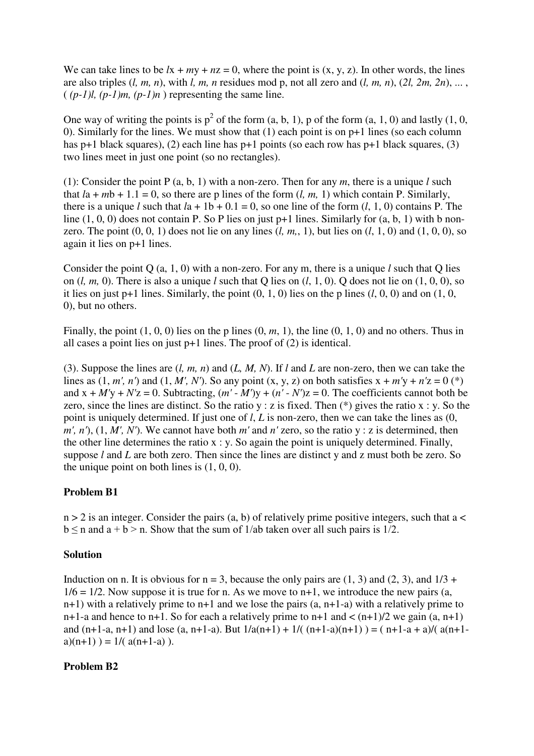We can take lines to be $lx + my + nz = 0$, where the point is (x, y, z). In other words, the lines are also triples ($l$, $m$, $n$), with $l$, $m$, $n$ residues mod p, not all zero and ($l$, $m$, $n$), ($2l$, $2m$, $2n$), ... , ( $(p-1)l$, $(p-1)m$, $(p-1)n$ ) representing the same line.

One way of writing the points is $p^2$ of the form (a, b, 1), p of the form (a, 1, 0) and lastly (1, 0, 0). Similarly for the lines. We must show that (1) each point is on p+1 lines (so each column has p+1 black squares), (2) each line has p+1 points (so each row has p+1 black squares, (3) two lines meet in just one point (so no rectangles).

(1): Consider the point P (a, b, 1) with a non-zero. Then for any $m$, there is a unique $l$ such that $la + mb + 1.1 = 0$, so there are p lines of the form ($l$, $m$, 1) which contain P. Similarly, there is a unique $l$ such that $la + 1b + 0.1 = 0$, so one line of the form ($l$, 1, 0) contains P. The line (1, 0, 0) does not contain P. So P lies on just p+1 lines. Similarly for (a, b, 1) with b non-zero. The point (0, 0, 1) does not lie on any lines ($l$, $m$,, 1), but lies on ($l$, 1, 0) and (1, 0, 0), so again it lies on p+1 lines.

Consider the point Q (a, 1, 0) with a non-zero. For any m, there is a unique $l$ such that Q lies on ($l$, $m$, 0). There is also a unique $l$ such that Q lies on ($l$, 1, 0). Q does not lie on (1, 0, 0), so it lies on just p+1 lines. Similarly, the point (0, 1, 0) lies on the p lines ($l$, 0, 0) and on (1, 0, 0), but no others.

Finally, the point (1, 0, 0) lies on the p lines (0, $m$, 1), the line (0, 1, 0) and no others. Thus in all cases a point lies on just p+1 lines. The proof of (2) is identical.

(3). Suppose the lines are ($l$, $m$, $n$) and ($L$, $M$, $N$). If $l$ and $L$ are non-zero, then we can take the lines as (1, $m'$, $n'$) and (1, $M'$, $N'$). So any point (x, y, z) on both satisfies $x + m'y + n'z = 0$ (*) and $x + M'y + N'z = 0$. Subtracting, $(m' - M')y + (n' - N')z = 0$. The coefficients cannot both be zero, since the lines are distinct. So the ratio y : z is fixed. Then (*) gives the ratio x : y. So the point is uniquely determined. If just one of $l$, $L$ is non-zero, then we can take the lines as (0, $m'$, $n'$), (1, $M'$, $N'$). We cannot have both $m'$ and $n'$ zero, so the ratio y : z is determined, then the other line determines the ratio x : y. So again the point is uniquely determined. Finally, suppose $l$ and $L$ are both zero. Then since the lines are distinct y and z must both be zero. So the unique point on both lines is (1, 0, 0).

### Problem B1

$n > 2$ is an integer. Consider the pairs (a, b) of relatively prime positive integers, such that $a < b \le n$ and $a + b > n$. Show that the sum of $1/ab$ taken over all such pairs is 1/2.

### Solution

Induction on n. It is obvious for n = 3, because the only pairs are (1, 3) and (2, 3), and $1/3 + 1/6 = 1/2$. Now suppose it is true for n. As we move to n+1, we introduce the new pairs (a, n+1) with a relatively prime to n+1 and we lose the pairs (a, n+1-a) with a relatively prime to n+1-a and hence to n+1. So for each a relatively prime to n+1 and < (n+1)/2 we gain (a, n+1) and (n+1-a, n+1) and lose (a, n+1-a). But $1/a(n+1) + 1/( (n+1-a)(n+1) ) = ( n+1-a + a)/( a(n+1-a)(n+1) ) = 1/( a(n+1-a) )$.

### Problem B2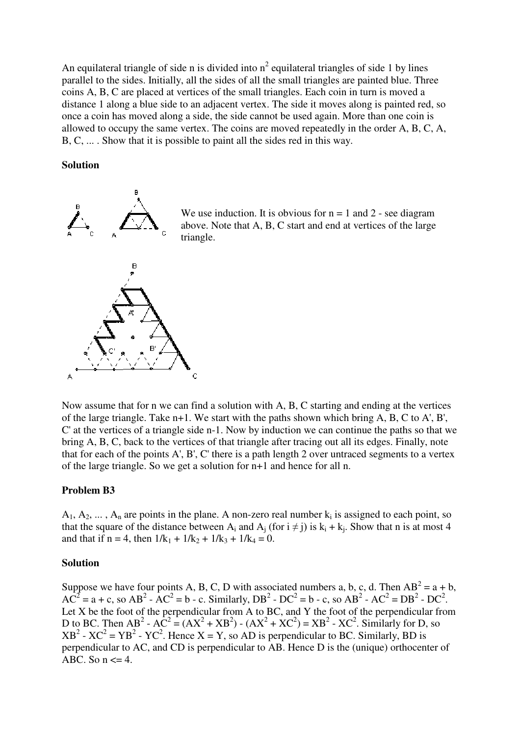An equilateral triangle of side n is divided into $n^2$ equilateral triangles of side 1 by lines parallel to the sides. Initially, all the sides of all the small triangles are painted blue. Three coins A, B, C are placed at vertices of the small triangles. Each coin in turn is moved a distance 1 along a blue side to an adjacent vertex. The side it moves along is painted red, so once a coin has moved along a side, the side cannot be used again. More than one coin is allowed to occupy the same vertex. The coins are moved repeatedly in the order A, B, C, A, B, C, ... . Show that it is possible to paint all the sides red in this way.

**Solution**

We use induction. It is obvious for n = 1 and 2 - see diagram above. Note that A, B, C start and end at vertices of the large triangle.

Now assume that for n we can find a solution with A, B, C starting and ending at the vertices of the large triangle. Take n+1. We start with the paths shown which bring A, B, C to A', B', C' at the vertices of a triangle side n-1. Now by induction we can continue the paths so that we bring A, B, C, back to the vertices of that triangle after tracing out all its edges. Finally, note that for each of the points A', B', C' there is a path length 2 over untraced segments to a vertex of the large triangle. So we get a solution for n+1 and hence for all n.

**Problem B3**

$A_1, A_2, \dots, A_n$ are points in the plane. A non-zero real number $k_i$ is assigned to each point, so that the square of the distance between $A_i$ and $A_j$ (for $i \neq j$) is $k_i + k_j$. Show that n is at most 4 and that if n = 4, then $1/k_1 + 1/k_2 + 1/k_3 + 1/k_4 = 0$.

**Solution**

Suppose we have four points A, B, C, D with associated numbers a, b, c, d. Then $AB^2 = a + b$, $AC^2 = a + c$, so $AB^2 - AC^2 = b - c$. Similarly, $DB^2 - DC^2 = b - c$, so $AB^2 - AC^2 = DB^2 - DC^2$. Let X be the foot of the perpendicular from A to BC, and Y the foot of the perpendicular from D to BC. Then $AB^2 - AC^2 = (AX^2 + XB^2) - (AX^2 + XC^2) = XB^2 - XC^2$. Similarly for D, so $XB^2 - XC^2 = YB^2 - YC^2$. Hence X = Y, so AD is perpendicular to BC. Similarly, BD is perpendicular to AC, and CD is perpendicular to AB. Hence D is the (unique) orthocenter of ABC. So $n \le 4$.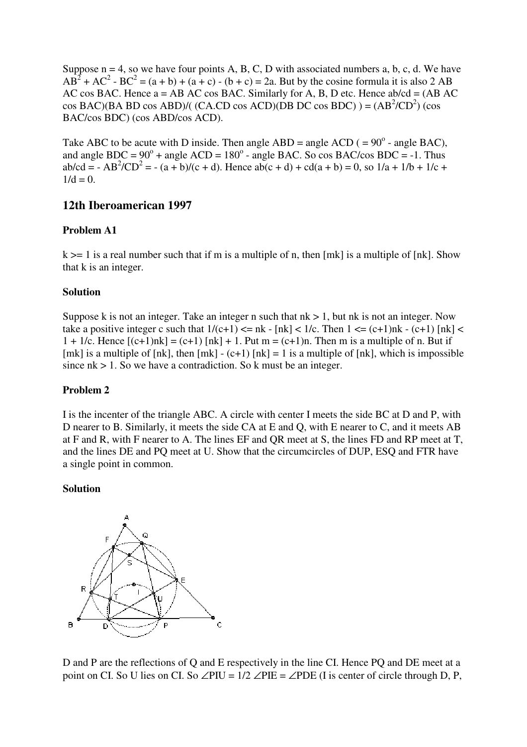Suppose n = 4, so we have four points A, B, C, D with associated numbers a, b, c, d. We have $AB^2 + AC^2 - BC^2 = (a + b) + (a + c) - (b + c) = 2a$. But by the cosine formula it is also 2 AB AC cos BAC. Hence a = AB AC cos BAC. Similarly for A, B, D etc. Hence ab/cd = (AB AC cos BAC)(BA BD cos ABD)/( (CA.CD cos ACD)(DB DC cos BDC) ) = $(AB^2/CD^2)$ (cos BAC/cos BDC) (cos ABD/cos ACD).

Take ABC to be acute with D inside. Then angle ABD = angle ACD ( = $90^o$ - angle BAC), and angle BDC = $90^o$ + angle ACD = $180^o$ - angle BAC. So cos BAC/cos BDC = -1. Thus ab/cd = - $AB^2/CD^2$ = - (a + b)/(c + d). Hence ab(c + d) + cd(a + b) = 0, so 1/a + 1/b + 1/c + 1/d = 0.

## 12th Iberoamerican 1997

### Problem A1

k >= 1 is a real number such that if m is a multiple of n, then [mk] is a multiple of [nk]. Show that k is an integer.

### Solution

Suppose k is not an integer. Take an integer n such that nk > 1, but nk is not an integer. Now take a positive integer c such that 1/(c+1) <= nk - [nk] < 1/c. Then 1 <= (c+1)nk - (c+1) [nk] < 1 + 1/c. Hence [(c+1)nk] = (c+1) [nk] + 1. Put m = (c+1)n. Then m is a multiple of n. But if [mk] is a multiple of [nk], then [mk] - (c+1) [nk] = 1 is a multiple of [nk], which is impossible since nk > 1. So we have a contradiction. So k must be an integer.

### Problem 2

I is the incenter of the triangle ABC. A circle with center I meets the side BC at D and P, with D nearer to B. Similarly, it meets the side CA at E and Q, with E nearer to C, and it meets AB at F and R, with F nearer to A. The lines EF and QR meet at S, the lines FD and RP meet at T, and the lines DE and PQ meet at U. Show that the circumcircles of DUP, ESQ and FTR have a single point in common.

### Solution

D and P are the reflections of Q and E respectively in the line CI. Hence PQ and DE meet at a point on CI. So U lies on CI. So ∠PIU = 1/2 ∠PIE = ∠PDE (I is center of circle through D, P,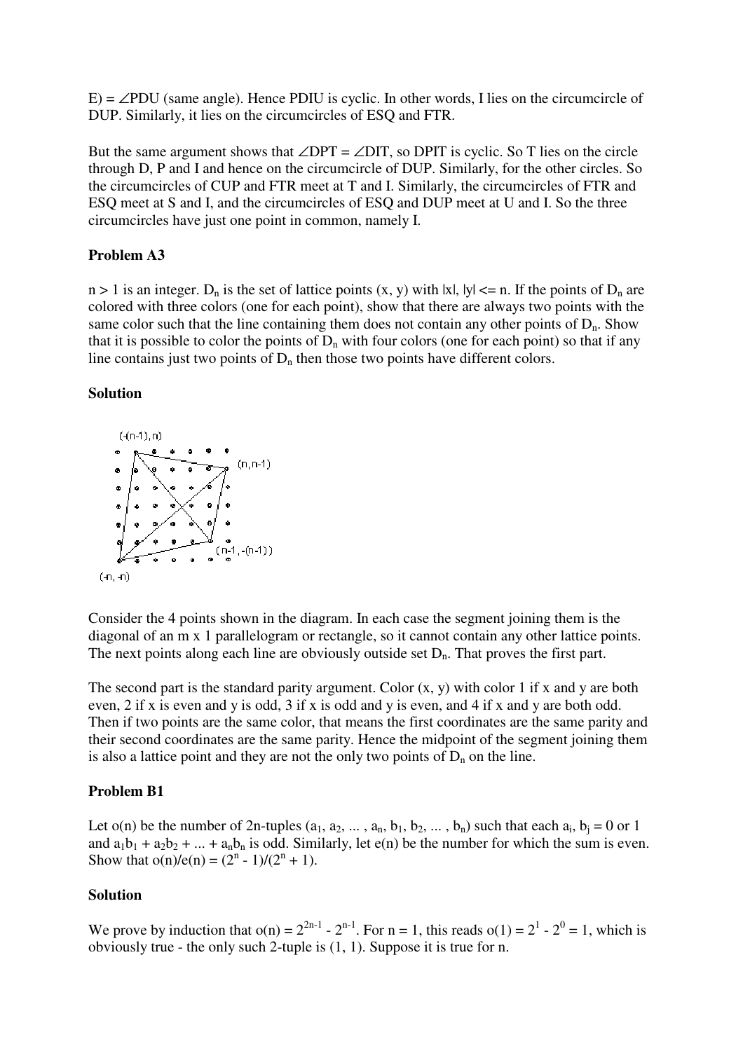E) = $\angle$PDU (same angle). Hence PDIU is cyclic. In other words, I lies on the circumcircle of DUP. Similarly, it lies on the circumcircles of ESQ and FTR.

But the same argument shows that $\angle$DPT = $\angle$DIT, so DPIT is cyclic. So T lies on the circle through D, P and I and hence on the circumcircle of DUP. Similarly, for the other circles. So the circumcircles of CUP and FTR meet at T and I. Similarly, the circumcircles of FTR and ESQ meet at S and I, and the circumcircles of ESQ and DUP meet at U and I. So the three circumcircles have just one point in common, namely I.

**Problem A3**

$n > 1$ is an integer. $D_n$ is the set of lattice points $(x, y)$ with $|x|, |y| <= n$. If the points of $D_n$ are colored with three colors (one for each point), show that there are always two points with the same color such that the line containing them does not contain any other points of $D_n$. Show that it is possible to color the points of $D_n$ with four colors (one for each point) so that if any line contains just two points of $D_n$ then those two points have different colors.

**Solution**

Consider the 4 points shown in the diagram. In each case the segment joining them is the diagonal of an m x 1 parallelogram or rectangle, so it cannot contain any other lattice points. The next points along each line are obviously outside set $D_n$. That proves the first part.

The second part is the standard parity argument. Color $(x, y)$ with color 1 if x and y are both even, 2 if x is even and y is odd, 3 if x is odd and y is even, and 4 if x and y are both odd. Then if two points are the same color, that means the first coordinates are the same parity and their second coordinates are the same parity. Hence the midpoint of the segment joining them is also a lattice point and they are not the only two points of $D_n$ on the line.

**Problem B1**

Let $o(n)$ be the number of 2n-tuples $(a_1, a_2, \dots, a_n, b_1, b_2, \dots, b_n)$ such that each $a_i, b_j = 0$ or 1 and $a_1b_1 + a_2b_2 + \dots + a_nb_n$ is odd. Similarly, let $e(n)$ be the number for which the sum is even. Show that $o(n)/e(n) = (2^n - 1)/(2^n + 1)$.

**Solution**

We prove by induction that $o(n) = 2^{2n-1} - 2^{n-1}$. For n = 1, this reads $o(1) = 2^1 - 2^0 = 1$, which is obviously true - the only such 2-tuple is (1, 1). Suppose it is true for n.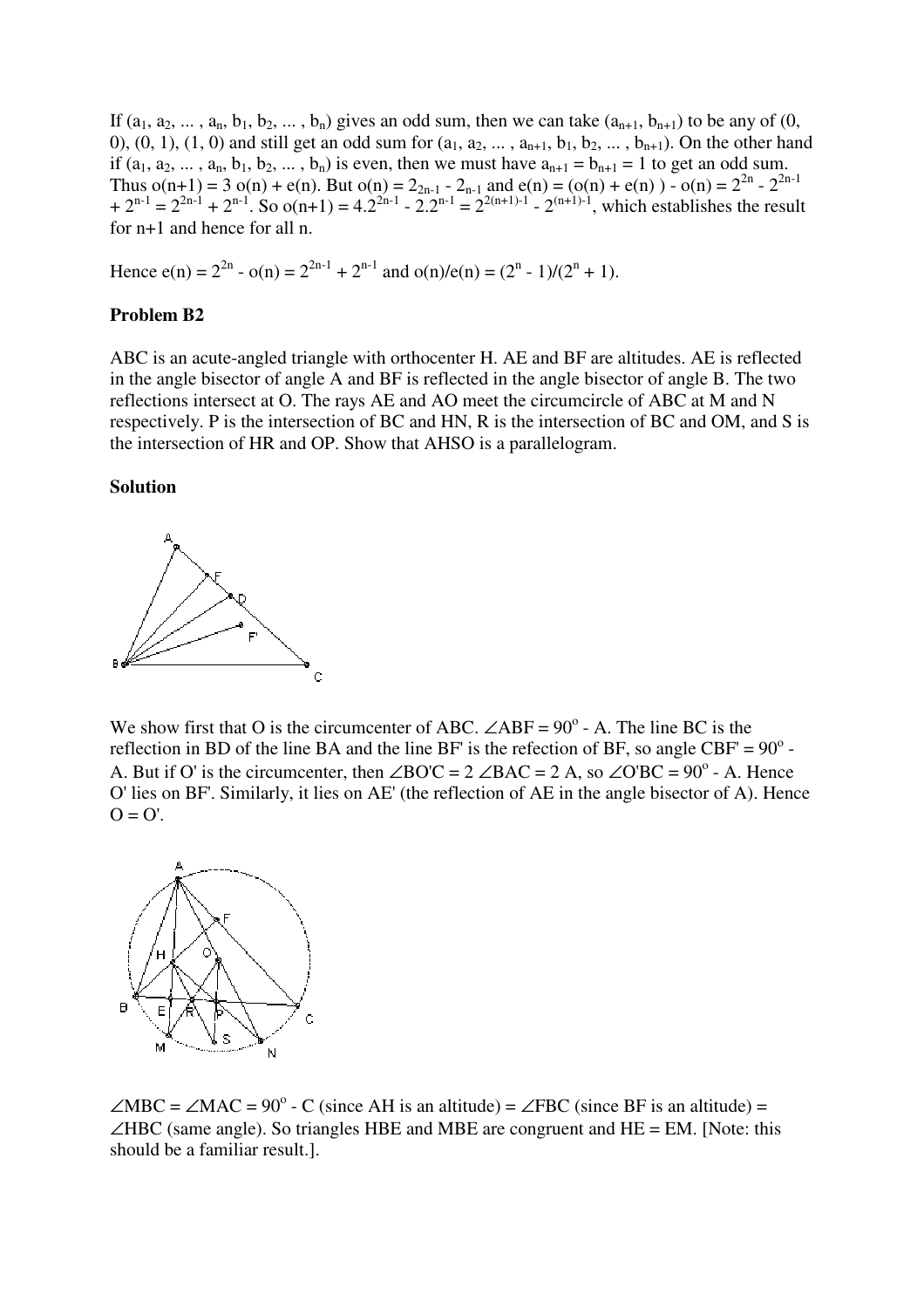If $(a_1, a_2, \ldots, a_n, b_1, b_2, \ldots, b_n)$ gives an odd sum, then we can take $(a_{n+1}, b_{n+1})$ to be any of (0, 0), (0, 1), (1, 0) and still get an odd sum for $(a_1, a_2, \ldots, a_{n+1}, b_1, b_2, \ldots, b_{n+1})$. On the other hand if $(a_1, a_2, \ldots, a_n, b_1, b_2, \ldots, b_n)$ is even, then we must have $a_{n+1} = b_{n+1} = 1$ to get an odd sum. Thus $o(n+1) = 3\ o(n) + e(n)$. But $o(n) = 2_{2n-1} - 2_{n-1}$ and $e(n) = (o(n) + e(n)\ ) - o(n) = 2^{2n} - 2^{2n-1} + 2^{n-1} = 2^{2n-1} + 2^{n-1}$. So $o(n+1) = 4.2^{2n-1} - 2.2^{n-1} = 2^{2(n+1)-1} - 2^{(n+1)-1}$, which establishes the result for n+1 and hence for all n.

Hence $e(n) = 2^{2n} - o(n) = 2^{2n-1} + 2^{n-1}$ and $o(n)/e(n) = (2^n - 1)/(2^n + 1)$.

**Problem B2**

ABC is an acute-angled triangle with orthocenter H. AE and BF are altitudes. AE is reflected in the angle bisector of angle A and BF is reflected in the angle bisector of angle B. The two reflections intersect at O. The rays AE and AO meet the circumcircle of ABC at M and N respectively. P is the intersection of BC and HN, R is the intersection of BC and OM, and S is the intersection of HR and OP. Show that AHSO is a parallelogram.

**Solution**

We show first that O is the circumcenter of ABC. $\angle ABF = 90^o - A$. The line BC is the reflection in BD of the line BA and the line BF' is the refection of BF, so angle $CBF' = 90^o - A$. But if O' is the circumcenter, then $\angle BO'C = 2\ \angle BAC = 2\ A$, so $\angle O'BC = 90^o - A$. Hence O' lies on BF'. Similarly, it lies on AE' (the reflection of AE in the angle bisector of A). Hence O = O'.

$\angle MBC = \angle MAC = 90^o - C$ (since AH is an altitude) $= \angle FBC$ (since BF is an altitude) $= \angle HBC$ (same angle). So triangles HBE and MBE are congruent and HE = EM. [Note: this should be a familiar result.].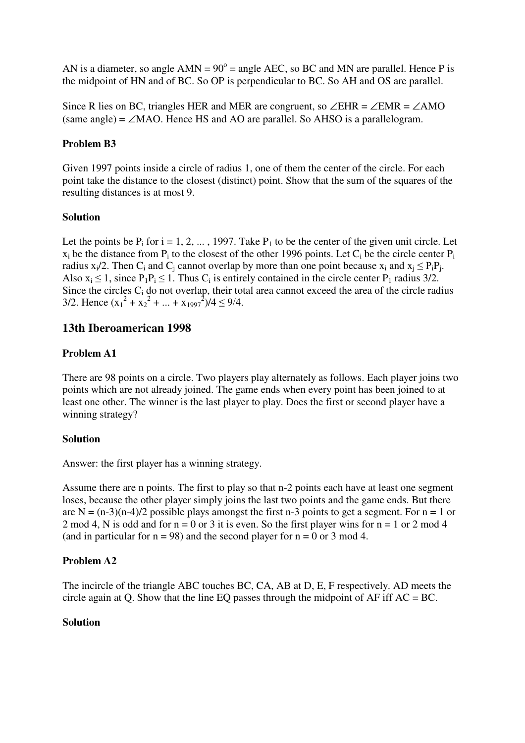AN is a diameter, so angle AMN = $90^o$ = angle AEC, so BC and MN are parallel. Hence P is the midpoint of HN and of BC. So OP is perpendicular to BC. So AH and OS are parallel.

Since R lies on BC, triangles HER and MER are congruent, so ∠EHR = ∠EMR = ∠AMO (same angle) = ∠MAO. Hence HS and AO are parallel. So AHSO is a parallelogram.

### Problem B3

Given 1997 points inside a circle of radius 1, one of them the center of the circle. For each point take the distance to the closest (distinct) point. Show that the sum of the squares of the resulting distances is at most 9.

### Solution

Let the points be $P_i$ for i = 1, 2, ... , 1997. Take $P_1$ to be the center of the given unit circle. Let $x_i$ be the distance from $P_i$ to the closest of the other 1996 points. Let $C_i$ be the circle center $P_i$ radius $x_i/2$. Then $C_i$ and $C_j$ cannot overlap by more than one point because $x_i$ and $x_j \le P_iP_j$. Also $x_i \le 1$, since $P_1P_i \le 1$. Thus $C_i$ is entirely contained in the circle center $P_1$ radius 3/2. Since the circles $C_i$ do not overlap, their total area cannot exceed the area of the circle radius 3/2. Hence $(x_1^2 + x_2^2 + ... + x_{1997}^2)/4 \le 9/4$.

## 13th Iberoamerican 1998

### Problem A1

There are 98 points on a circle. Two players play alternately as follows. Each player joins two points which are not already joined. The game ends when every point has been joined to at least one other. The winner is the last player to play. Does the first or second player have a winning strategy?

### Solution

Answer: the first player has a winning strategy.

Assume there are n points. The first to play so that n-2 points each have at least one segment loses, because the other player simply joins the last two points and the game ends. But there are N = (n-3)(n-4)/2 possible plays amongst the first n-3 points to get a segment. For n = 1 or 2 mod 4, N is odd and for n = 0 or 3 it is even. So the first player wins for n = 1 or 2 mod 4 (and in particular for n = 98) and the second player for n = 0 or 3 mod 4.

### Problem A2

The incircle of the triangle ABC touches BC, CA, AB at D, E, F respectively. AD meets the circle again at Q. Show that the line EQ passes through the midpoint of AF iff AC = BC.

### Solution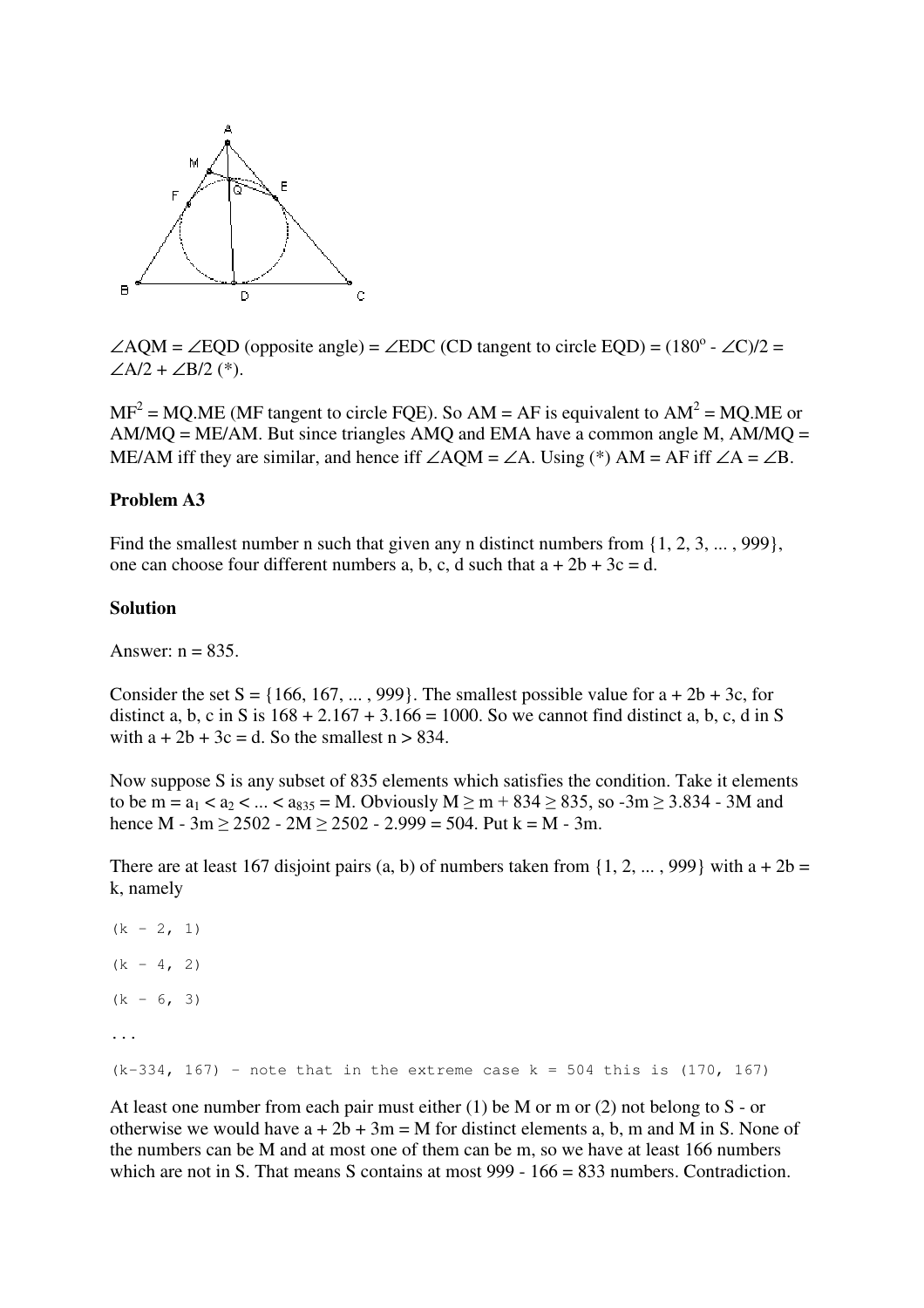$\angle AQM = \angle EQD$ (opposite angle) $= \angle EDC$ (CD tangent to circle EQD) $= (180^o - \angle C)/2 = \angle A/2 + \angle B/2$ (*).

$MF^2 = MQ.ME$ (MF tangent to circle FQE). So $AM = AF$ is equivalent to $AM^2 = MQ.ME$ or $AM/MQ = ME/AM$. But since triangles AMQ and EMA have a common angle M, $AM/MQ = ME/AM$ iff they are similar, and hence iff $\angle AQM = \angle A$. Using (*) $AM = AF$ iff $\angle A = \angle B$.

**Problem A3**

Find the smallest number n such that given any n distinct numbers from {1, 2, 3, ... , 999}, one can choose four different numbers a, b, c, d such that $a + 2b + 3c = d$.

**Solution**

Answer: $n = 835$.

Consider the set S = {166, 167, ... , 999}. The smallest possible value for $a + 2b + 3c$, for distinct a, b, c in S is $168 + 2.167 + 3.166 = 1000$. So we cannot find distinct a, b, c, d in S with $a + 2b + 3c = d$. So the smallest $n > 834$.

Now suppose S is any subset of 835 elements which satisfies the condition. Take it elements to be $m = a_1 < a_2 < ... < a_{835} = M$. Obviously $M \geq m + 834 \geq 835$, so $-3m \geq 3.834 - 3M$ and hence $M - 3m \geq 2502 - 2M \geq 2502 - 2.999 = 504$. Put $k = M - 3m$.

There are at least 167 disjoint pairs (a, b) of numbers taken from {1, 2, ... , 999} with $a + 2b = k$, namely

```
(k - 2, 1)

(k - 4, 2)

(k - 6, 3)

...

(k-334, 167) - note that in the extreme case k = 504 this is (170, 167)
```

At least one number from each pair must either (1) be M or m or (2) not belong to S - or otherwise we would have $a + 2b + 3m = M$ for distinct elements a, b, m and M in S. None of the numbers can be M and at most one of them can be m, so we have at least 166 numbers which are not in S. That means S contains at most $999 - 166 = 833$ numbers. Contradiction.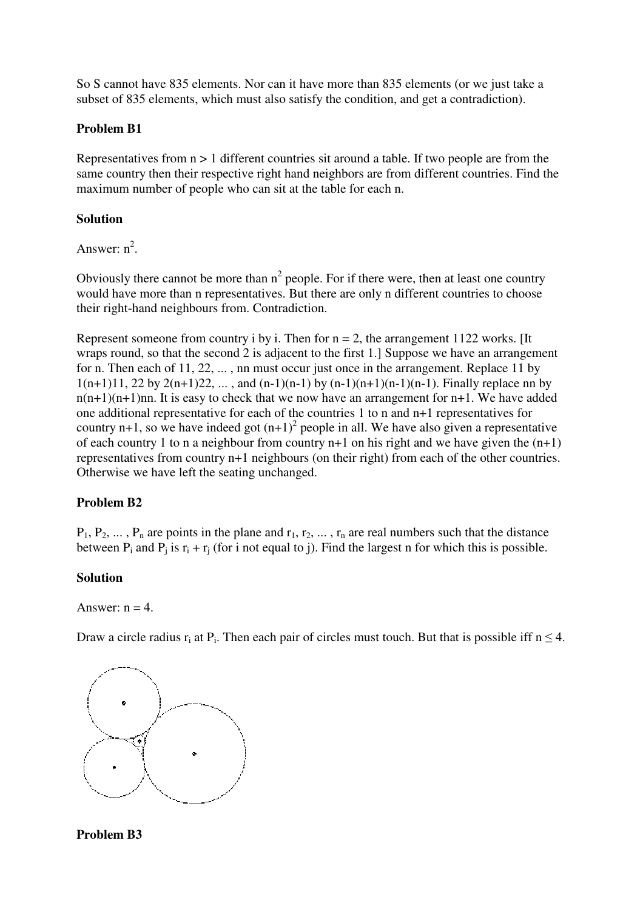So S cannot have 835 elements. Nor can it have more than 835 elements (or we just take a subset of 835 elements, which must also satisfy the condition, and get a contradiction).

**Problem B1**

Representatives from $n > 1$ different countries sit around a table. If two people are from the same country then their respective right hand neighbors are from different countries. Find the maximum number of people who can sit at the table for each n.

**Solution**

Answer: $n^2$.

Obviously there cannot be more than $n^2$ people. For if there were, then at least one country would have more than n representatives. But there are only n different countries to choose their right-hand neighbours from. Contradiction.

Represent someone from country i by i. Then for $n = 2$, the arrangement 1122 works. [It wraps round, so that the second 2 is adjacent to the first 1.] Suppose we have an arrangement for n. Then each of 11, 22, ... , nn must occur just once in the arrangement. Replace 11 by $1(n+1)11$, 22 by $2(n+1)22$, ... , and $(n-1)(n-1)$ by $(n-1)(n+1)(n-1)(n-1)$. Finally replace nn by $n(n+1)(n+1)nn$. It is easy to check that we now have an arrangement for n+1. We have added one additional representative for each of the countries 1 to n and n+1 representatives for country n+1, so we have indeed got $(n+1)^2$ people in all. We have also given a representative of each country 1 to n a neighbour from country n+1 on his right and we have given the (n+1) representatives from country n+1 neighbours (on their right) from each of the other countries. Otherwise we have left the seating unchanged.

**Problem B2**

$P_1, P_2, \ldots , P_n$ are points in the plane and $r_1, r_2, \ldots , r_n$ are real numbers such that the distance between $P_i$ and $P_j$ is $r_i + r_j$ (for i not equal to j). Find the largest n for which this is possible.

**Solution**

Answer: $n = 4$.

Draw a circle radius $r_i$ at $P_i$. Then each pair of circles must touch. But that is possible iff $n \leq 4$.

**Problem B3**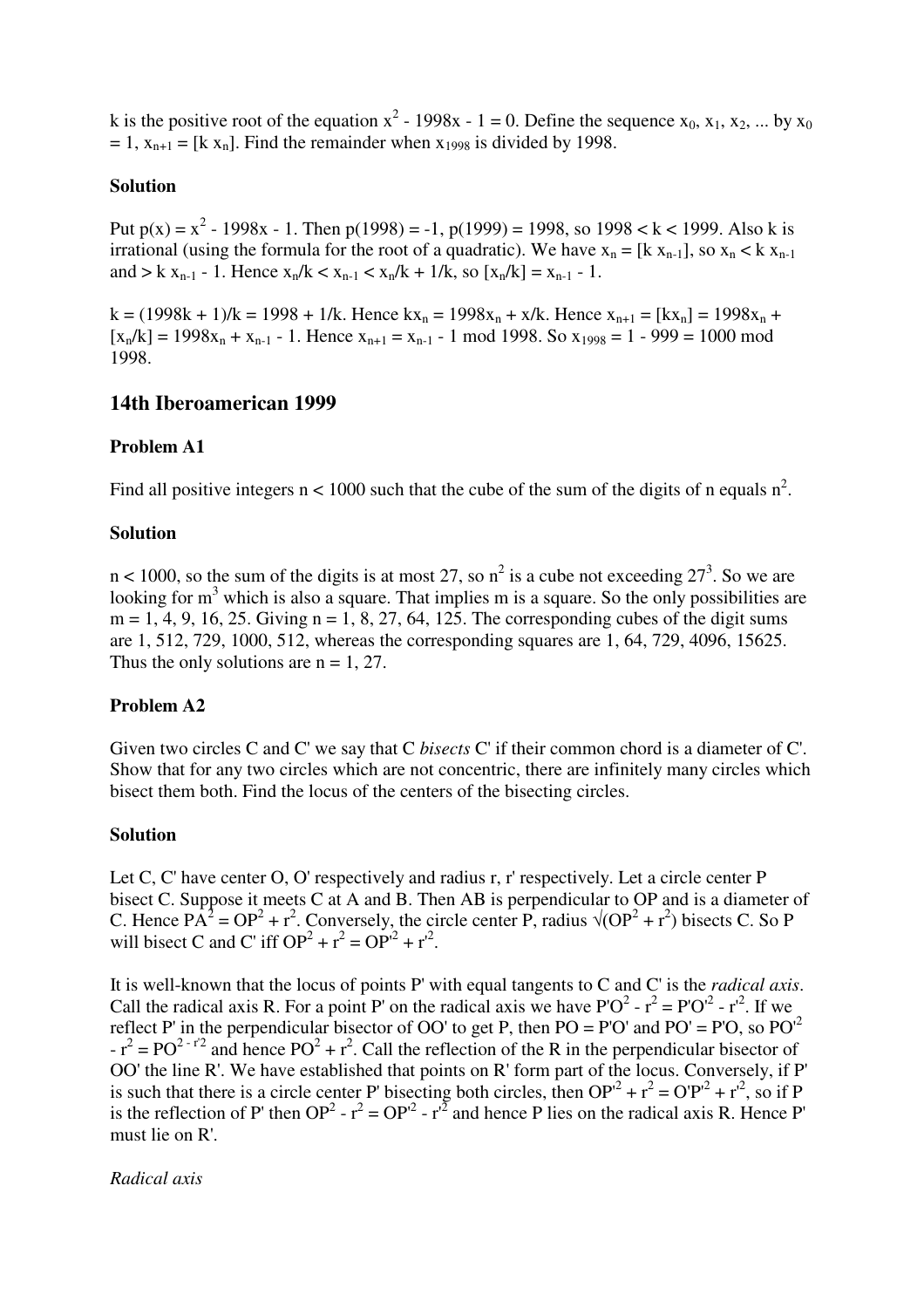k is the positive root of the equation $x^2 - 1998x - 1 = 0$. Define the sequence $x_0, x_1, x_2, \dots$ by $x_0 = 1$, $x_{n+1} = [k x_n]$. Find the remainder when $x_{1998}$ is divided by 1998.

**Solution**

Put $p(x) = x^2 - 1998x - 1$. Then $p(1998) = -1$, $p(1999) = 1998$, so $1998 < k < 1999$. Also k is irrational (using the formula for the root of a quadratic). We have $x_n = [k x_{n-1}]$, so $x_n < k x_{n-1}$ and $> k x_{n-1} - 1$. Hence $x_n/k < x_{n-1} < x_n/k + 1/k$, so $[x_n/k] = x_{n-1} - 1$.

$k = (1998k + 1)/k = 1998 + 1/k$. Hence $kx_n = 1998x_n + x/k$. Hence $x_{n+1} = [kx_n] = 1998x_n + [x_n/k] = 1998x_n + x_{n-1} - 1$. Hence $x_{n+1} = x_{n-1} - 1 \bmod 1998$. So $x_{1998} = 1 - 999 = 1000 \bmod 1998$.

## 14th Iberoamerican 1999

### Problem A1

Find all positive integers $n < 1000$ such that the cube of the sum of the digits of n equals $n^2$.

**Solution**

$n < 1000$, so the sum of the digits is at most 27, so $n^2$ is a cube not exceeding $27^3$. So we are looking for $m^3$ which is also a square. That implies m is a square. So the only possibilities are $m = 1, 4, 9, 16, 25$. Giving $n = 1, 8, 27, 64, 125$. The corresponding cubes of the digit sums are 1, 512, 729, 1000, 512, whereas the corresponding squares are 1, 64, 729, 4096, 15625. Thus the only solutions are $n = 1, 27$.

### Problem A2

Given two circles C and C' we say that C *bisects* C' if their common chord is a diameter of C'. Show that for any two circles which are not concentric, there are infinitely many circles which bisect them both. Find the locus of the centers of the bisecting circles.

**Solution**

Let C, C' have center O, O' respectively and radius r, r' respectively. Let a circle center P bisect C. Suppose it meets C at A and B. Then AB is perpendicular to OP and is a diameter of C. Hence $PA^2 = OP^2 + r^2$. Conversely, the circle center P, radius $\sqrt{(OP^2 + r^2)}$ bisects C. So P will bisect C and C' iff $OP^2 + r^2 = OP'^2 + r'^2$.

It is well-known that the locus of points P' with equal tangents to C and C' is the *radical axis*. Call the radical axis R. For a point P' on the radical axis we have $P'O^2 - r^2 = P'O'^2 - r'^2$. If we reflect P' in the perpendicular bisector of OO' to get P, then $PO = P'O'$ and $PO' = P'O$, so $PO'^2 - r^2 = PO^{2 - r'2}$ and hence $PO^2 + r^2$. Call the reflection of the R in the perpendicular bisector of OO' the line R'. We have established that points on R' form part of the locus. Conversely, if P' is such that there is a circle center P' bisecting both circles, then $OP'^2 + r^2 = O'P'^2 + r'^2$, so if P is the reflection of P' then $OP^2 - r^2 = OP'^2 - r'^2$ and hence P lies on the radical axis R. Hence P' must lie on R'.

*Radical axis*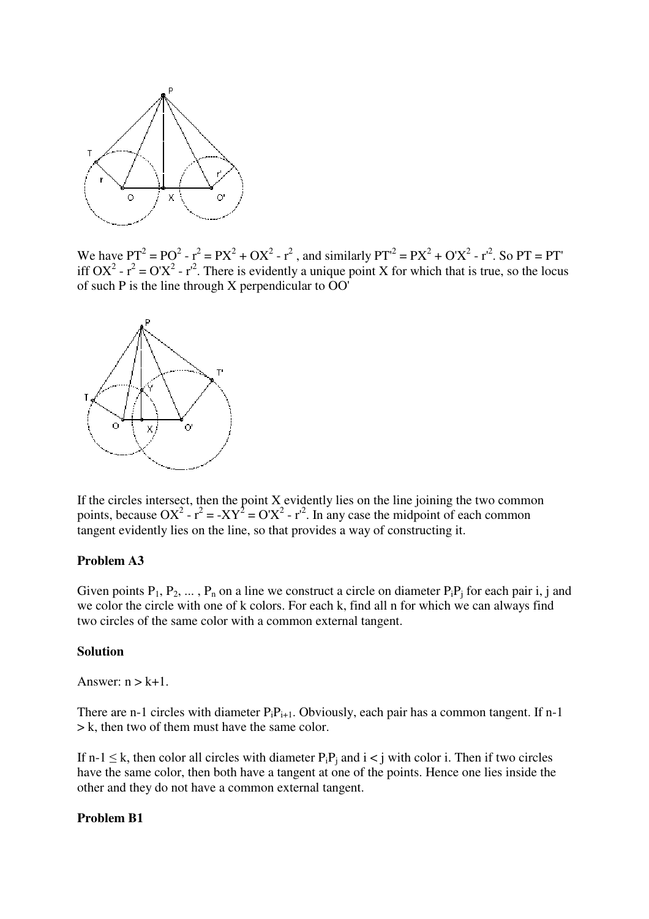We have $PT^2 = PO^2 - r^2 = PX^2 + OX^2 - r^2$ , and similarly $PT'^2 = PX^2 + O'X^2 - r'^2$. So PT = PT' iff $OX^2 - r^2 = O'X^2 - r'^2$. There is evidently a unique point X for which that is true, so the locus of such P is the line through X perpendicular to OO'

If the circles intersect, then the point X evidently lies on the line joining the two common points, because $OX^2 - r^2 = -XY^2 = O'X^2 - r'^2$. In any case the midpoint of each common tangent evidently lies on the line, so that provides a way of constructing it.

### Problem A3

Given points $P_1, P_2, \dots , P_n$ on a line we construct a circle on diameter $P_iP_j$ for each pair i, j and we color the circle with one of k colors. For each k, find all n for which we can always find two circles of the same color with a common external tangent.

### Solution

Answer: $n > k+1$.

There are n-1 circles with diameter $P_iP_{i+1}$. Obviously, each pair has a common tangent. If $n-1 > k$, then two of them must have the same color.

If $n-1 \le k$, then color all circles with diameter $P_iP_j$ and $i < j$ with color i. Then if two circles have the same color, then both have a tangent at one of the points. Hence one lies inside the other and they do not have a common external tangent.

### Problem B1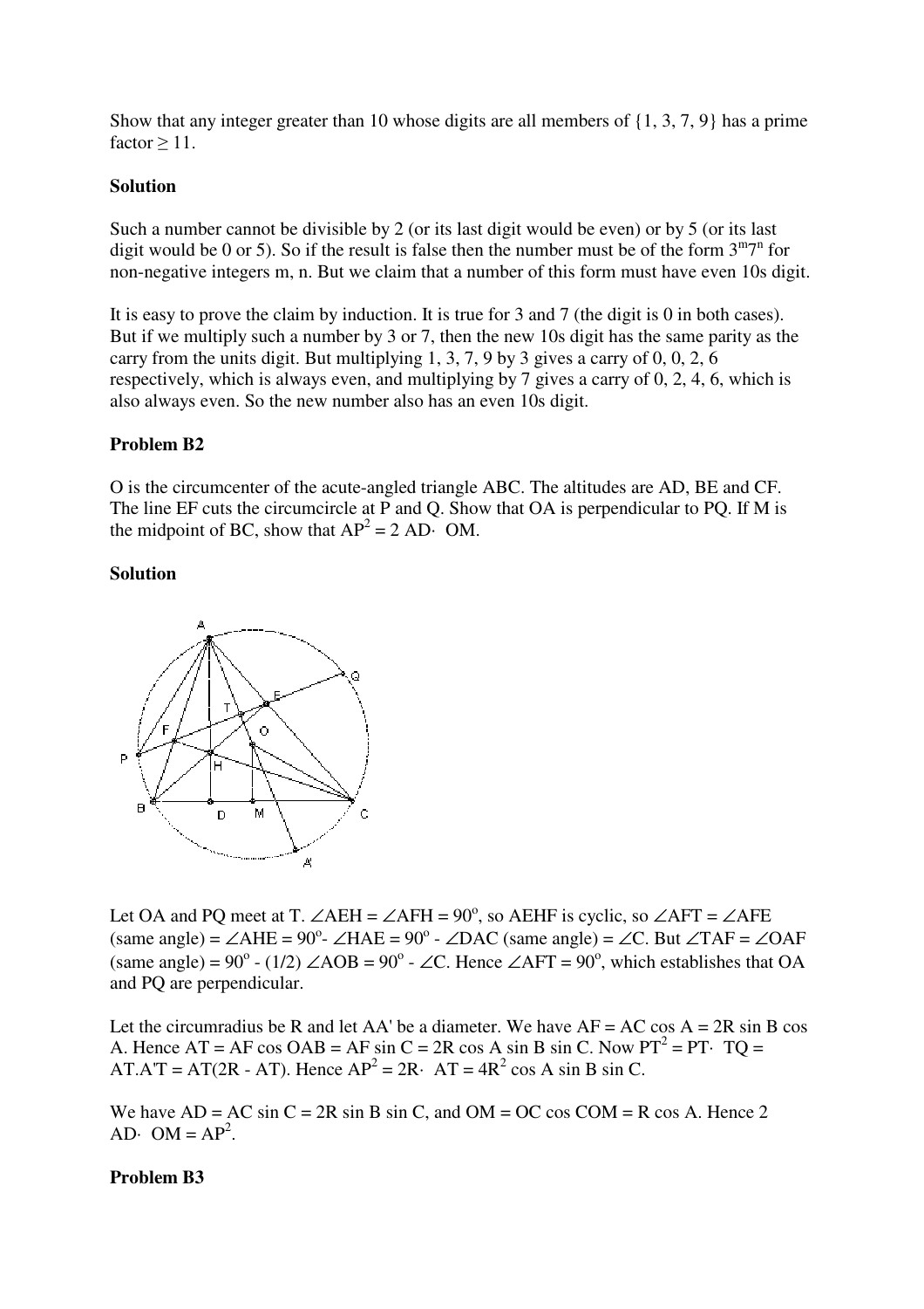Show that any integer greater than 10 whose digits are all members of {1, 3, 7, 9} has a prime factor $\geq 11$.

**Solution**

Such a number cannot be divisible by 2 (or its last digit would be even) or by 5 (or its last digit would be 0 or 5). So if the result is false then the number must be of the form $3^m7^n$ for non-negative integers m, n. But we claim that a number of this form must have even 10s digit.

It is easy to prove the claim by induction. It is true for 3 and 7 (the digit is 0 in both cases). But if we multiply such a number by 3 or 7, then the new 10s digit has the same parity as the carry from the units digit. But multiplying 1, 3, 7, 9 by 3 gives a carry of 0, 0, 2, 6 respectively, which is always even, and multiplying by 7 gives a carry of 0, 2, 4, 6, which is also always even. So the new number also has an even 10s digit.

**Problem B2**

O is the circumcenter of the acute-angled triangle ABC. The altitudes are AD, BE and CF. The line EF cuts the circumcircle at P and Q. Show that OA is perpendicular to PQ. If M is the midpoint of BC, show that $AP^2 = 2\ AD \cdot OM$.

**Solution**

Let OA and PQ meet at T. $\angle AEH = \angle AFH = 90^o$, so AEHF is cyclic, so $\angle AFT = \angle AFE$ (same angle) $= \angle AHE = 90^o - \angle HAE = 90^o - \angle DAC$ (same angle) $= \angle C$. But $\angle TAF = \angle OAF$ (same angle) $= 90^o - (1/2)\angle AOB = 90^o - \angle C$. Hence $\angle AFT = 90^o$, which establishes that OA and PQ are perpendicular.

Let the circumradius be R and let AA' be a diameter. We have $AF = AC \cos A = 2R \sin B \cos A$. Hence $AT = AF \cos OAB = AF \sin C = 2R \cos A \sin B \sin C$. Now $PT^2 = PT \cdot TQ = AT.A'T = AT(2R - AT)$. Hence $AP^2 = 2R \cdot AT = 4R^2 \cos A \sin B \sin C$.

We have $AD = AC \sin C = 2R \sin B \sin C$, and $OM = OC \cos COM = R \cos A$. Hence $2\ AD \cdot OM = AP^2$.

**Problem B3**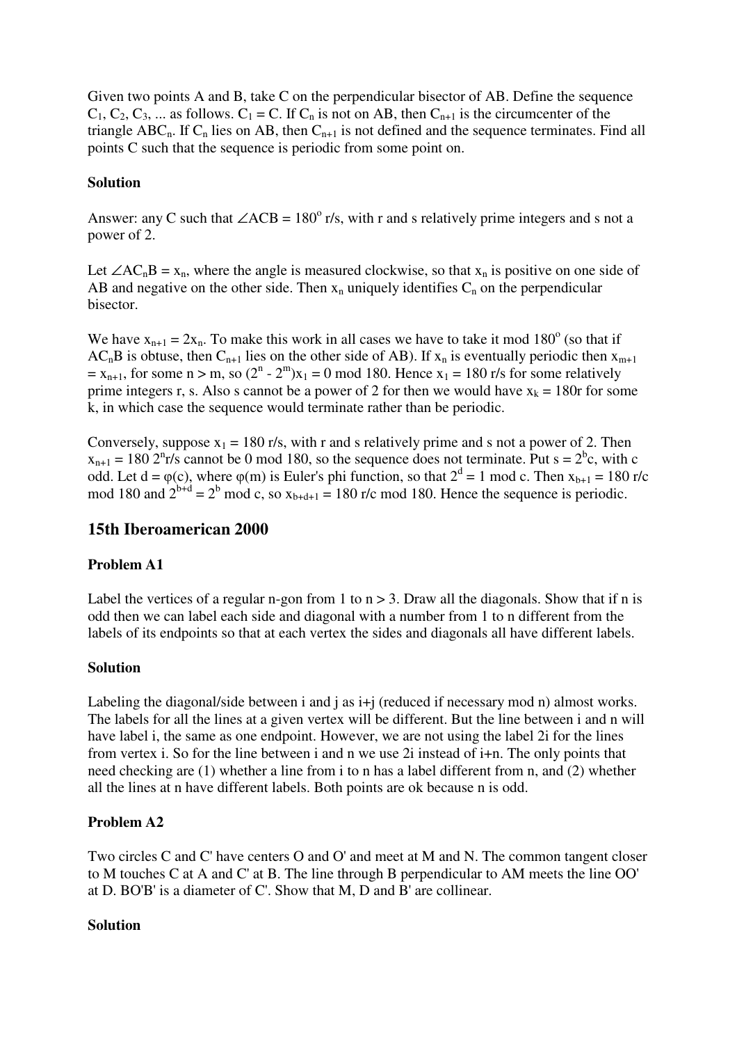Given two points A and B, take C on the perpendicular bisector of AB. Define the sequence $C_1, C_2, C_3, \ldots$ as follows. $C_1 = C$. If $C_n$ is not on AB, then $C_{n+1}$ is the circumcenter of the triangle $ABC_n$. If $C_n$ lies on AB, then $C_{n+1}$ is not defined and the sequence terminates. Find all points C such that the sequence is periodic from some point on.

**Solution**

Answer: any C such that $\angle ACB = 180^o\ r/s$, with r and s relatively prime integers and s not a power of 2.

Let $\angle AC_nB = x_n$, where the angle is measured clockwise, so that $x_n$ is positive on one side of AB and negative on the other side. Then $x_n$ uniquely identifies $C_n$ on the perpendicular bisector.

We have $x_{n+1} = 2x_n$. To make this work in all cases we have to take it mod $180^o$ (so that if $AC_nB$ is obtuse, then $C_{n+1}$ lies on the other side of AB). If $x_n$ is eventually periodic then $x_{m+1} = x_{n+1}$, for some $n > m$, so $(2^n - 2^m)x_1 = 0$ mod 180. Hence $x_1 = 180\ r/s$ for some relatively prime integers r, s. Also s cannot be a power of 2 for then we would have $x_k = 180r$ for some k, in which case the sequence would terminate rather than be periodic.

Conversely, suppose $x_1 = 180\ r/s$, with r and s relatively prime and s not a power of 2. Then $x_{n+1} = 180\ 2^n r/s$ cannot be 0 mod 180, so the sequence does not terminate. Put $s = 2^b c$, with c odd. Let $d = \varphi(c)$, where $\varphi(m)$ is Euler's phi function, so that $2^d = 1$ mod c. Then $x_{b+1} = 180\ r/c$ mod 180 and $2^{b+d} = 2^b$ mod c, so $x_{b+d+1} = 180\ r/c$ mod 180. Hence the sequence is periodic.

## 15th Iberoamerican 2000

### Problem A1

Label the vertices of a regular n-gon from 1 to n > 3. Draw all the diagonals. Show that if n is odd then we can label each side and diagonal with a number from 1 to n different from the labels of its endpoints so that at each vertex the sides and diagonals all have different labels.

**Solution**

Labeling the diagonal/side between i and j as i+j (reduced if necessary mod n) almost works. The labels for all the lines at a given vertex will be different. But the line between i and n will have label i, the same as one endpoint. However, we are not using the label 2i for the lines from vertex i. So for the line between i and n we use 2i instead of i+n. The only points that need checking are (1) whether a line from i to n has a label different from n, and (2) whether all the lines at n have different labels. Both points are ok because n is odd.

### Problem A2

Two circles C and C' have centers O and O' and meet at M and N. The common tangent closer to M touches C at A and C' at B. The line through B perpendicular to AM meets the line OO' at D. BO'B' is a diameter of C'. Show that M, D and B' are collinear.

**Solution**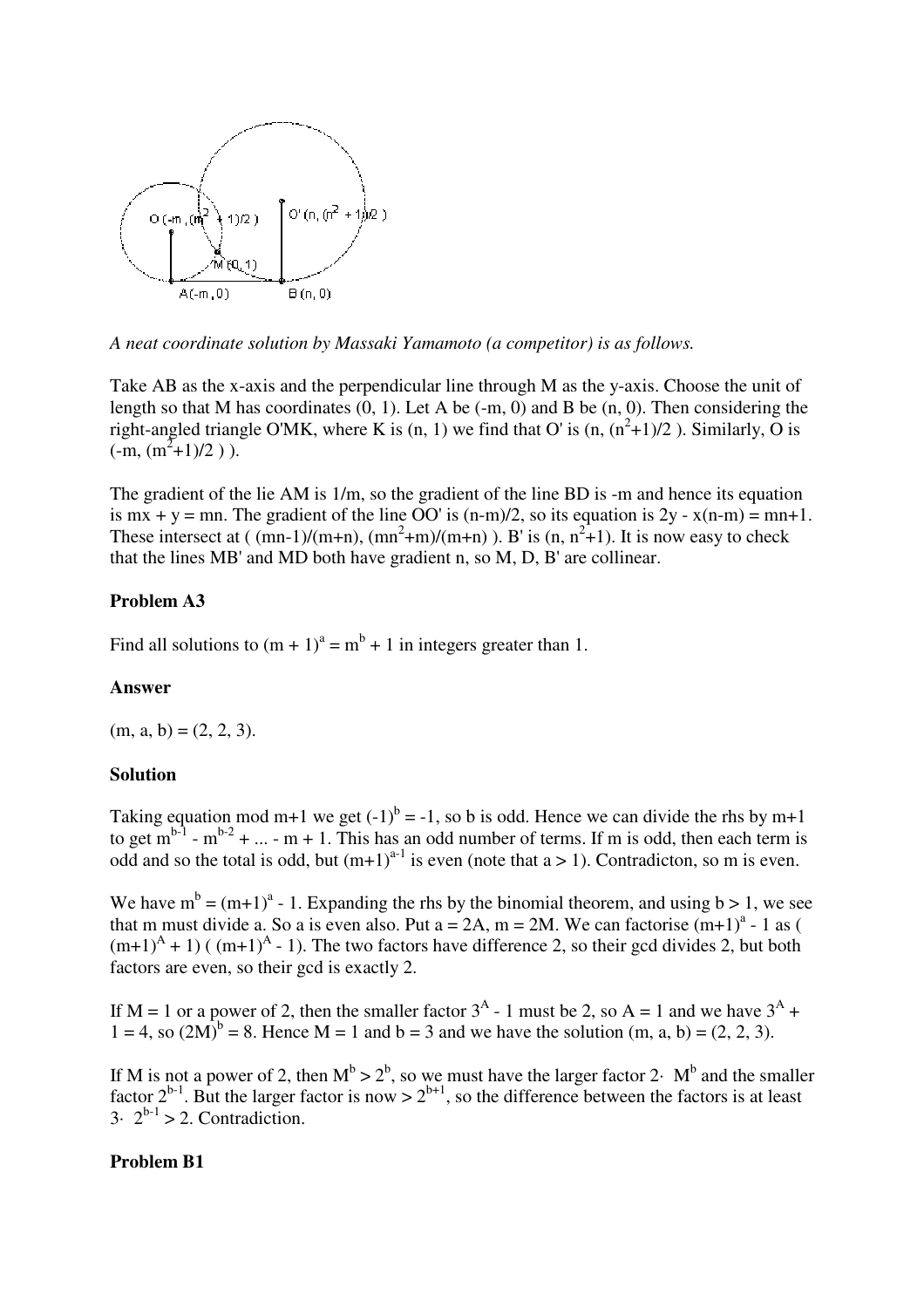*A neat coordinate solution by Massaki Yamamoto (a competitor) is as follows.*

Take AB as the x-axis and the perpendicular line through M as the y-axis. Choose the unit of length so that M has coordinates (0, 1). Let A be (-m, 0) and B be (n, 0). Then considering the right-angled triangle O'MK, where K is (n, 1) we find that O' is $(n, (n^2+1)/2)$. Similarly, O is $(-m, (m^2+1)/2)$.

The gradient of the lie AM is $1/m$, so the gradient of the line BD is $-m$ and hence its equation is $mx + y = mn$. The gradient of the line OO' is $(n-m)/2$, so its equation is $2y - x(n-m) = mn+1$. These intersect at $((mn-1)/(m+n), (mn^2+m)/(m+n))$. B' is $(n, n^2+1)$. It is now easy to check that the lines MB' and MD both have gradient n, so M, D, B' are collinear.

### Problem A3

Find all solutions to $(m + 1)^a = m^b + 1$ in integers greater than 1.

### Answer

(m, a, b) = (2, 2, 3).

### Solution

Taking equation mod m+1 we get $(-1)^b = -1$, so b is odd. Hence we can divide the rhs by m+1 to get $m^{b-1} - m^{b-2} + ... - m + 1$. This has an odd number of terms. If m is odd, then each term is odd and so the total is odd, but $(m+1)^{a-1}$ is even (note that a > 1). Contradicton, so m is even.

We have $m^b = (m+1)^a - 1$. Expanding the rhs by the binomial theorem, and using b > 1, we see that m must divide a. So a is even also. Put a = 2A, m = 2M. We can factorise $(m+1)^a - 1$ as $((m+1)^A + 1)((m+1)^A - 1)$. The two factors have difference 2, so their gcd divides 2, but both factors are even, so their gcd is exactly 2.

If M = 1 or a power of 2, then the smaller factor $3^A - 1$ must be 2, so A = 1 and we have $3^A + 1 = 4$, so $(2M)^b = 8$. Hence M = 1 and b = 3 and we have the solution (m, a, b) = (2, 2, 3).

If M is not a power of 2, then $M^b > 2^b$, so we must have the larger factor $2 \cdot M^b$ and the smaller factor $2^{b-1}$. But the larger factor is now $> 2^{b+1}$, so the difference between the factors is at least $3 \cdot 2^{b-1} > 2$. Contradiction.

### Problem B1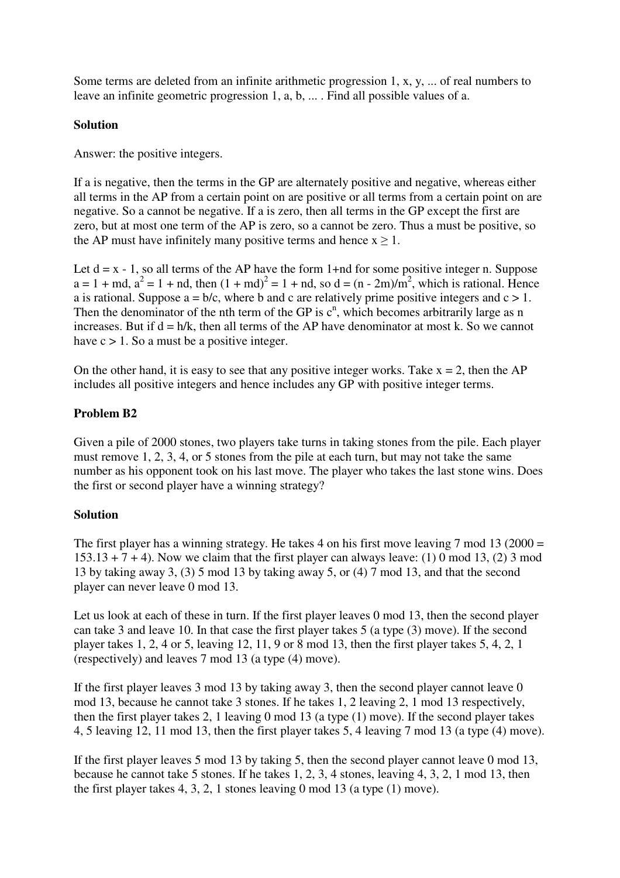Some terms are deleted from an infinite arithmetic progression 1, x, y, ... of real numbers to leave an infinite geometric progression 1, a, b, ... . Find all possible values of a.

**Solution**

Answer: the positive integers.

If a is negative, then the terms in the GP are alternately positive and negative, whereas either all terms in the AP from a certain point on are positive or all terms from a certain point on are negative. So a cannot be negative. If a is zero, then all terms in the GP except the first are zero, but at most one term of the AP is zero, so a cannot be zero. Thus a must be positive, so the AP must have infinitely many positive terms and hence $x \geq 1$.

Let $d = x - 1$, so all terms of the AP have the form $1+nd$ for some positive integer n. Suppose $a = 1 + md$, $a^2 = 1 + nd$, then $(1 + md)^2 = 1 + nd$, so $d = (n - 2m)/m^2$, which is rational. Hence a is rational. Suppose $a = b/c$, where b and c are relatively prime positive integers and $c > 1$. Then the denominator of the nth term of the GP is $c^n$, which becomes arbitrarily large as n increases. But if $d = h/k$, then all terms of the AP have denominator at most k. So we cannot have $c > 1$. So a must be a positive integer.

On the other hand, it is easy to see that any positive integer works. Take $x = 2$, then the AP includes all positive integers and hence includes any GP with positive integer terms.

**Problem B2**

Given a pile of 2000 stones, two players take turns in taking stones from the pile. Each player must remove 1, 2, 3, 4, or 5 stones from the pile at each turn, but may not take the same number as his opponent took on his last move. The player who takes the last stone wins. Does the first or second player have a winning strategy?

**Solution**

The first player has a winning strategy. He takes 4 on his first move leaving 7 mod 13 ($2000 = 153.13 + 7 + 4$). Now we claim that the first player can always leave: (1) 0 mod 13, (2) 3 mod 13 by taking away 3, (3) 5 mod 13 by taking away 5, or (4) 7 mod 13, and that the second player can never leave 0 mod 13.

Let us look at each of these in turn. If the first player leaves 0 mod 13, then the second player can take 3 and leave 10. In that case the first player takes 5 (a type (3) move). If the second player takes 1, 2, 4 or 5, leaving 12, 11, 9 or 8 mod 13, then the first player takes 5, 4, 2, 1 (respectively) and leaves 7 mod 13 (a type (4) move).

If the first player leaves 3 mod 13 by taking away 3, then the second player cannot leave 0 mod 13, because he cannot take 3 stones. If he takes 1, 2 leaving 2, 1 mod 13 respectively, then the first player takes 2, 1 leaving 0 mod 13 (a type (1) move). If the second player takes 4, 5 leaving 12, 11 mod 13, then the first player takes 5, 4 leaving 7 mod 13 (a type (4) move).

If the first player leaves 5 mod 13 by taking 5, then the second player cannot leave 0 mod 13, because he cannot take 5 stones. If he takes 1, 2, 3, 4 stones, leaving 4, 3, 2, 1 mod 13, then the first player takes 4, 3, 2, 1 stones leaving 0 mod 13 (a type (1) move).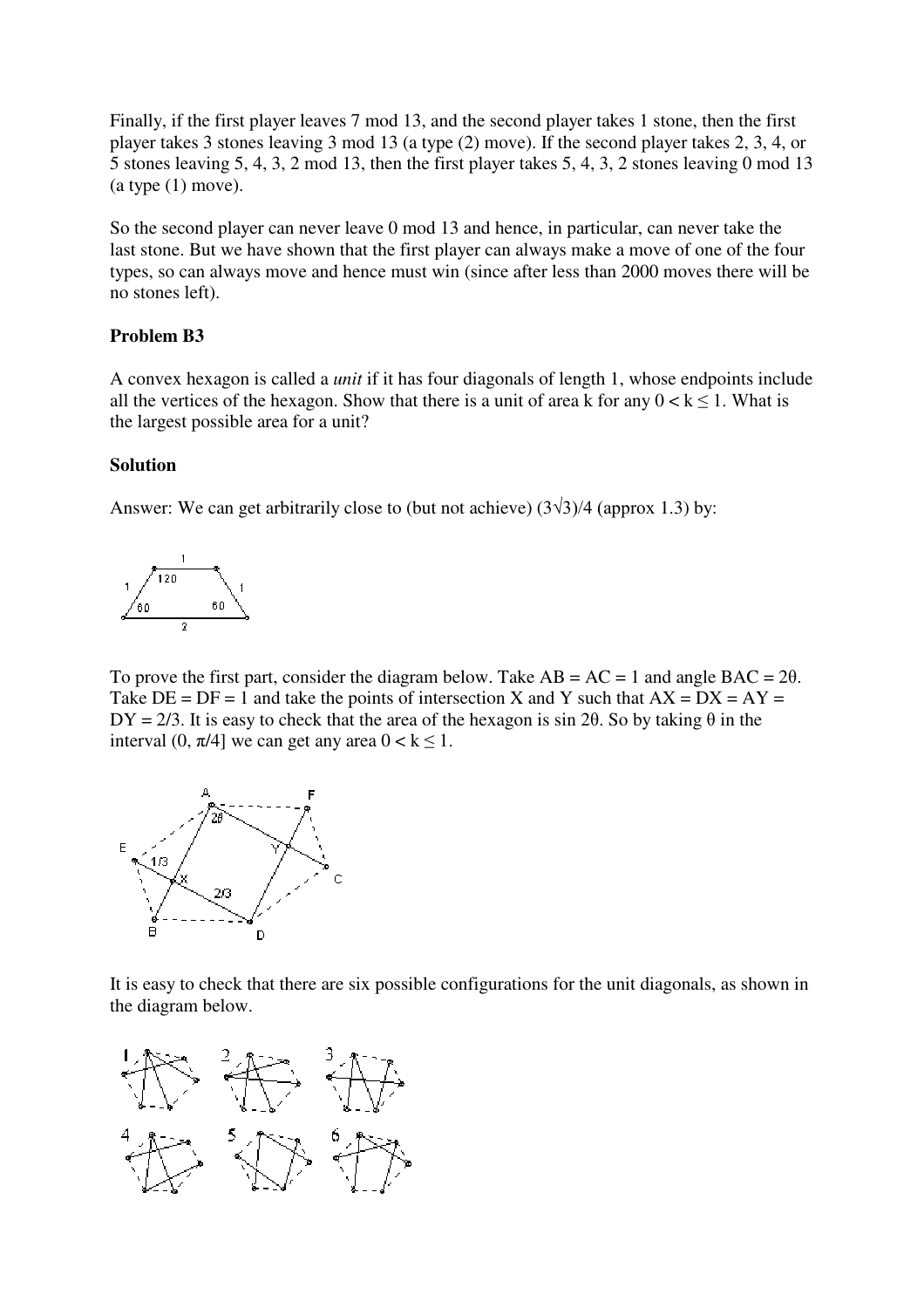Finally, if the first player leaves 7 mod 13, and the second player takes 1 stone, then the first player takes 3 stones leaving 3 mod 13 (a type (2) move). If the second player takes 2, 3, 4, or 5 stones leaving 5, 4, 3, 2 mod 13, then the first player takes 5, 4, 3, 2 stones leaving 0 mod 13 (a type (1) move).

So the second player can never leave 0 mod 13 and hence, in particular, can never take the last stone. But we have shown that the first player can always make a move of one of the four types, so can always move and hence must win (since after less than 2000 moves there will be no stones left).

### Problem B3

A convex hexagon is called a *unit* if it has four diagonals of length 1, whose endpoints include all the vertices of the hexagon. Show that there is a unit of area k for any $0 < k \leq 1$. What is the largest possible area for a unit?

### Solution

Answer: We can get arbitrarily close to (but not achieve) $(3\sqrt{3})/4$ (approx 1.3) by:

To prove the first part, consider the diagram below. Take AB = AC = 1 and angle BAC = $2\theta$. Take DE = DF = 1 and take the points of intersection X and Y such that AX = DX = AY = DY = 2/3. It is easy to check that the area of the hexagon is $\sin 2\theta$. So by taking $\theta$ in the interval $(0, \pi/4]$ we can get any area $0 < k \leq 1$.

It is easy to check that there are six possible configurations for the unit diagonals, as shown in the diagram below.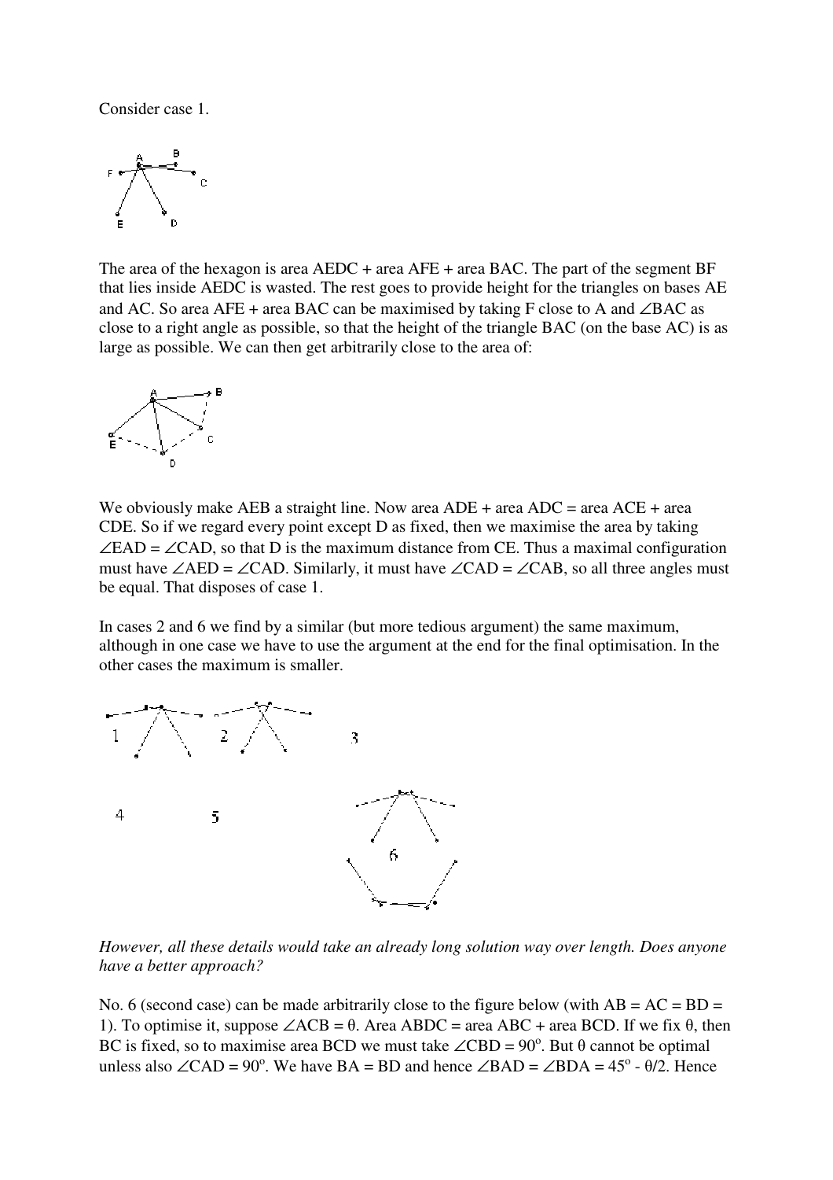Consider case 1.

The area of the hexagon is area AEDC + area AFE + area BAC. The part of the segment BF that lies inside AEDC is wasted. The rest goes to provide height for the triangles on bases AE and AC. So area AFE + area BAC can be maximised by taking F close to A and ∠BAC as close to a right angle as possible, so that the height of the triangle BAC (on the base AC) is as large as possible. We can then get arbitrarily close to the area of:

We obviously make AEB a straight line. Now area ADE + area ADC = area ACE + area CDE. So if we regard every point except D as fixed, then we maximise the area by taking ∠EAD = ∠CAD, so that D is the maximum distance from CE. Thus a maximal configuration must have ∠AED = ∠CAD. Similarly, it must have ∠CAD = ∠CAB, so all three angles must be equal. That disposes of case 1.

In cases 2 and 6 we find by a similar (but more tedious argument) the same maximum, although in one case we have to use the argument at the end for the final optimisation. In the other cases the maximum is smaller.

*However, all these details would take an already long solution way over length. Does anyone have a better approach?*

No. 6 (second case) can be made arbitrarily close to the figure below (with AB = AC = BD = 1). To optimise it, suppose ∠ACB = θ. Area ABDC = area ABC + area BCD. If we fix θ, then BC is fixed, so to maximise area BCD we must take ∠CBD = $90^o$. But θ cannot be optimal unless also ∠CAD = $90^o$. We have BA = BD and hence ∠BAD = ∠BDA = $45^o$ - θ/2. Hence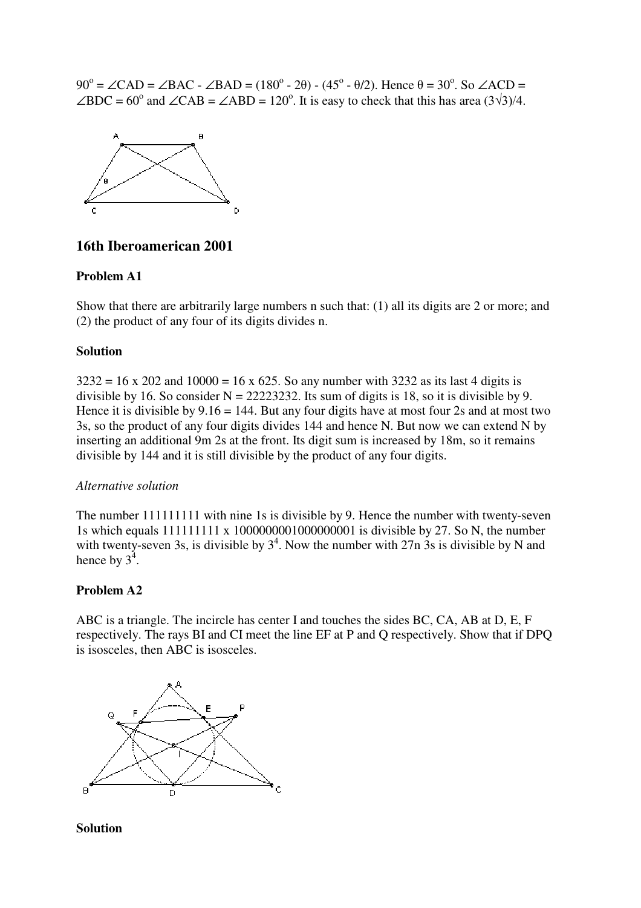$90^\circ = \angle CAD = \angle BAC - \angle BAD = (180^\circ - 2\theta) - (45^\circ - \theta/2)$. Hence $\theta = 30^\circ$. So $\angle ACD = \angle BDC = 60^\circ$ and $\angle CAB = \angle ABD = 120^\circ$. It is easy to check that this has area $(3\sqrt{3})/4$.

## 16th Iberoamerican 2001

### Problem A1

Show that there are arbitrarily large numbers n such that: (1) all its digits are 2 or more; and (2) the product of any four of its digits divides n.

### Solution

$3232 = 16 \times 202$ and $10000 = 16 \times 625$. So any number with 3232 as its last 4 digits is divisible by 16. So consider $N = 22223232$. Its sum of digits is 18, so it is divisible by 9. Hence it is divisible by $9.16 = 144$. But any four digits have at most four 2s and at most two 3s, so the product of any four digits divides 144 and hence N. But now we can extend N by inserting an additional 9m 2s at the front. Its digit sum is increased by 18m, so it remains divisible by 144 and it is still divisible by the product of any four digits.

*Alternative solution*

The number 111111111 with nine 1s is divisible by 9. Hence the number with twenty-seven 1s which equals 111111111 x 1000000001000000001 is divisible by 27. So N, the number with twenty-seven 3s, is divisible by $3^4$. Now the number with 27n 3s is divisible by N and hence by $3^4$.

### Problem A2

ABC is a triangle. The incircle has center I and touches the sides BC, CA, AB at D, E, F respectively. The rays BI and CI meet the line EF at P and Q respectively. Show that if DPQ is isosceles, then ABC is isosceles.

### Solution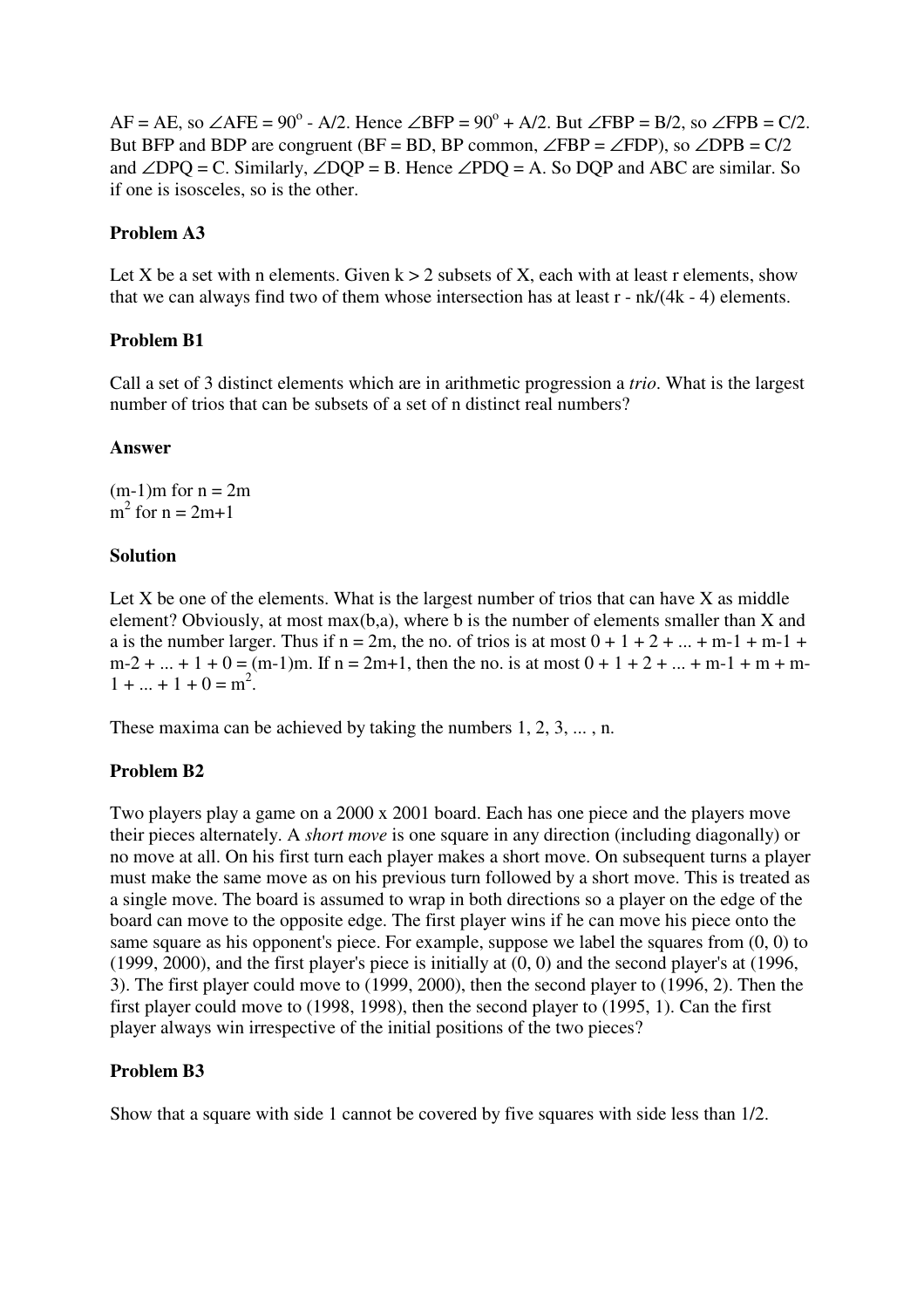AF = AE, so ∠AFE = $90^o$ - A/2. Hence ∠BFP = $90^o$ + A/2. But ∠FBP = B/2, so ∠FPB = C/2. But BFP and BDP are congruent (BF = BD, BP common, ∠FBP = ∠FDP), so ∠DPB = C/2 and ∠DPQ = C. Similarly, ∠DQP = B. Hence ∠PDQ = A. So DQP and ABC are similar. So if one is isosceles, so is the other.

### Problem A3

Let X be a set with n elements. Given k > 2 subsets of X, each with at least r elements, show that we can always find two of them whose intersection has at least r - nk/(4k - 4) elements.

### Problem B1

Call a set of 3 distinct elements which are in arithmetic progression a *trio*. What is the largest number of trios that can be subsets of a set of n distinct real numbers?

### Answer

(m-1)m for n = 2m
$m^2$ for n = 2m+1

### Solution

Let X be one of the elements. What is the largest number of trios that can have X as middle element? Obviously, at most max(b,a), where b is the number of elements smaller than X and a is the number larger. Thus if n = 2m, the no. of trios is at most 0 + 1 + 2 + ... + m-1 + m-1 + m-2 + ... + 1 + 0 = (m-1)m. If n = 2m+1, then the no. is at most 0 + 1 + 2 + ... + m-1 + m + m-1 + ... + 1 + 0 = $m^2$.

These maxima can be achieved by taking the numbers 1, 2, 3, ... , n.

### Problem B2

Two players play a game on a 2000 x 2001 board. Each has one piece and the players move their pieces alternately. A *short move* is one square in any direction (including diagonally) or no move at all. On his first turn each player makes a short move. On subsequent turns a player must make the same move as on his previous turn followed by a short move. This is treated as a single move. The board is assumed to wrap in both directions so a player on the edge of the board can move to the opposite edge. The first player wins if he can move his piece onto the same square as his opponent's piece. For example, suppose we label the squares from (0, 0) to (1999, 2000), and the first player's piece is initially at (0, 0) and the second player's at (1996, 3). The first player could move to (1999, 2000), then the second player to (1996, 2). Then the first player could move to (1998, 1998), then the second player to (1995, 1). Can the first player always win irrespective of the initial positions of the two pieces?

### Problem B3

Show that a square with side 1 cannot be covered by five squares with side less than 1/2.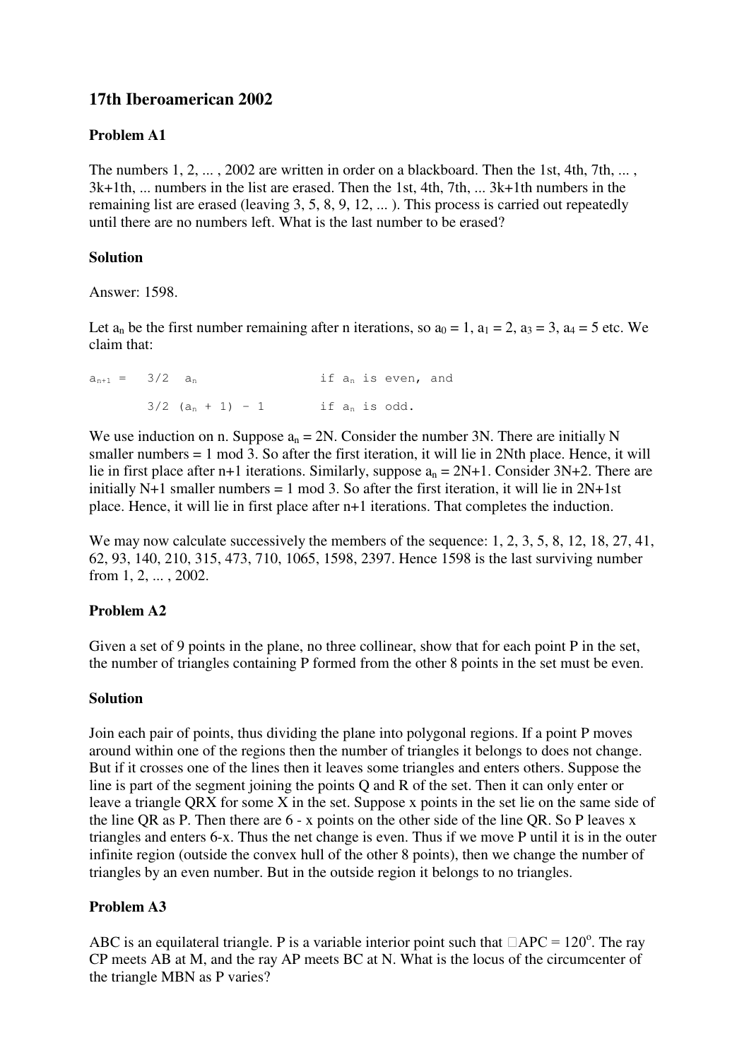# 17th Iberoamerican 2002

### Problem A1

The numbers 1, 2, ... , 2002 are written in order on a blackboard. Then the 1st, 4th, 7th, ... , 3k+1th, ... numbers in the list are erased. Then the 1st, 4th, 7th, ... 3k+1th numbers in the remaining list are erased (leaving 3, 5, 8, 9, 12, ... ). This process is carried out repeatedly until there are no numbers left. What is the last number to be erased?

### Solution

Answer: 1598.

Let $a_n$ be the first number remaining after n iterations, so $a_0 = 1$, $a_1 = 2$, $a_3 = 3$, $a_4 = 5$ etc. We claim that:

$$a_{n+1} = \frac{3}{2} a_n \quad \text{if } a_n \text{ is even, and}$$

$$\frac{3}{2}(a_n + 1) - 1 \quad \text{if } a_n \text{ is odd.}$$

We use induction on n. Suppose $a_n = 2N$. Consider the number 3N. There are initially N smaller numbers = 1 mod 3. So after the first iteration, it will lie in 2Nth place. Hence, it will lie in first place after n+1 iterations. Similarly, suppose $a_n = 2N+1$. Consider 3N+2. There are initially N+1 smaller numbers = 1 mod 3. So after the first iteration, it will lie in 2N+1st place. Hence, it will lie in first place after n+1 iterations. That completes the induction.

We may now calculate successively the members of the sequence: 1, 2, 3, 5, 8, 12, 18, 27, 41, 62, 93, 140, 210, 315, 473, 710, 1065, 1598, 2397. Hence 1598 is the last surviving number from 1, 2, ... , 2002.

### Problem A2

Given a set of 9 points in the plane, no three collinear, show that for each point P in the set, the number of triangles containing P formed from the other 8 points in the set must be even.

### Solution

Join each pair of points, thus dividing the plane into polygonal regions. If a point P moves around within one of the regions then the number of triangles it belongs to does not change. But if it crosses one of the lines then it leaves some triangles and enters others. Suppose the line is part of the segment joining the points Q and R of the set. Then it can only enter or leave a triangle QRX for some X in the set. Suppose x points in the set lie on the same side of the line QR as P. Then there are 6 - x points on the other side of the line QR. So P leaves x triangles and enters 6-x. Thus the net change is even. Thus if we move P until it is in the outer infinite region (outside the convex hull of the other 8 points), then we change the number of triangles by an even number. But in the outside region it belongs to no triangles.

### Problem A3

ABC is an equilateral triangle. P is a variable interior point such that $\angle APC = 120^o$. The ray CP meets AB at M, and the ray AP meets BC at N. What is the locus of the circumcenter of the triangle MBN as P varies?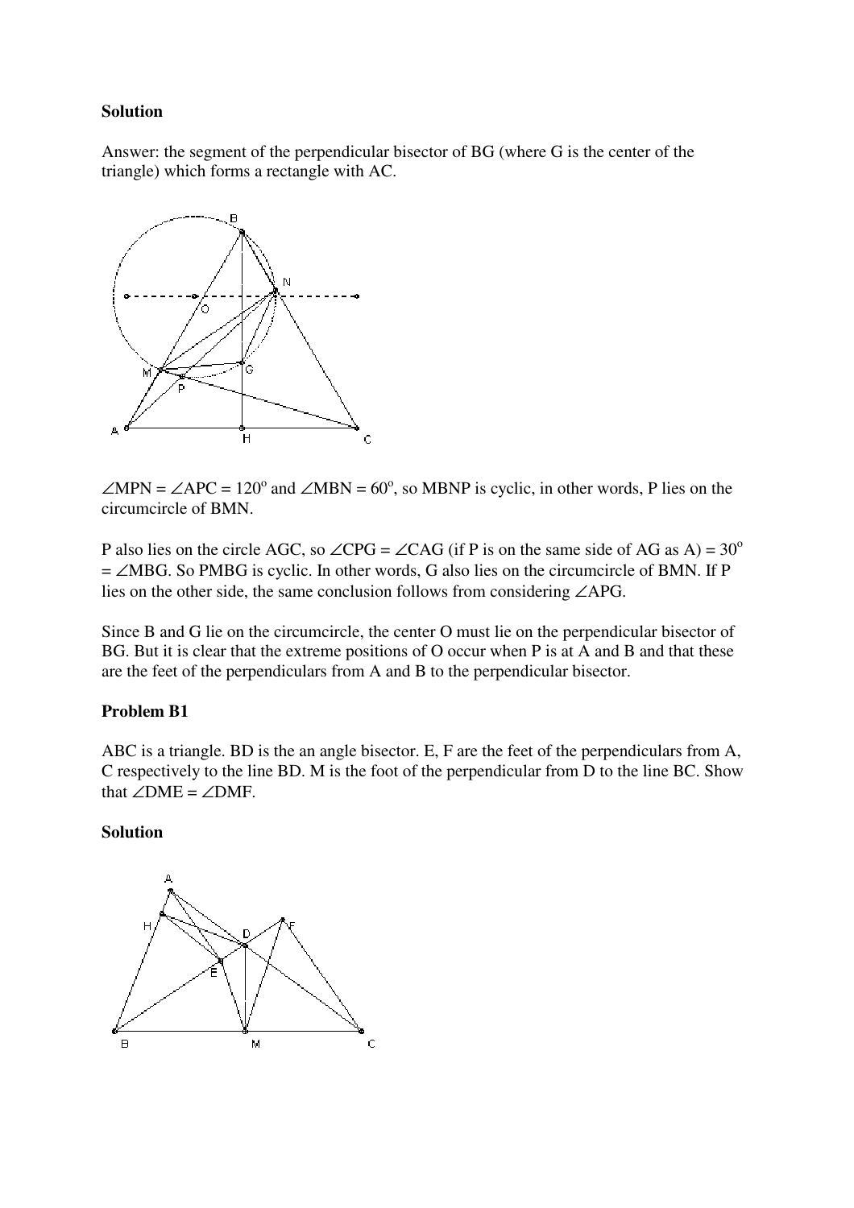**Solution**

Answer: the segment of the perpendicular bisector of BG (where G is the center of the triangle) which forms a rectangle with AC.

$\angle MPN = \angle APC = 120^o$ and $\angle MBN = 60^o$, so MBNP is cyclic, in other words, P lies on the circumcircle of BMN.

P also lies on the circle AGC, so $\angle CPG = \angle CAG$ (if P is on the same side of AG as A) $= 30^o = \angle MBG$. So PMBG is cyclic. In other words, G also lies on the circumcircle of BMN. If P lies on the other side, the same conclusion follows from considering $\angle APG$.

Since B and G lie on the circumcircle, the center O must lie on the perpendicular bisector of BG. But it is clear that the extreme positions of O occur when P is at A and B and that these are the feet of the perpendiculars from A and B to the perpendicular bisector.

**Problem B1**

ABC is a triangle. BD is the an angle bisector. E, F are the feet of the perpendiculars from A, C respectively to the line BD. M is the foot of the perpendicular from D to the line BC. Show that $\angle DME = \angle DMF$.

**Solution**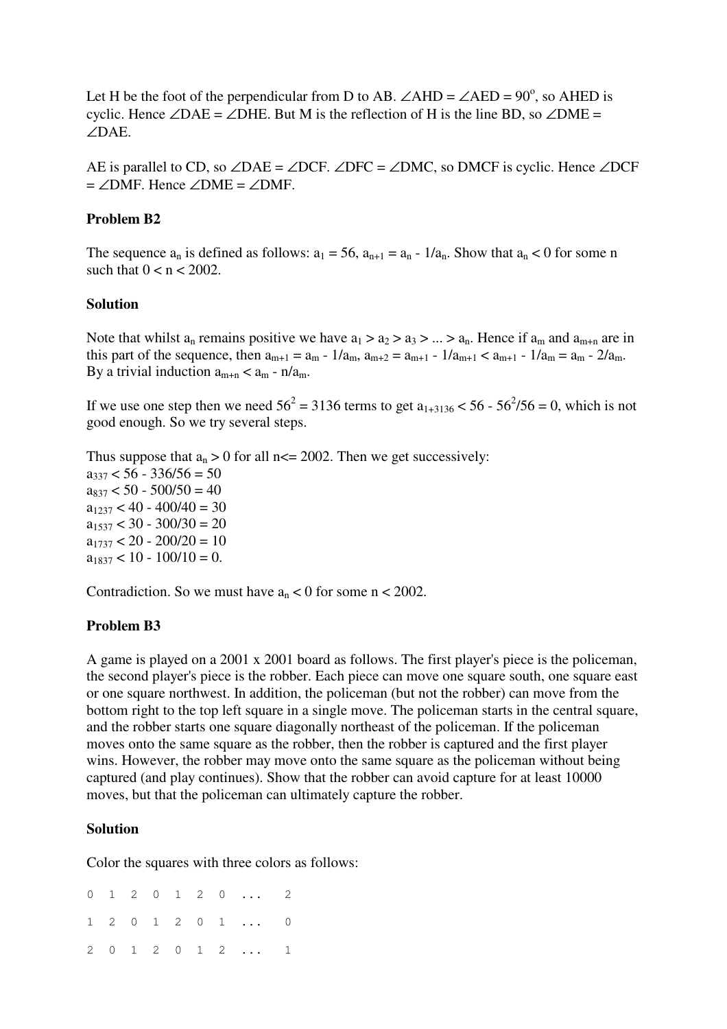Let H be the foot of the perpendicular from D to AB. $\angle AHD = \angle AED = 90^o$, so AHED is cyclic. Hence $\angle DAE = \angle DHE$. But M is the reflection of H is the line BD, so $\angle DME = \angle DAE$.

AE is parallel to CD, so $\angle DAE = \angle DCF$. $\angle DFC = \angle DMC$, so DMCF is cyclic. Hence $\angle DCF = \angle DMF$. Hence $\angle DME = \angle DMF$.

**Problem B2**

The sequence $a_n$ is defined as follows: $a_1 = 56$, $a_{n+1} = a_n - 1/a_n$. Show that $a_n < 0$ for some n such that $0 < n < 2002$.

**Solution**

Note that whilst $a_n$ remains positive we have $a_1 > a_2 > a_3 > ... > a_n$. Hence if $a_m$ and $a_{m+n}$ are in this part of the sequence, then $a_{m+1} = a_m - 1/a_m$, $a_{m+2} = a_{m+1} - 1/a_{m+1} < a_{m+1} - 1/a_m = a_m - 2/a_m$. By a trivial induction $a_{m+n} < a_m - n/a_m$.

If we use one step then we need $56^2 = 3136$ terms to get $a_{1+3136} < 56 - 56^2/56 = 0$, which is not good enough. So we try several steps.

Thus suppose that $a_n > 0$ for all $n \le 2002$. Then we get successively:
$a_{337} < 56 - 336/56 = 50$
$a_{837} < 50 - 500/50 = 40$
$a_{1237} < 40 - 400/40 = 30$
$a_{1537} < 30 - 300/30 = 20$
$a_{1737} < 20 - 200/20 = 10$
$a_{1837} < 10 - 100/10 = 0$.

Contradiction. So we must have $a_n < 0$ for some $n < 2002$.

**Problem B3**

A game is played on a 2001 x 2001 board as follows. The first player's piece is the policeman, the second player's piece is the robber. Each piece can move one square south, one square east or one square northwest. In addition, the policeman (but not the robber) can move from the bottom right to the top left square in a single move. The policeman starts in the central square, and the robber starts one square diagonally northeast of the policeman. If the policeman moves onto the same square as the robber, then the robber is captured and the first player wins. However, the robber may move onto the same square as the policeman without being captured (and play continues). Show that the robber can avoid capture for at least 10000 moves, but that the policeman can ultimately capture the robber.

**Solution**

Color the squares with three colors as follows:

```
0  1  2  0  1  2  0  ...   2

1  2  0  1  2  0  1  ...   0

2  0  1  2  0  1  2  ...   1
```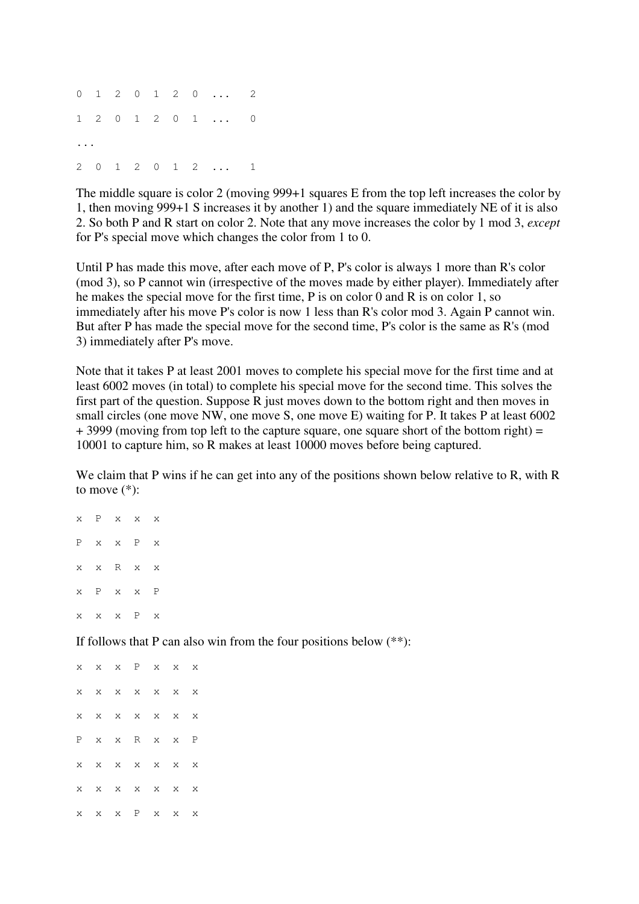```
0  1  2  0  1  2  0  ...   2

1  2  0  1  2  0  1  ...   0

...

2  0  1  2  0  1  2  ...   1
```

The middle square is color 2 (moving 999+1 squares E from the top left increases the color by 1, then moving 999+1 S increases it by another 1) and the square immediately NE of it is also 2. So both P and R start on color 2. Note that any move increases the color by 1 mod 3, *except* for P's special move which changes the color from 1 to 0.

Until P has made this move, after each move of P, P's color is always 1 more than R's color (mod 3), so P cannot win (irrespective of the moves made by either player). Immediately after he makes the special move for the first time, P is on color 0 and R is on color 1, so immediately after his move P's color is now 1 less than R's color mod 3. Again P cannot win. But after P has made the special move for the second time, P's color is the same as R's (mod 3) immediately after P's move.

Note that it takes P at least 2001 moves to complete his special move for the first time and at least 6002 moves (in total) to complete his special move for the second time. This solves the first part of the question. Suppose R just moves down to the bottom right and then moves in small circles (one move NW, one move S, one move E) waiting for P. It takes P at least 6002 + 3999 (moving from top left to the capture square, one square short of the bottom right) = 10001 to capture him, so R makes at least 10000 moves before being captured.

We claim that P wins if he can get into any of the positions shown below relative to R, with R to move (*):

```
x  P  x  x  x

P  x  x  P  x

x  x  R  x  x

x  P  x  x  P

x  x  x  P  x
```

If follows that P can also win from the four positions below (**):

```
x  x  x  P  x  x  x

x  x  x  x  x  x  x

x  x  x  x  x  x  x

P  x  x  R  x  x  P

x  x  x  x  x  x  x

x  x  x  x  x  x  x

x  x  x  P  x  x  x
```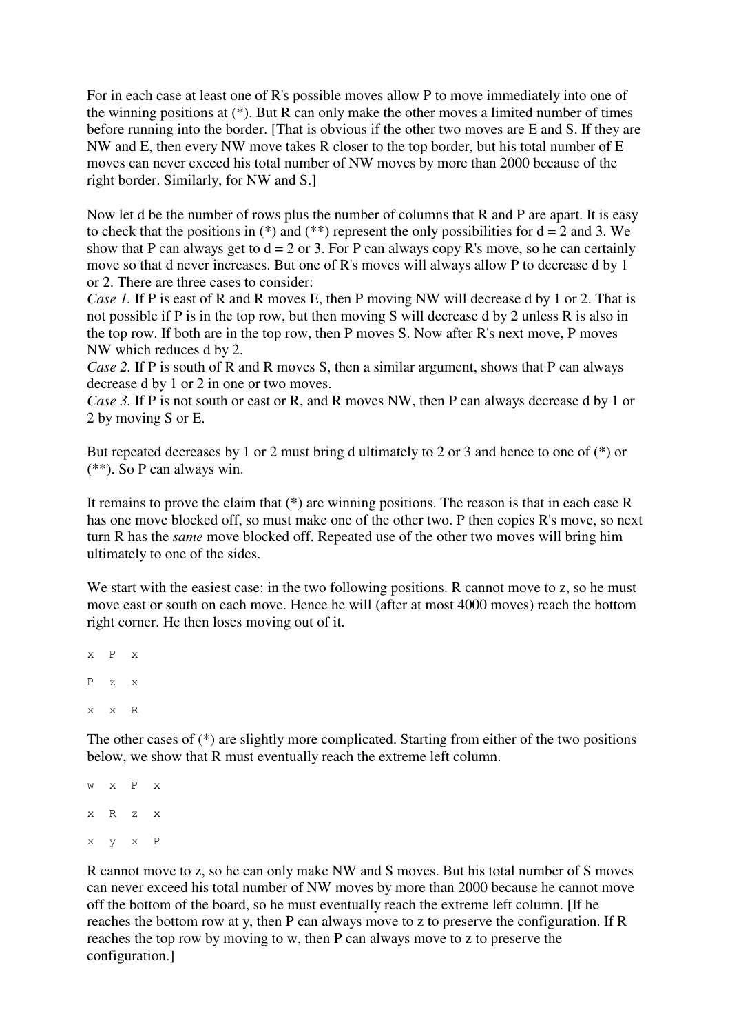For in each case at least one of R's possible moves allow P to move immediately into one of the winning positions at (*). But R can only make the other moves a limited number of times before running into the border. [That is obvious if the other two moves are E and S. If they are NW and E, then every NW move takes R closer to the top border, but his total number of E moves can never exceed his total number of NW moves by more than 2000 because of the right border. Similarly, for NW and S.]

Now let d be the number of rows plus the number of columns that R and P are apart. It is easy to check that the positions in (*) and (**) represent the only possibilities for d = 2 and 3. We show that P can always get to d = 2 or 3. For P can always copy R's move, so he can certainly move so that d never increases. But one of R's moves will always allow P to decrease d by 1 or 2. There are three cases to consider:

*Case 1.* If P is east of R and R moves E, then P moving NW will decrease d by 1 or 2. That is not possible if P is in the top row, but then moving S will decrease d by 2 unless R is also in the top row. If both are in the top row, then P moves S. Now after R's next move, P moves NW which reduces d by 2.

*Case 2.* If P is south of R and R moves S, then a similar argument, shows that P can always decrease d by 1 or 2 in one or two moves.

*Case 3.* If P is not south or east or R, and R moves NW, then P can always decrease d by 1 or 2 by moving S or E.

But repeated decreases by 1 or 2 must bring d ultimately to 2 or 3 and hence to one of (*) or (**). So P can always win.

It remains to prove the claim that (*) are winning positions. The reason is that in each case R has one move blocked off, so must make one of the other two. P then copies R's move, so next turn R has the *same* move blocked off. Repeated use of the other two moves will bring him ultimately to one of the sides.

We start with the easiest case: in the two following positions. R cannot move to z, so he must move east or south on each move. Hence he will (after at most 4000 moves) reach the bottom right corner. He then loses moving out of it.

```
x  P  x

P  z  x

x  x  R
```

The other cases of (*) are slightly more complicated. Starting from either of the two positions below, we show that R must eventually reach the extreme left column.

```
w  x  P  x

x  R  z  x

x  y  x  P
```

R cannot move to z, so he can only make NW and S moves. But his total number of S moves can never exceed his total number of NW moves by more than 2000 because he cannot move off the bottom of the board, so he must eventually reach the extreme left column. [If he reaches the bottom row at y, then P can always move to z to preserve the configuration. If R reaches the top row by moving to w, then P can always move to z to preserve the configuration.]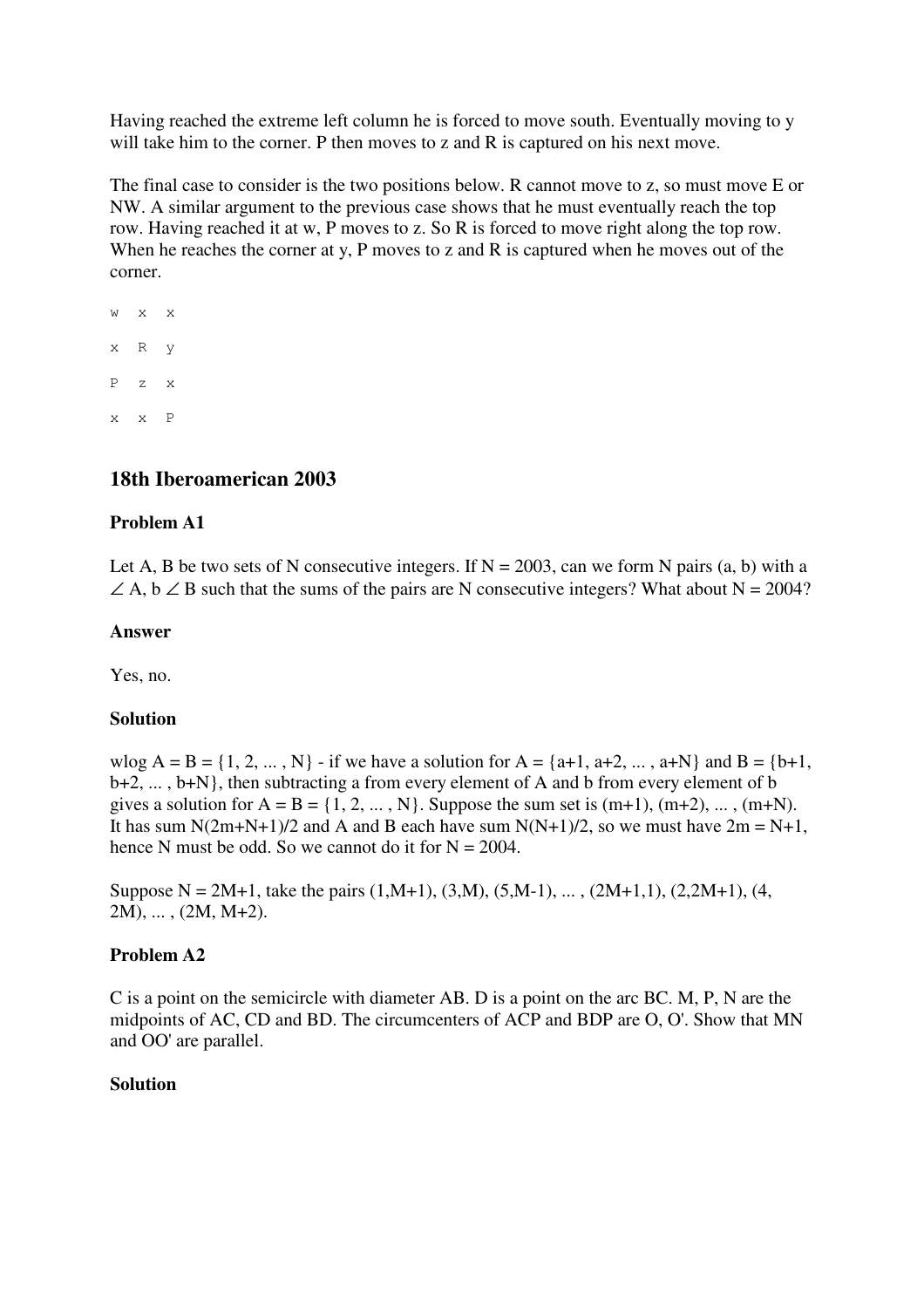Having reached the extreme left column he is forced to move south. Eventually moving to y will take him to the corner. P then moves to z and R is captured on his next move.

The final case to consider is the two positions below. R cannot move to z, so must move E or NW. A similar argument to the previous case shows that he must eventually reach the top row. Having reached it at w, P moves to z. So R is forced to move right along the top row. When he reaches the corner at y, P moves to z and R is captured when he moves out of the corner.

```
w  x  x

x  R  y

P  z  x

x  x  P
```

## 18th Iberoamerican 2003

### Problem A1

Let A, B be two sets of N consecutive integers. If N = 2003, can we form N pairs (a, b) with a ∠ A, b ∠ B such that the sums of the pairs are N consecutive integers? What about N = 2004?

### Answer

Yes, no.

### Solution

wlog A = B = {1, 2, ... , N} - if we have a solution for A = {a+1, a+2, ... , a+N} and B = {b+1, b+2, ... , b+N}, then subtracting a from every element of A and b from every element of b gives a solution for A = B = {1, 2, ... , N}. Suppose the sum set is (m+1), (m+2), ... , (m+N). It has sum N(2m+N+1)/2 and A and B each have sum N(N+1)/2, so we must have 2m = N+1, hence N must be odd. So we cannot do it for N = 2004.

Suppose N = 2M+1, take the pairs (1,M+1), (3,M), (5,M-1), ... , (2M+1,1), (2,2M+1), (4, 2M), ... , (2M, M+2).

### Problem A2

C is a point on the semicircle with diameter AB. D is a point on the arc BC. M, P, N are the midpoints of AC, CD and BD. The circumcenters of ACP and BDP are O, O'. Show that MN and OO' are parallel.

### Solution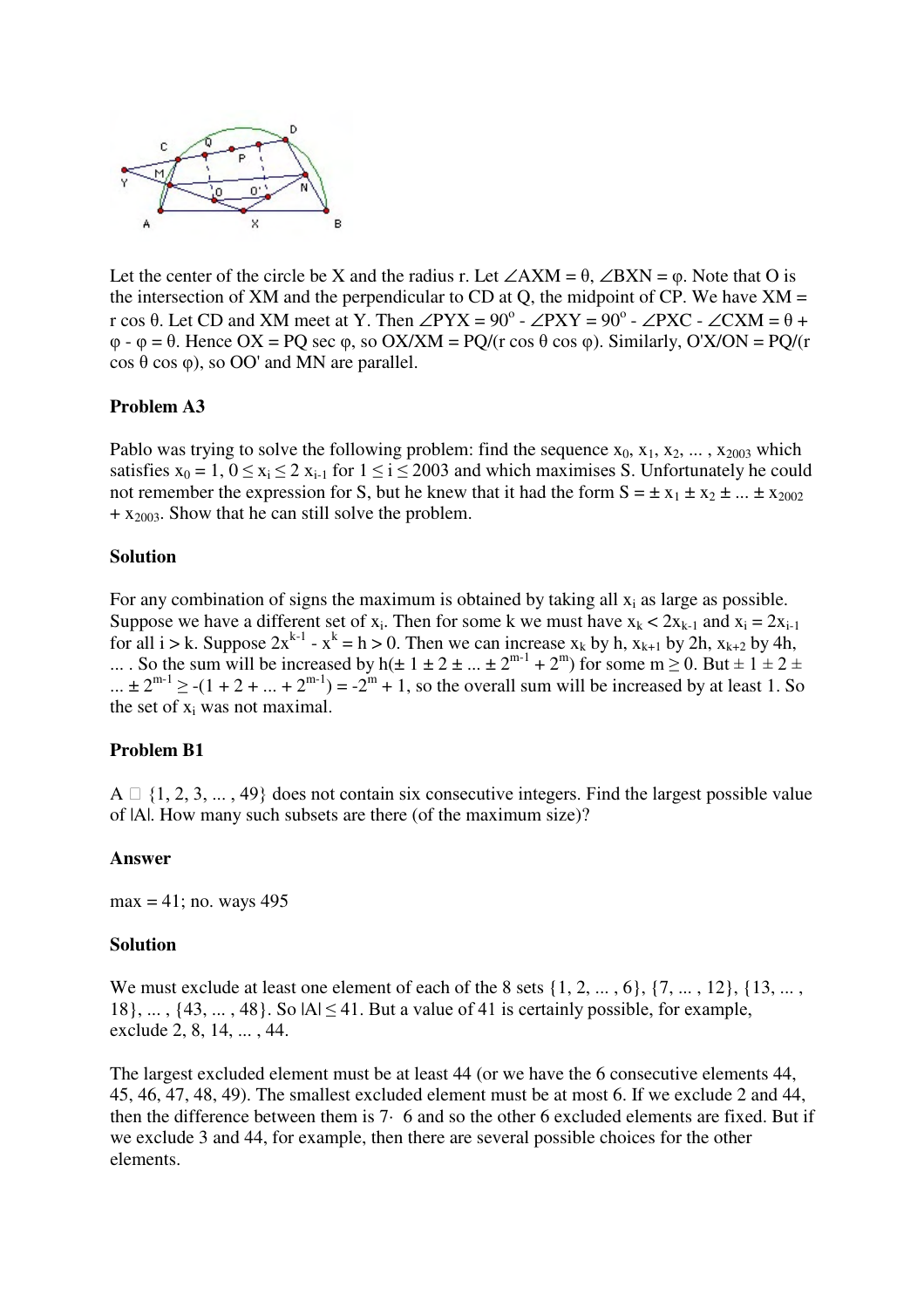Let the center of the circle be X and the radius r. Let $\angle AXM = \theta$, $\angle BXN = \varphi$. Note that O is the intersection of XM and the perpendicular to CD at Q, the midpoint of CP. We have $XM = r \cos \theta$. Let CD and XM meet at Y. Then $\angle PYX = 90^o - \angle PXY = 90^o - \angle PXC - \angle CXM = \theta + \varphi - \varphi = \theta$. Hence $OX = PQ \sec \varphi$, so $OX/XM = PQ/(r \cos \theta \cos \varphi)$. Similarly, $O'X/ON = PQ/(r \cos \theta \cos \varphi)$, so OO' and MN are parallel.

**Problem A3**

Pablo was trying to solve the following problem: find the sequence $x_0, x_1, x_2, \ldots, x_{2003}$ which satisfies $x_0 = 1$, $0 \le x_i \le 2 x_{i-1}$ for $1 \le i \le 2003$ and which maximises S. Unfortunately he could not remember the expression for S, but he knew that it had the form $S = \pm x_1 \pm x_2 \pm \ldots \pm x_{2002} + x_{2003}$. Show that he can still solve the problem.

**Solution**

For any combination of signs the maximum is obtained by taking all $x_i$ as large as possible. Suppose we have a different set of $x_i$. Then for some k we must have $x_k < 2x_{k-1}$ and $x_i = 2x_{i-1}$ for all $i > k$. Suppose $2x^{k-1} - x^k = h > 0$. Then we can increase $x_k$ by h, $x_{k+1}$ by 2h, $x_{k+2}$ by 4h, ... . So the sum will be increased by $h(\pm 1 \pm 2 \pm \ldots \pm 2^{m-1} + 2^m)$ for some $m \ge 0$. But $\pm 1 \pm 2 \pm \ldots \pm 2^{m-1} \ge -(1 + 2 + \ldots + 2^{m-1}) = -2^m + 1$, so the overall sum will be increased by at least 1. So the set of $x_i$ was not maximal.

**Problem B1**

$A \subseteq \{1, 2, 3, \ldots, 49\}$ does not contain six consecutive integers. Find the largest possible value of $|A|$. How many such subsets are there (of the maximum size)?

**Answer**

max = 41; no. ways 495

**Solution**

We must exclude at least one element of each of the 8 sets $\{1, 2, \ldots, 6\}$, $\{7, \ldots, 12\}$, $\{13, \ldots, 18\}$, ..., $\{43, \ldots, 48\}$. So $|A| \le 41$. But a value of 41 is certainly possible, for example, exclude 2, 8, 14, ... , 44.

The largest excluded element must be at least 44 (or we have the 6 consecutive elements 44, 45, 46, 47, 48, 49). The smallest excluded element must be at most 6. If we exclude 2 and 44, then the difference between them is $7 \cdot 6$ and so the other 6 excluded elements are fixed. But if we exclude 3 and 44, for example, then there are several possible choices for the other elements.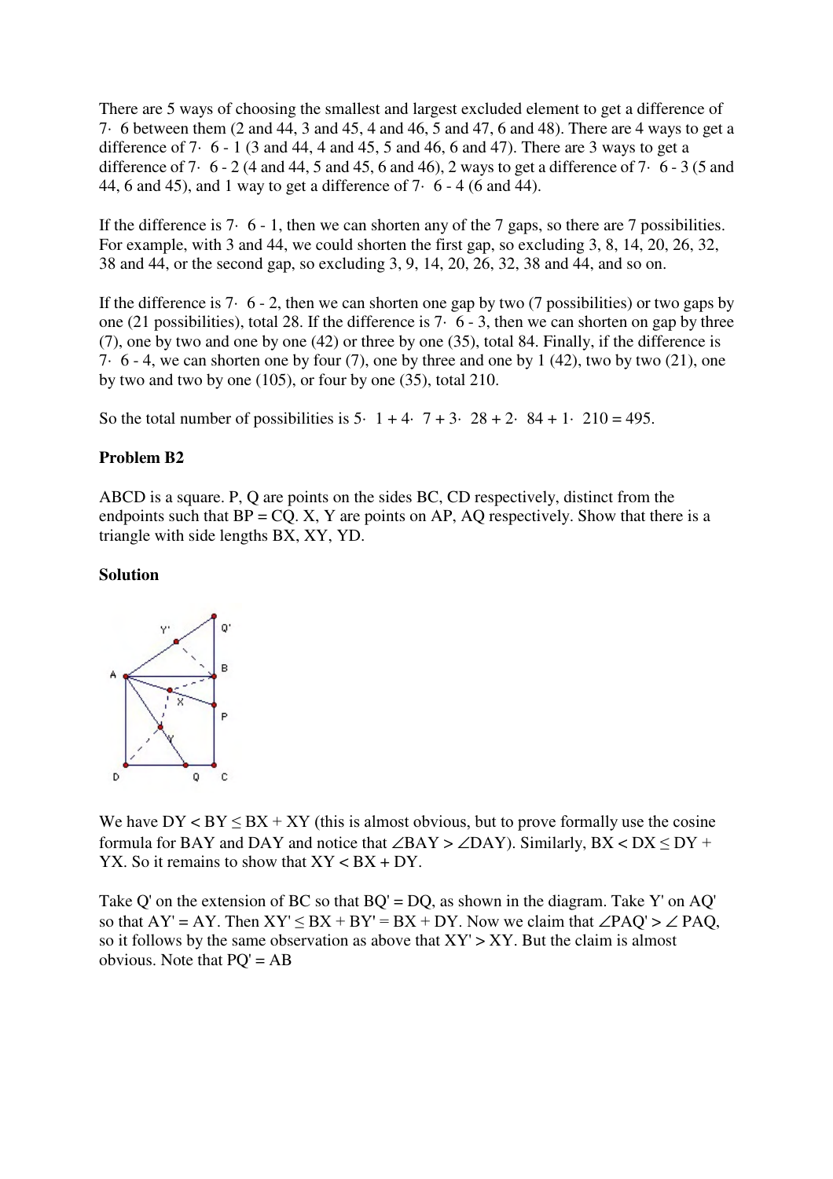There are 5 ways of choosing the smallest and largest excluded element to get a difference of $7 \cdot 6$ between them (2 and 44, 3 and 45, 4 and 46, 5 and 47, 6 and 48). There are 4 ways to get a difference of $7 \cdot 6 - 1$ (3 and 44, 4 and 45, 5 and 46, 6 and 47). There are 3 ways to get a difference of $7 \cdot 6 - 2$ (4 and 44, 5 and 45, 6 and 46), 2 ways to get a difference of $7 \cdot 6 - 3$ (5 and 44, 6 and 45), and 1 way to get a difference of $7 \cdot 6 - 4$ (6 and 44).

If the difference is $7 \cdot 6 - 1$, then we can shorten any of the 7 gaps, so there are 7 possibilities. For example, with 3 and 44, we could shorten the first gap, so excluding 3, 8, 14, 20, 26, 32, 38 and 44, or the second gap, so excluding 3, 9, 14, 20, 26, 32, 38 and 44, and so on.

If the difference is $7 \cdot 6 - 2$, then we can shorten one gap by two (7 possibilities) or two gaps by one (21 possibilities), total 28. If the difference is $7 \cdot 6 - 3$, then we can shorten on gap by three (7), one by two and one by one (42) or three by one (35), total 84. Finally, if the difference is $7 \cdot 6 - 4$, we can shorten one by four (7), one by three and one by 1 (42), two by two (21), one by two and two by one (105), or four by one (35), total 210.

So the total number of possibilities is $5 \cdot 1 + 4 \cdot 7 + 3 \cdot 28 + 2 \cdot 84 + 1 \cdot 210 = 495$.

**Problem B2**

ABCD is a square. P, Q are points on the sides BC, CD respectively, distinct from the endpoints such that BP = CQ. X, Y are points on AP, AQ respectively. Show that there is a triangle with side lengths BX, XY, YD.

**Solution**

We have $DY < BY \le BX + XY$ (this is almost obvious, but to prove formally use the cosine formula for BAY and DAY and notice that $\angle BAY > \angle DAY$). Similarly, $BX < DX \le DY + YX$. So it remains to show that $XY < BX + DY$.

Take Q' on the extension of BC so that BQ' = DQ, as shown in the diagram. Take Y' on AQ' so that AY' = AY. Then $XY' \le BX + BY' = BX + DY$. Now we claim that $\angle PAQ' > \angle PAQ$, so it follows by the same observation as above that $XY' > XY$. But the claim is almost obvious. Note that PQ' = AB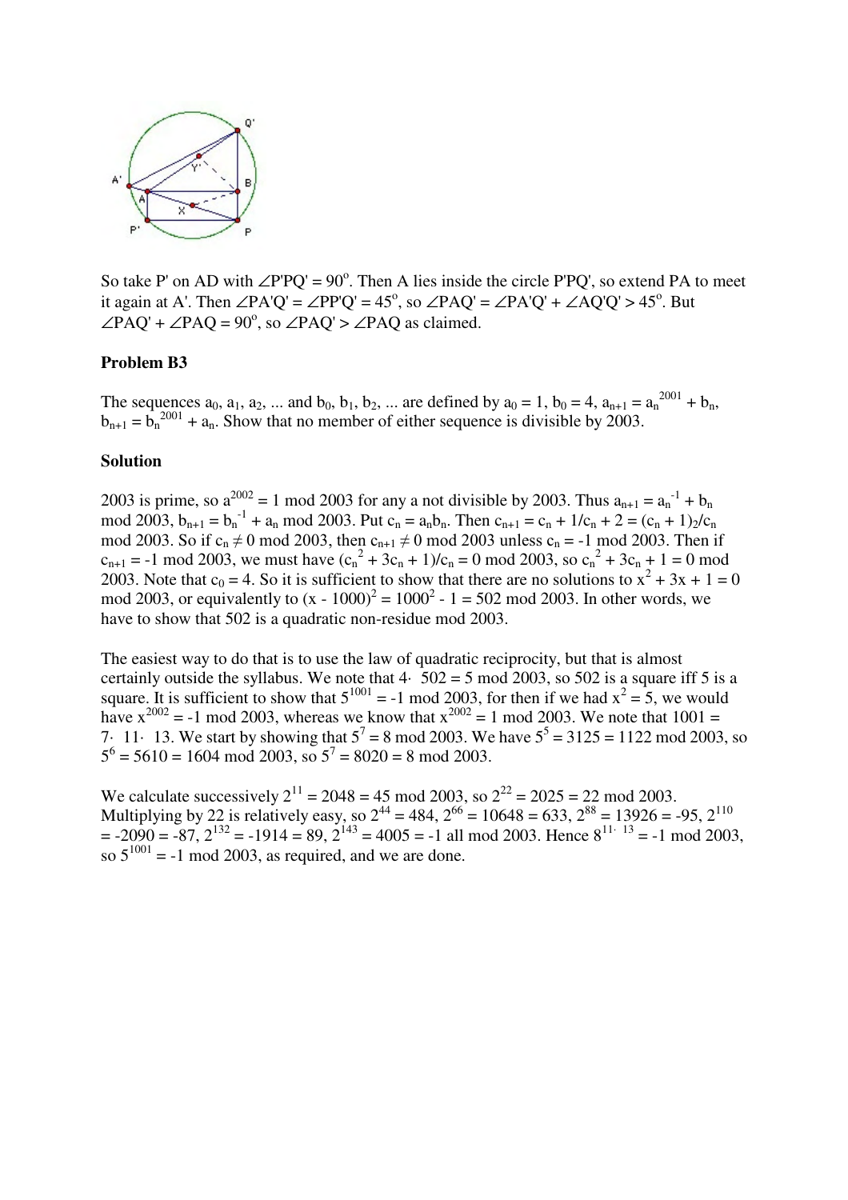So take P' on AD with $\angle P'PQ' = 90^o$. Then A lies inside the circle P'PQ', so extend PA to meet it again at A'. Then $\angle PA'Q' = \angle PP'Q' = 45^o$, so $\angle PAQ' = \angle PA'Q' + \angle AQ'Q' > 45^o$. But $\angle PAQ' + \angle PAQ = 90^o$, so $\angle PAQ' > \angle PAQ$ as claimed.

**Problem B3**

The sequences $a_0, a_1, a_2, \ldots$ and $b_0, b_1, b_2, \ldots$ are defined by $a_0 = 1$, $b_0 = 4$, $a_{n+1} = a_n^{2001} + b_n$, $b_{n+1} = b_n^{2001} + a_n$. Show that no member of either sequence is divisible by 2003.

**Solution**

2003 is prime, so $a^{2002} = 1$ mod 2003 for any a not divisible by 2003. Thus $a_{n+1} = a_n^{-1} + b_n$ mod 2003, $b_{n+1} = b_n^{-1} + a_n$ mod 2003. Put $c_n = a_n b_n$. Then $c_{n+1} = c_n + 1/c_n + 2 = (c_n + 1)_2/c_n$ mod 2003. So if $c_n \neq 0$ mod 2003, then $c_{n+1} \neq 0$ mod 2003 unless $c_n = -1$ mod 2003. Then if $c_{n+1} = -1$ mod 2003, we must have $(c_n^2 + 3c_n + 1)/c_n = 0$ mod 2003, so $c_n^2 + 3c_n + 1 = 0$ mod 2003. Note that $c_0 = 4$. So it is sufficient to show that there are no solutions to $x^2 + 3x + 1 = 0$ mod 2003, or equivalently to $(x - 1000)^2 = 1000^2 - 1 = 502$ mod 2003. In other words, we have to show that 502 is a quadratic non-residue mod 2003.

The easiest way to do that is to use the law of quadratic reciprocity, but that is almost certainly outside the syllabus. We note that $4 \cdot 502 = 5$ mod 2003, so 502 is a square iff 5 is a square. It is sufficient to show that $5^{1001} = -1$ mod 2003, for then if we had $x^2 = 5$, we would have $x^{2002} = -1$ mod 2003, whereas we know that $x^{2002} = 1$ mod 2003. We note that $1001 = 7 \cdot 11 \cdot 13$. We start by showing that $5^7 = 8$ mod 2003. We have $5^5 = 3125 = 1122$ mod 2003, so $5^6 = 5610 = 1604$ mod 2003, so $5^7 = 8020 = 8$ mod 2003.

We calculate successively $2^{11} = 2048 = 45$ mod 2003, so $2^{22} = 2025 = 22$ mod 2003. Multiplying by 22 is relatively easy, so $2^{44} = 484$, $2^{66} = 10648 = 633$, $2^{88} = 13926 = -95$, $2^{110} = -2090 = -87$, $2^{132} = -1914 = 89$, $2^{143} = 4005 = -1$ all mod 2003. Hence $8^{11 \cdot 13} = -1$ mod 2003, so $5^{1001} = -1$ mod 2003, as required, and we are done.